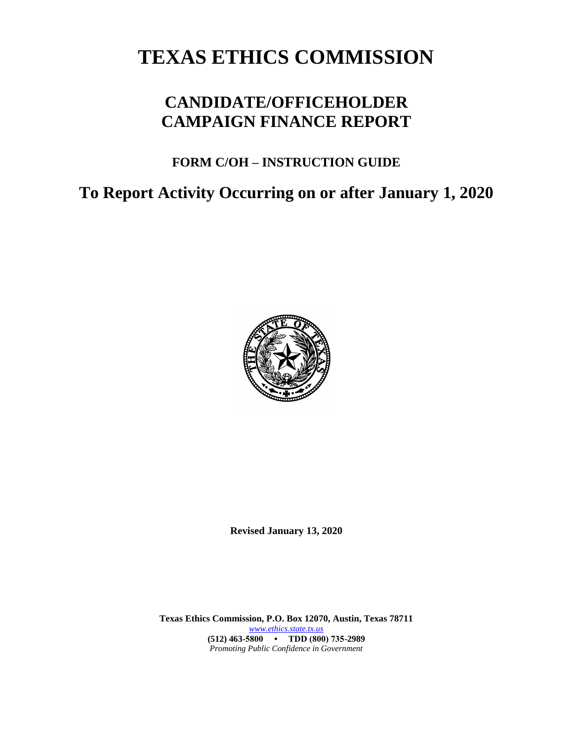# TEXAS ETHICS COMMISSION

## CANDIDATE/OFFICEHOLDER CAMPAIGN FINANCE REPORT

### FORM C/OH – INSTRUCTION GUIDE

## To Report Activity Occurring on or after January 1, 2020

**Revised January 13, 2020**

**Texas Ethics Commission, P.O. Box 12070, Austin, Texas 78711**
*www.ethics.state.tx.us*
**(512) 463-5800 • TDD (800) 735-2989**
*Promoting Public Confidence in Government*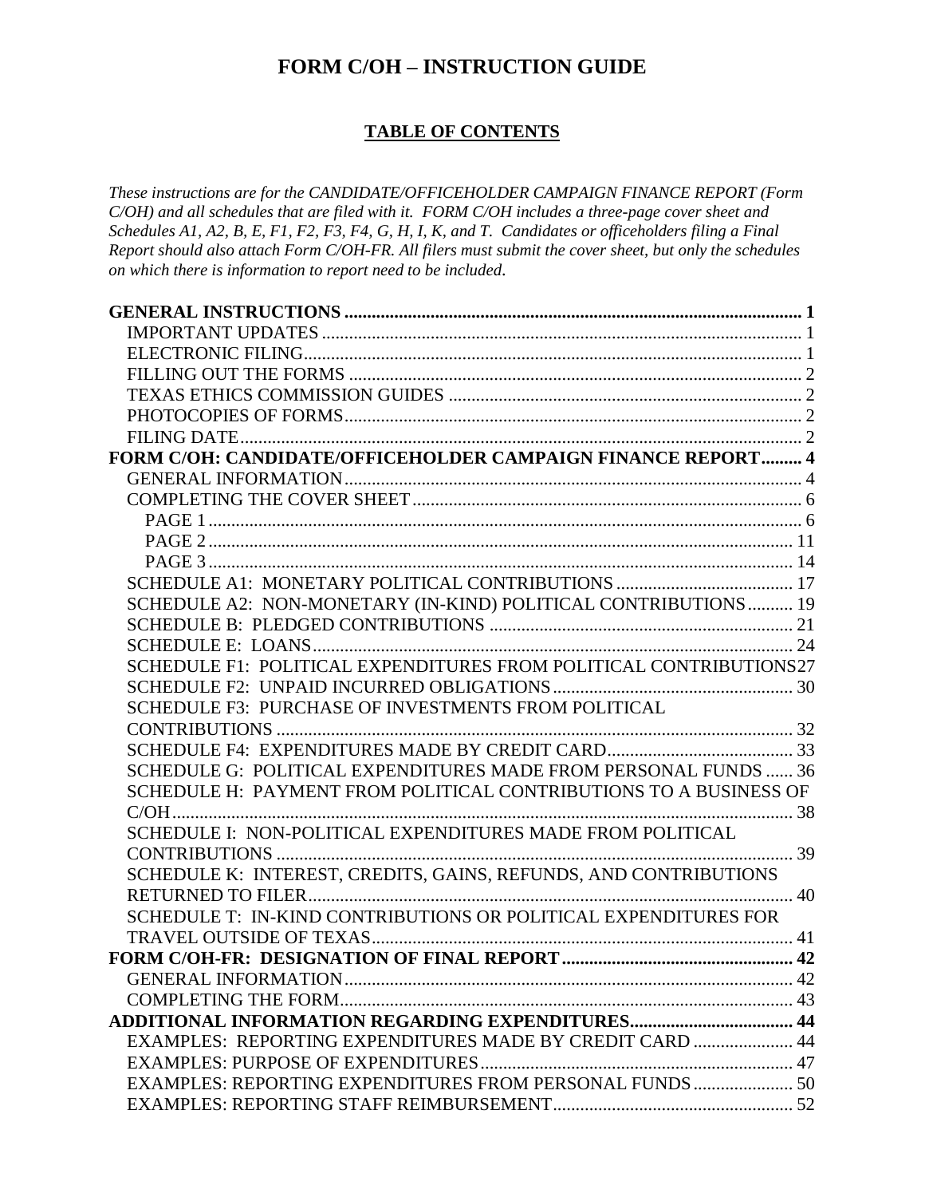# FORM C/OH – INSTRUCTION GUIDE

## TABLE OF CONTENTS

*These instructions are for the CANDIDATE/OFFICEHOLDER CAMPAIGN FINANCE REPORT (Form C/OH) and all schedules that are filed with it. FORM C/OH includes a three-page cover sheet and Schedules A1, A2, B, E, F1, F2, F3, F4, G, H, I, K, and T. Candidates or officeholders filing a Final Report should also attach Form C/OH-FR. All filers must submit the cover sheet, but only the schedules on which there is information to report need to be included.*

**GENERAL INSTRUCTIONS** ..... **1**
- IMPORTANT UPDATES ..... 1
- ELECTRONIC FILING ..... 1
- FILLING OUT THE FORMS ..... 2
- TEXAS ETHICS COMMISSION GUIDES ..... 2
- PHOTOCOPIES OF FORMS ..... 2
- FILING DATE ..... 2

**FORM C/OH: CANDIDATE/OFFICEHOLDER CAMPAIGN FINANCE REPORT** ..... **4**
- GENERAL INFORMATION ..... 4
- COMPLETING THE COVER SHEET ..... 6
  - PAGE 1 ..... 6
  - PAGE 2 ..... 11
  - PAGE 3 ..... 14
- SCHEDULE A1: MONETARY POLITICAL CONTRIBUTIONS ..... 17
- SCHEDULE A2: NON-MONETARY (IN-KIND) POLITICAL CONTRIBUTIONS ..... 19
- SCHEDULE B: PLEDGED CONTRIBUTIONS ..... 21
- SCHEDULE E: LOANS ..... 24
- SCHEDULE F1: POLITICAL EXPENDITURES FROM POLITICAL CONTRIBUTIONS ..... 27
- SCHEDULE F2: UNPAID INCURRED OBLIGATIONS ..... 30
- SCHEDULE F3: PURCHASE OF INVESTMENTS FROM POLITICAL CONTRIBUTIONS ..... 32
- SCHEDULE F4: EXPENDITURES MADE BY CREDIT CARD ..... 33
- SCHEDULE G: POLITICAL EXPENDITURES MADE FROM PERSONAL FUNDS ..... 36
- SCHEDULE H: PAYMENT FROM POLITICAL CONTRIBUTIONS TO A BUSINESS OF C/OH ..... 38
- SCHEDULE I: NON-POLITICAL EXPENDITURES MADE FROM POLITICAL CONTRIBUTIONS ..... 39
- SCHEDULE K: INTEREST, CREDITS, GAINS, REFUNDS, AND CONTRIBUTIONS RETURNED TO FILER ..... 40
- SCHEDULE T: IN-KIND CONTRIBUTIONS OR POLITICAL EXPENDITURES FOR TRAVEL OUTSIDE OF TEXAS ..... 41

**FORM C/OH-FR: DESIGNATION OF FINAL REPORT** ..... **42**
- GENERAL INFORMATION ..... 42
- COMPLETING THE FORM ..... 43

**ADDITIONAL INFORMATION REGARDING EXPENDITURES** ..... **44**
- EXAMPLES: REPORTING EXPENDITURES MADE BY CREDIT CARD ..... 44
- EXAMPLES: PURPOSE OF EXPENDITURES ..... 47
- EXAMPLES: REPORTING EXPENDITURES FROM PERSONAL FUNDS ..... 50
- EXAMPLES: REPORTING STAFF REIMBURSEMENT ..... 52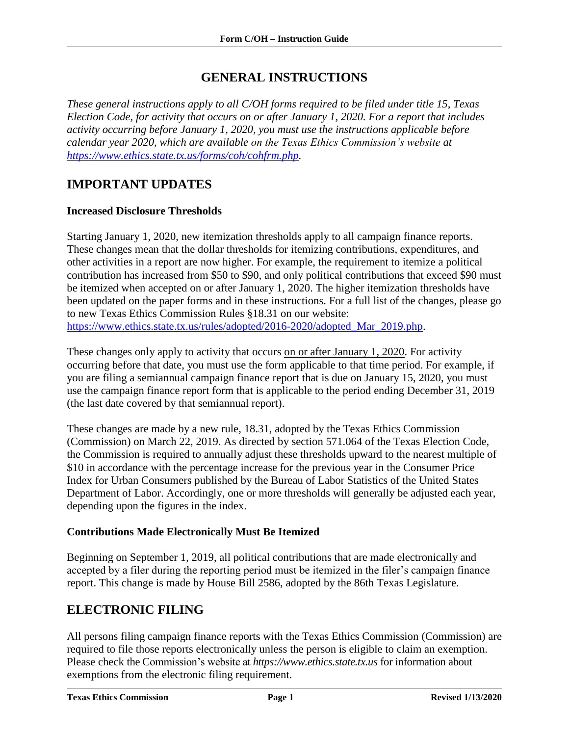# GENERAL INSTRUCTIONS

*These general instructions apply to all C/OH forms required to be filed under title 15, Texas Election Code, for activity that occurs on or after January 1, 2020. For a report that includes activity occurring before January 1, 2020, you must use the instructions applicable before calendar year 2020, which are available on the Texas Ethics Commission's website at [https://www.ethics.state.tx.us/forms/coh/cohfrm.php](https://www.ethics.state.tx.us/forms/coh/cohfrm.php).*

## IMPORTANT UPDATES

### Increased Disclosure Thresholds

Starting January 1, 2020, new itemization thresholds apply to all campaign finance reports. These changes mean that the dollar thresholds for itemizing contributions, expenditures, and other activities in a report are now higher. For example, the requirement to itemize a political contribution has increased from $50 to $90, and only political contributions that exceed $90 must be itemized when accepted on or after January 1, 2020. The higher itemization thresholds have been updated on the paper forms and in these instructions. For a full list of the changes, please go to new Texas Ethics Commission Rules §18.31 on our website: [https://www.ethics.state.tx.us/rules/adopted/2016-2020/adopted_Mar_2019.php](https://www.ethics.state.tx.us/rules/adopted/2016-2020/adopted_Mar_2019.php).

These changes only apply to activity that occurs on or after January 1, 2020. For activity occurring before that date, you must use the form applicable to that time period. For example, if you are filing a semiannual campaign finance report that is due on January 15, 2020, you must use the campaign finance report form that is applicable to the period ending December 31, 2019 (the last date covered by that semiannual report).

These changes are made by a new rule, 18.31, adopted by the Texas Ethics Commission (Commission) on March 22, 2019. As directed by section 571.064 of the Texas Election Code, the Commission is required to annually adjust these thresholds upward to the nearest multiple of $10 in accordance with the percentage increase for the previous year in the Consumer Price Index for Urban Consumers published by the Bureau of Labor Statistics of the United States Department of Labor. Accordingly, one or more thresholds will generally be adjusted each year, depending upon the figures in the index.

### Contributions Made Electronically Must Be Itemized

Beginning on September 1, 2019, all political contributions that are made electronically and accepted by a filer during the reporting period must be itemized in the filer's campaign finance report. This change is made by House Bill 2586, adopted by the 86th Texas Legislature.

## ELECTRONIC FILING

All persons filing campaign finance reports with the Texas Ethics Commission (Commission) are required to file those reports electronically unless the person is eligible to claim an exemption. Please check the Commission's website at *https://www.ethics.state.tx.us* for information about exemptions from the electronic filing requirement.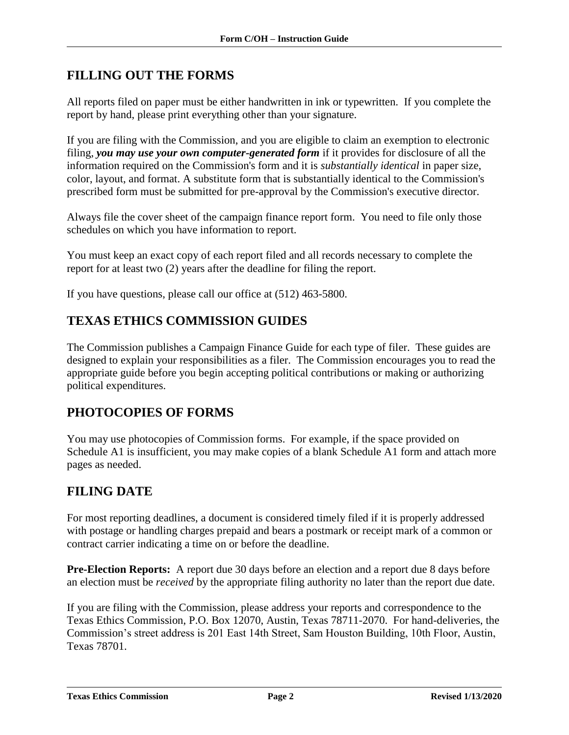## FILLING OUT THE FORMS

All reports filed on paper must be either handwritten in ink or typewritten. If you complete the report by hand, please print everything other than your signature.

If you are filing with the Commission, and you are eligible to claim an exemption to electronic filing, ***you may use your own computer-generated form*** if it provides for disclosure of all the information required on the Commission's form and it is *substantially identical* in paper size, color, layout, and format. A substitute form that is substantially identical to the Commission's prescribed form must be submitted for pre-approval by the Commission's executive director.

Always file the cover sheet of the campaign finance report form. You need to file only those schedules on which you have information to report.

You must keep an exact copy of each report filed and all records necessary to complete the report for at least two (2) years after the deadline for filing the report.

If you have questions, please call our office at (512) 463-5800.

## TEXAS ETHICS COMMISSION GUIDES

The Commission publishes a Campaign Finance Guide for each type of filer. These guides are designed to explain your responsibilities as a filer. The Commission encourages you to read the appropriate guide before you begin accepting political contributions or making or authorizing political expenditures.

## PHOTOCOPIES OF FORMS

You may use photocopies of Commission forms. For example, if the space provided on Schedule A1 is insufficient, you may make copies of a blank Schedule A1 form and attach more pages as needed.

## FILING DATE

For most reporting deadlines, a document is considered timely filed if it is properly addressed with postage or handling charges prepaid and bears a postmark or receipt mark of a common or contract carrier indicating a time on or before the deadline.

**Pre-Election Reports:** A report due 30 days before an election and a report due 8 days before an election must be *received* by the appropriate filing authority no later than the report due date.

If you are filing with the Commission, please address your reports and correspondence to the Texas Ethics Commission, P.O. Box 12070, Austin, Texas 78711-2070. For hand-deliveries, the Commission's street address is 201 East 14th Street, Sam Houston Building, 10th Floor, Austin, Texas 78701.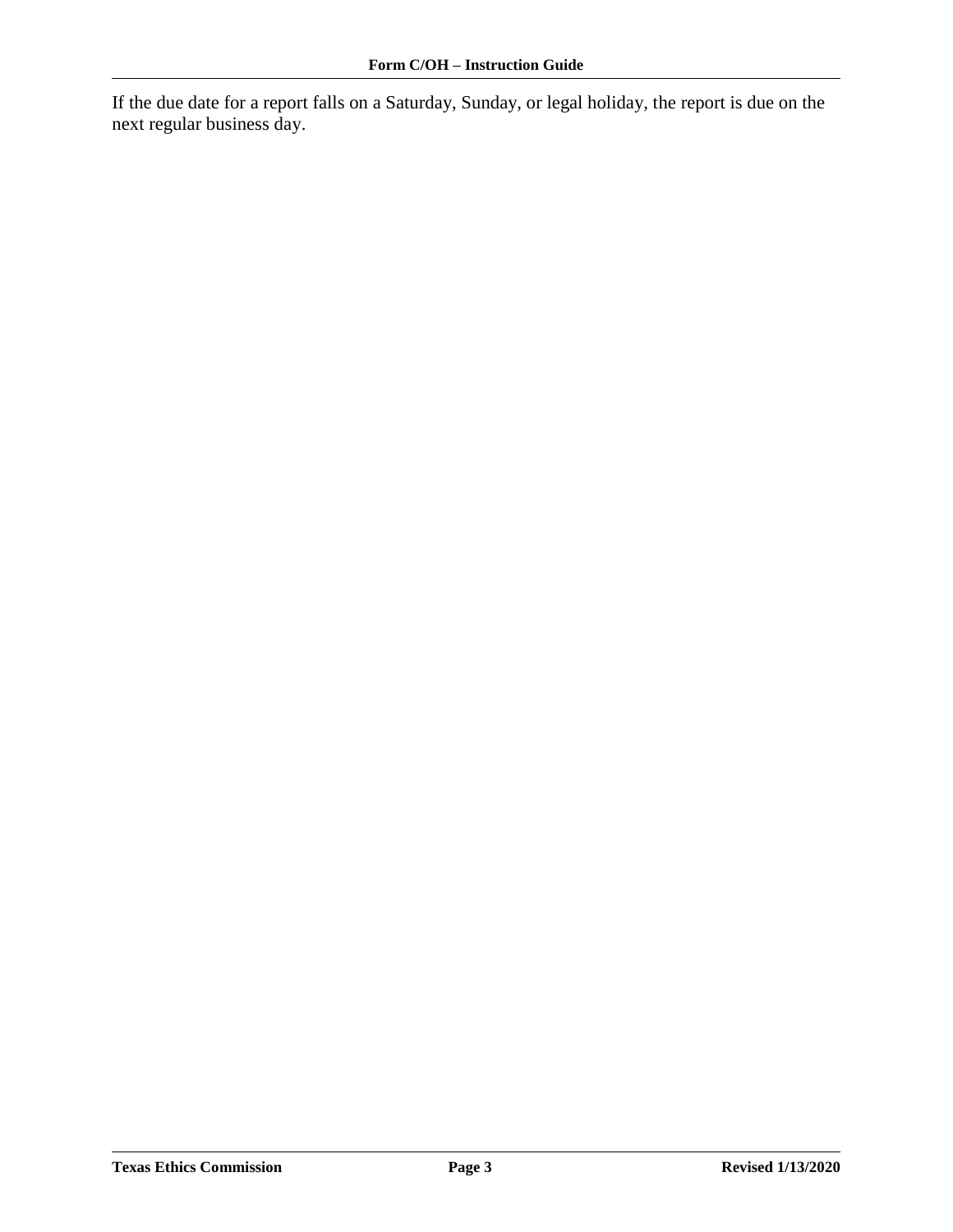If the due date for a report falls on a Saturday, Sunday, or legal holiday, the report is due on the next regular business day.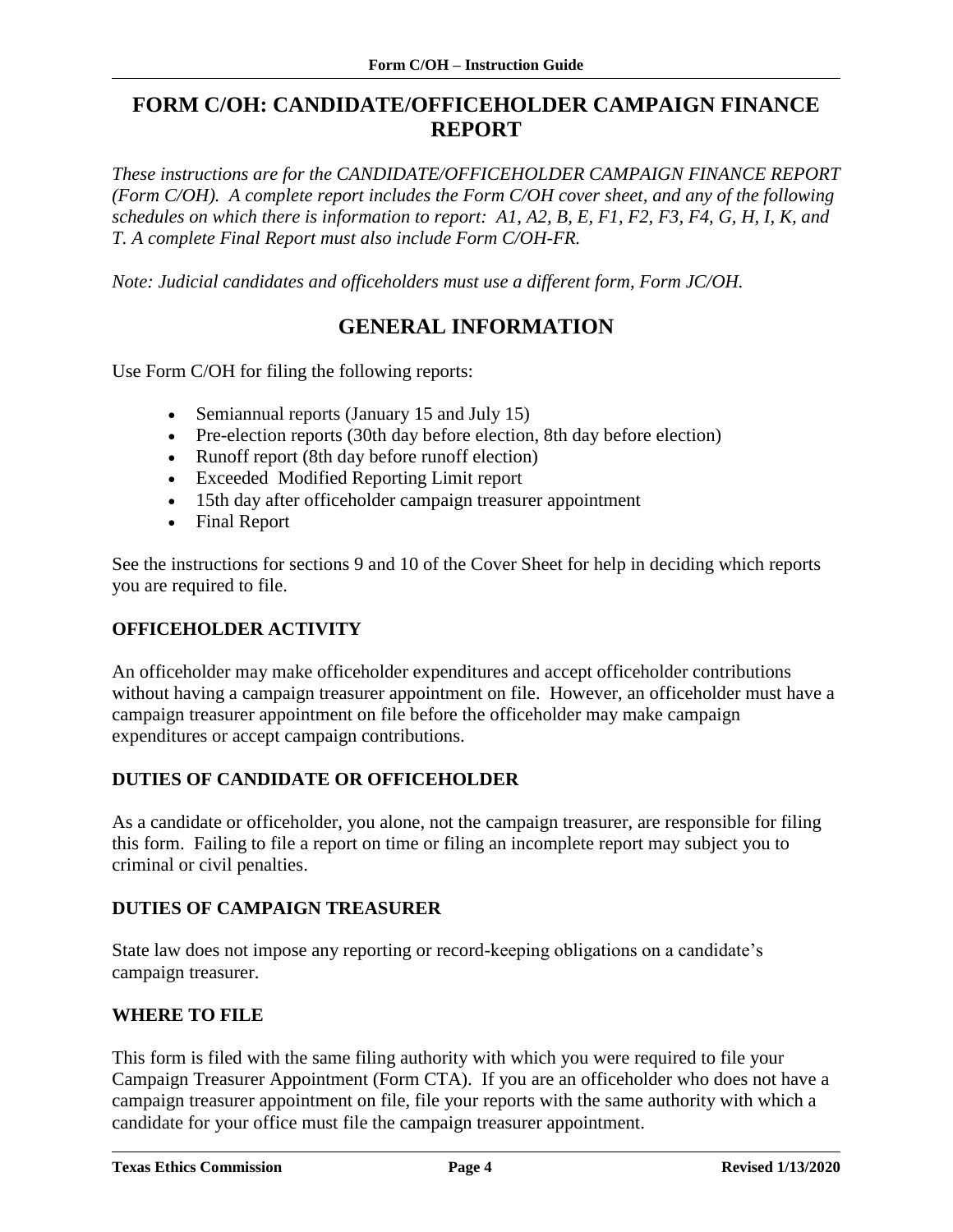# FORM C/OH: CANDIDATE/OFFICEHOLDER CAMPAIGN FINANCE REPORT

*These instructions are for the CANDIDATE/OFFICEHOLDER CAMPAIGN FINANCE REPORT (Form C/OH). A complete report includes the Form C/OH cover sheet, and any of the following schedules on which there is information to report: A1, A2, B, E, F1, F2, F3, F4, G, H, I, K, and T. A complete Final Report must also include Form C/OH-FR.*

*Note: Judicial candidates and officeholders must use a different form, Form JC/OH.*

## GENERAL INFORMATION

Use Form C/OH for filing the following reports:

- Semiannual reports (January 15 and July 15)
- Pre-election reports (30th day before election, 8th day before election)
- Runoff report (8th day before runoff election)
- Exceeded Modified Reporting Limit report
- 15th day after officeholder campaign treasurer appointment
- Final Report

See the instructions for sections 9 and 10 of the Cover Sheet for help in deciding which reports you are required to file.

### OFFICEHOLDER ACTIVITY

An officeholder may make officeholder expenditures and accept officeholder contributions without having a campaign treasurer appointment on file. However, an officeholder must have a campaign treasurer appointment on file before the officeholder may make campaign expenditures or accept campaign contributions.

### DUTIES OF CANDIDATE OR OFFICEHOLDER

As a candidate or officeholder, you alone, not the campaign treasurer, are responsible for filing this form. Failing to file a report on time or filing an incomplete report may subject you to criminal or civil penalties.

### DUTIES OF CAMPAIGN TREASURER

State law does not impose any reporting or record-keeping obligations on a candidate's campaign treasurer.

### WHERE TO FILE

This form is filed with the same filing authority with which you were required to file your Campaign Treasurer Appointment (Form CTA). If you are an officeholder who does not have a campaign treasurer appointment on file, file your reports with the same authority with which a candidate for your office must file the campaign treasurer appointment.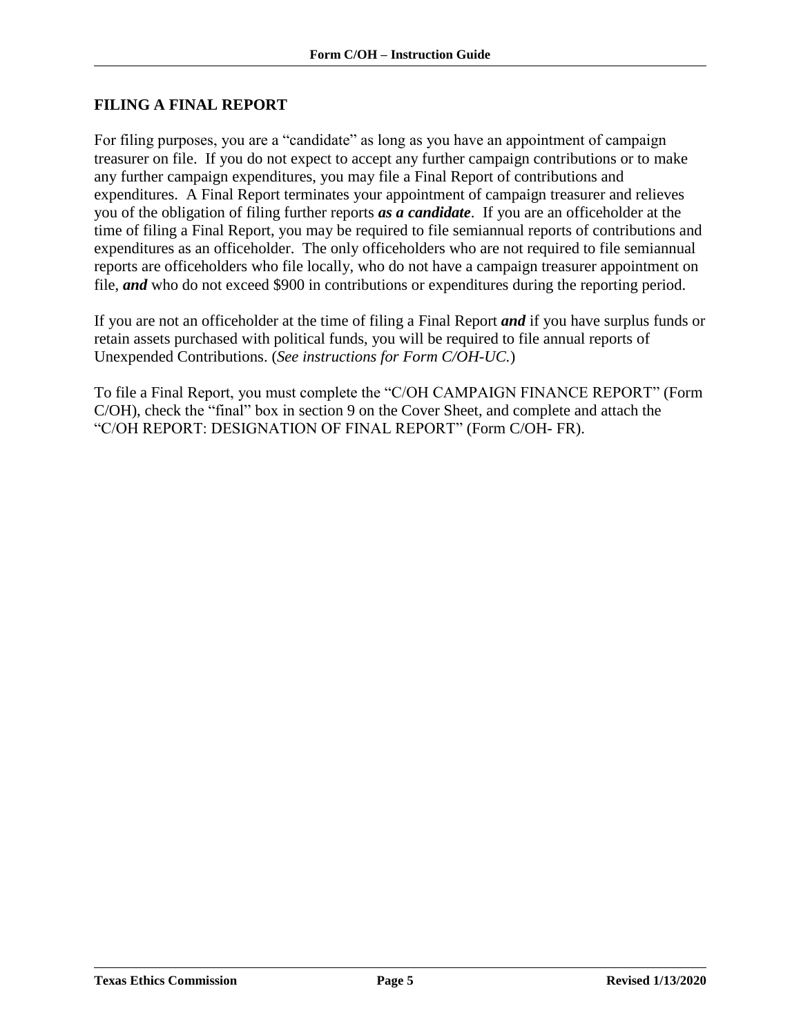## FILING A FINAL REPORT

For filing purposes, you are a "candidate" as long as you have an appointment of campaign treasurer on file. If you do not expect to accept any further campaign contributions or to make any further campaign expenditures, you may file a Final Report of contributions and expenditures. A Final Report terminates your appointment of campaign treasurer and relieves you of the obligation of filing further reports ***as a candidate***. If you are an officeholder at the time of filing a Final Report, you may be required to file semiannual reports of contributions and expenditures as an officeholder. The only officeholders who are not required to file semiannual reports are officeholders who file locally, who do not have a campaign treasurer appointment on file, ***and*** who do not exceed $900 in contributions or expenditures during the reporting period.

If you are not an officeholder at the time of filing a Final Report ***and*** if you have surplus funds or retain assets purchased with political funds, you will be required to file annual reports of Unexpended Contributions. (*See instructions for Form C/OH-UC.*)

To file a Final Report, you must complete the "C/OH CAMPAIGN FINANCE REPORT" (Form C/OH), check the "final" box in section 9 on the Cover Sheet, and complete and attach the "C/OH REPORT: DESIGNATION OF FINAL REPORT" (Form C/OH- FR).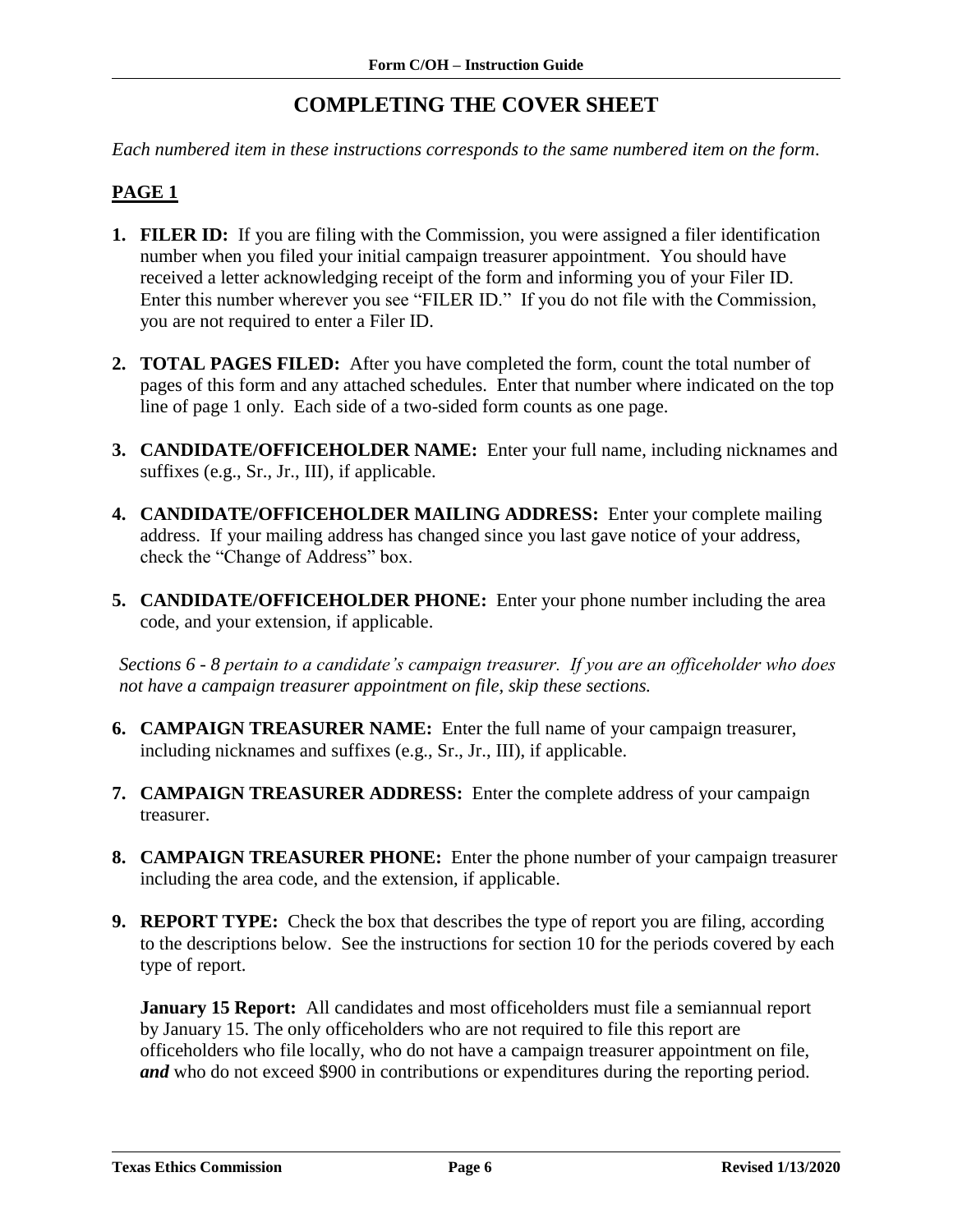# COMPLETING THE COVER SHEET

*Each numbered item in these instructions corresponds to the same numbered item on the form.*

## PAGE 1

1. **FILER ID:** If you are filing with the Commission, you were assigned a filer identification number when you filed your initial campaign treasurer appointment. You should have received a letter acknowledging receipt of the form and informing you of your Filer ID. Enter this number wherever you see "FILER ID." If you do not file with the Commission, you are not required to enter a Filer ID.

2. **TOTAL PAGES FILED:** After you have completed the form, count the total number of pages of this form and any attached schedules. Enter that number where indicated on the top line of page 1 only. Each side of a two-sided form counts as one page.

3. **CANDIDATE/OFFICEHOLDER NAME:** Enter your full name, including nicknames and suffixes (e.g., Sr., Jr., III), if applicable.

4. **CANDIDATE/OFFICEHOLDER MAILING ADDRESS:** Enter your complete mailing address. If your mailing address has changed since you last gave notice of your address, check the "Change of Address" box.

5. **CANDIDATE/OFFICEHOLDER PHONE:** Enter your phone number including the area code, and your extension, if applicable.

*Sections 6 - 8 pertain to a candidate's campaign treasurer. If you are an officeholder who does not have a campaign treasurer appointment on file, skip these sections.*

6. **CAMPAIGN TREASURER NAME:** Enter the full name of your campaign treasurer, including nicknames and suffixes (e.g., Sr., Jr., III), if applicable.

7. **CAMPAIGN TREASURER ADDRESS:** Enter the complete address of your campaign treasurer.

8. **CAMPAIGN TREASURER PHONE:** Enter the phone number of your campaign treasurer including the area code, and the extension, if applicable.

9. **REPORT TYPE:** Check the box that describes the type of report you are filing, according to the descriptions below. See the instructions for section 10 for the periods covered by each type of report.

   **January 15 Report:** All candidates and most officeholders must file a semiannual report by January 15. The only officeholders who are not required to file this report are officeholders who file locally, who do not have a campaign treasurer appointment on file, ***and*** who do not exceed $900 in contributions or expenditures during the reporting period.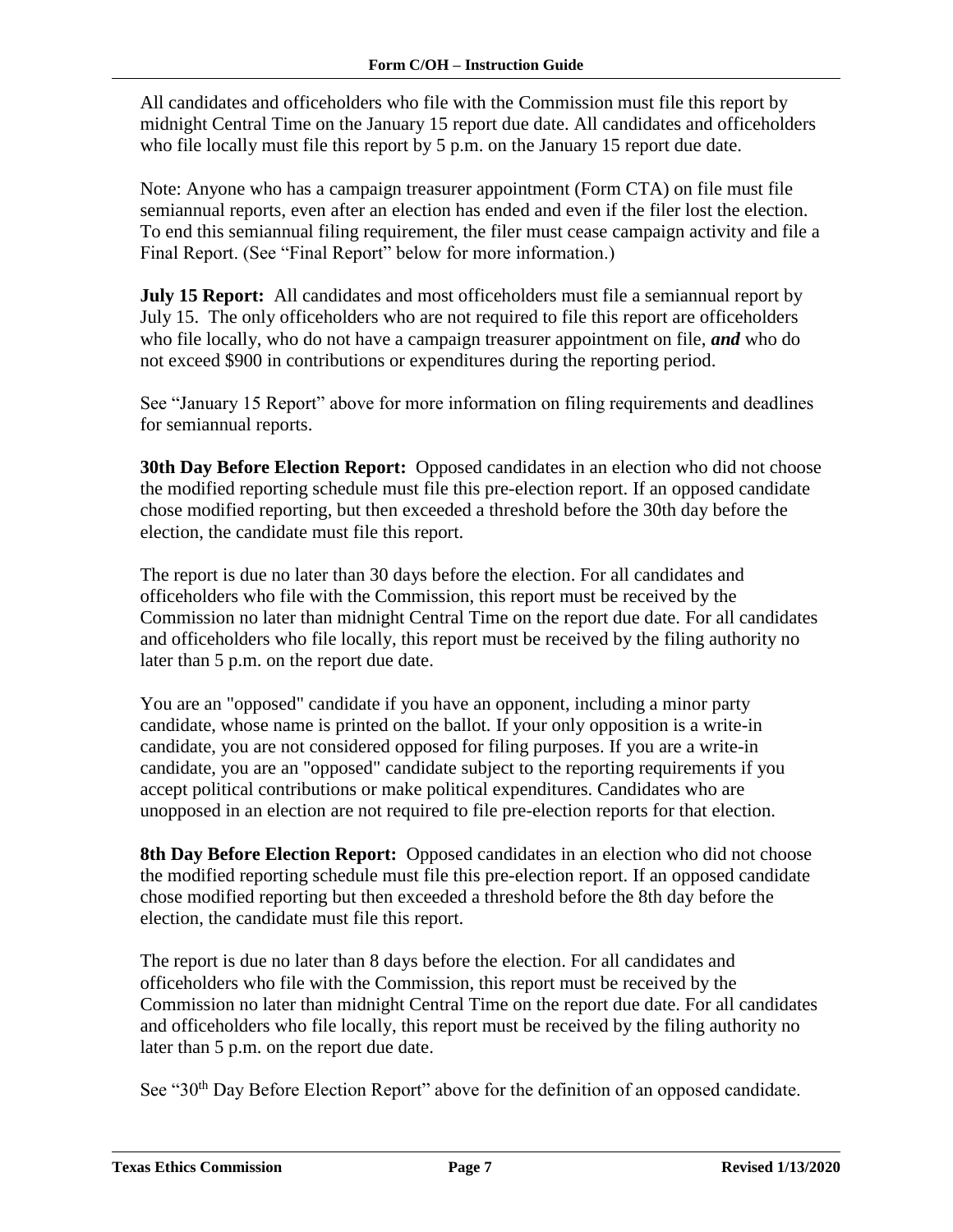All candidates and officeholders who file with the Commission must file this report by midnight Central Time on the January 15 report due date. All candidates and officeholders who file locally must file this report by 5 p.m. on the January 15 report due date.

Note: Anyone who has a campaign treasurer appointment (Form CTA) on file must file semiannual reports, even after an election has ended and even if the filer lost the election. To end this semiannual filing requirement, the filer must cease campaign activity and file a Final Report. (See "Final Report" below for more information.)

**July 15 Report:** All candidates and most officeholders must file a semiannual report by July 15. The only officeholders who are not required to file this report are officeholders who file locally, who do not have a campaign treasurer appointment on file, ***and*** who do not exceed $900 in contributions or expenditures during the reporting period.

See "January 15 Report" above for more information on filing requirements and deadlines for semiannual reports.

**30th Day Before Election Report:** Opposed candidates in an election who did not choose the modified reporting schedule must file this pre-election report. If an opposed candidate chose modified reporting, but then exceeded a threshold before the 30th day before the election, the candidate must file this report.

The report is due no later than 30 days before the election. For all candidates and officeholders who file with the Commission, this report must be received by the Commission no later than midnight Central Time on the report due date. For all candidates and officeholders who file locally, this report must be received by the filing authority no later than 5 p.m. on the report due date.

You are an "opposed" candidate if you have an opponent, including a minor party candidate, whose name is printed on the ballot. If your only opposition is a write-in candidate, you are not considered opposed for filing purposes. If you are a write-in candidate, you are an "opposed" candidate subject to the reporting requirements if you accept political contributions or make political expenditures. Candidates who are unopposed in an election are not required to file pre-election reports for that election.

**8th Day Before Election Report:** Opposed candidates in an election who did not choose the modified reporting schedule must file this pre-election report. If an opposed candidate chose modified reporting but then exceeded a threshold before the 8th day before the election, the candidate must file this report.

The report is due no later than 8 days before the election. For all candidates and officeholders who file with the Commission, this report must be received by the Commission no later than midnight Central Time on the report due date. For all candidates and officeholders who file locally, this report must be received by the filing authority no later than 5 p.m. on the report due date.

See "30th Day Before Election Report" above for the definition of an opposed candidate.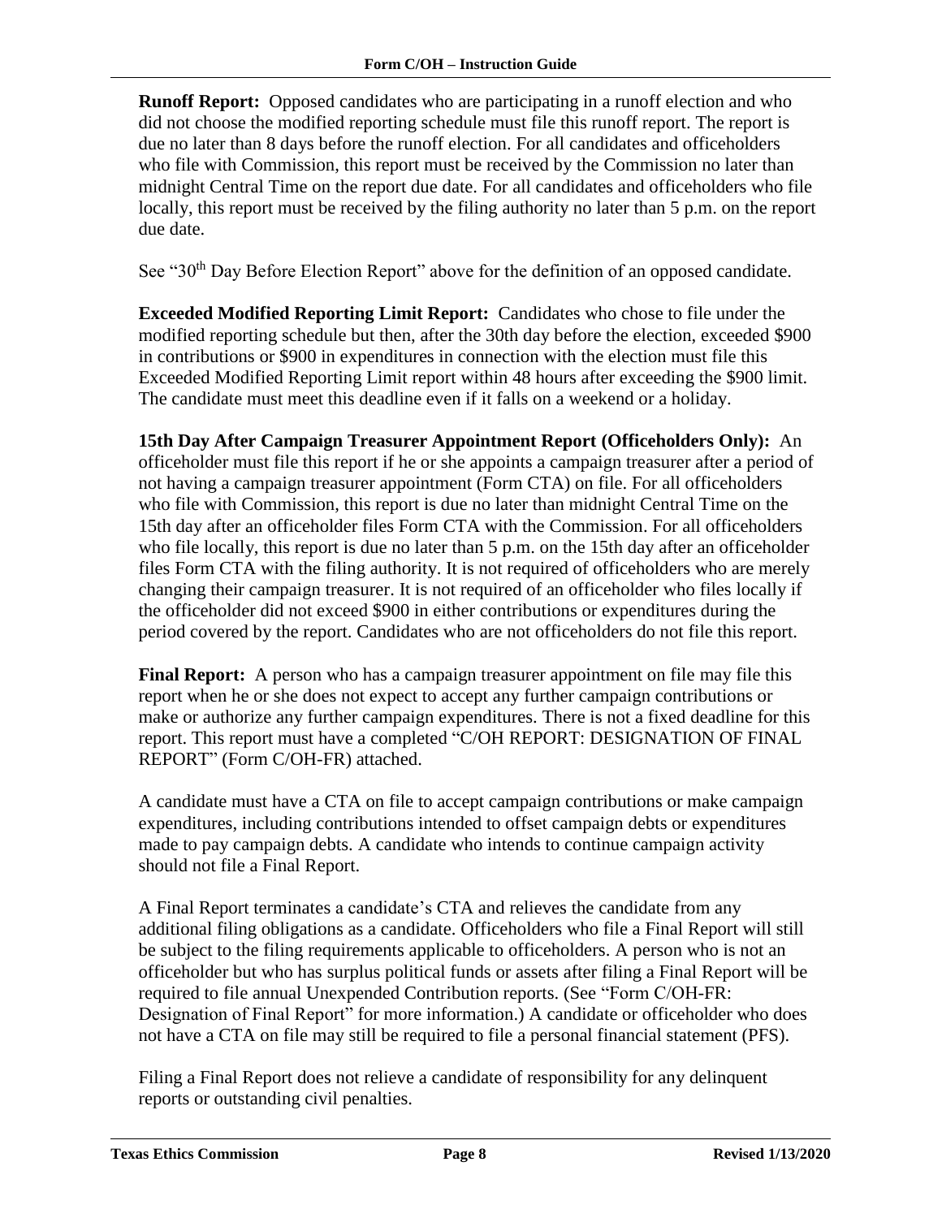**Runoff Report:** Opposed candidates who are participating in a runoff election and who did not choose the modified reporting schedule must file this runoff report. The report is due no later than 8 days before the runoff election. For all candidates and officeholders who file with Commission, this report must be received by the Commission no later than midnight Central Time on the report due date. For all candidates and officeholders who file locally, this report must be received by the filing authority no later than 5 p.m. on the report due date.

See "30th Day Before Election Report" above for the definition of an opposed candidate.

**Exceeded Modified Reporting Limit Report:** Candidates who chose to file under the modified reporting schedule but then, after the 30th day before the election, exceeded $900 in contributions or $900 in expenditures in connection with the election must file this Exceeded Modified Reporting Limit report within 48 hours after exceeding the $900 limit. The candidate must meet this deadline even if it falls on a weekend or a holiday.

**15th Day After Campaign Treasurer Appointment Report (Officeholders Only):** An officeholder must file this report if he or she appoints a campaign treasurer after a period of not having a campaign treasurer appointment (Form CTA) on file. For all officeholders who file with Commission, this report is due no later than midnight Central Time on the 15th day after an officeholder files Form CTA with the Commission. For all officeholders who file locally, this report is due no later than 5 p.m. on the 15th day after an officeholder files Form CTA with the filing authority. It is not required of officeholders who are merely changing their campaign treasurer. It is not required of an officeholder who files locally if the officeholder did not exceed $900 in either contributions or expenditures during the period covered by the report. Candidates who are not officeholders do not file this report.

**Final Report:** A person who has a campaign treasurer appointment on file may file this report when he or she does not expect to accept any further campaign contributions or make or authorize any further campaign expenditures. There is not a fixed deadline for this report. This report must have a completed "C/OH REPORT: DESIGNATION OF FINAL REPORT" (Form C/OH-FR) attached.

A candidate must have a CTA on file to accept campaign contributions or make campaign expenditures, including contributions intended to offset campaign debts or expenditures made to pay campaign debts. A candidate who intends to continue campaign activity should not file a Final Report.

A Final Report terminates a candidate's CTA and relieves the candidate from any additional filing obligations as a candidate. Officeholders who file a Final Report will still be subject to the filing requirements applicable to officeholders. A person who is not an officeholder but who has surplus political funds or assets after filing a Final Report will be required to file annual Unexpended Contribution reports. (See "Form C/OH-FR: Designation of Final Report" for more information.) A candidate or officeholder who does not have a CTA on file may still be required to file a personal financial statement (PFS).

Filing a Final Report does not relieve a candidate of responsibility for any delinquent reports or outstanding civil penalties.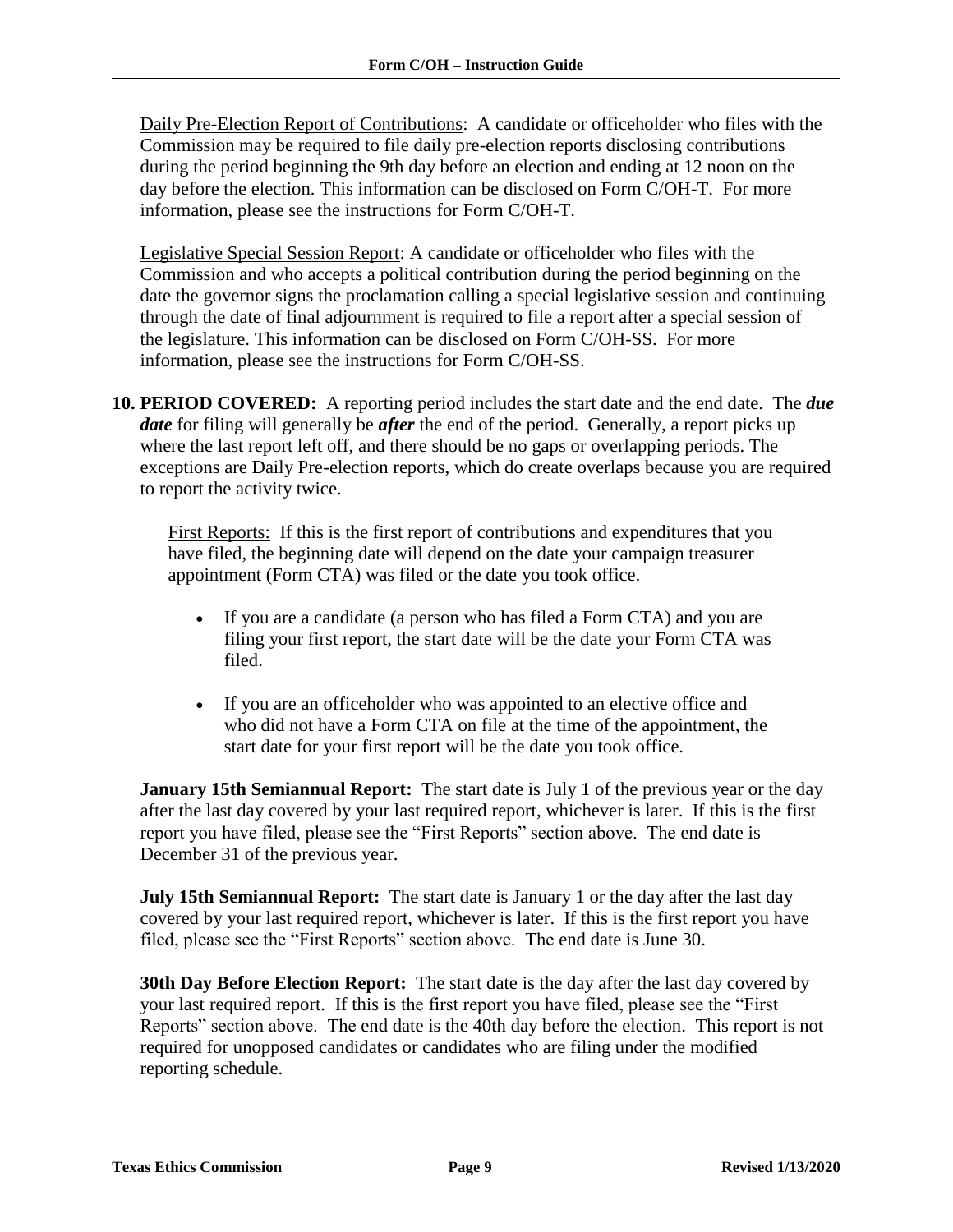Daily Pre-Election Report of Contributions: A candidate or officeholder who files with the Commission may be required to file daily pre-election reports disclosing contributions during the period beginning the 9th day before an election and ending at 12 noon on the day before the election. This information can be disclosed on Form C/OH-T. For more information, please see the instructions for Form C/OH-T.

Legislative Special Session Report: A candidate or officeholder who files with the Commission and who accepts a political contribution during the period beginning on the date the governor signs the proclamation calling a special legislative session and continuing through the date of final adjournment is required to file a report after a special session of the legislature. This information can be disclosed on Form C/OH-SS. For more information, please see the instructions for Form C/OH-SS.

**10. PERIOD COVERED:** A reporting period includes the start date and the end date. The ***due date*** for filing will generally be ***after*** the end of the period. Generally, a report picks up where the last report left off, and there should be no gaps or overlapping periods. The exceptions are Daily Pre-election reports, which do create overlaps because you are required to report the activity twice.

First Reports: If this is the first report of contributions and expenditures that you have filed, the beginning date will depend on the date your campaign treasurer appointment (Form CTA) was filed or the date you took office.

- If you are a candidate (a person who has filed a Form CTA) and you are filing your first report, the start date will be the date your Form CTA was filed.
- If you are an officeholder who was appointed to an elective office and who did not have a Form CTA on file at the time of the appointment, the start date for your first report will be the date you took office.

**January 15th Semiannual Report:** The start date is July 1 of the previous year or the day after the last day covered by your last required report, whichever is later. If this is the first report you have filed, please see the "First Reports" section above. The end date is December 31 of the previous year.

**July 15th Semiannual Report:** The start date is January 1 or the day after the last day covered by your last required report, whichever is later. If this is the first report you have filed, please see the "First Reports" section above. The end date is June 30.

**30th Day Before Election Report:** The start date is the day after the last day covered by your last required report. If this is the first report you have filed, please see the "First Reports" section above. The end date is the 40th day before the election. This report is not required for unopposed candidates or candidates who are filing under the modified reporting schedule.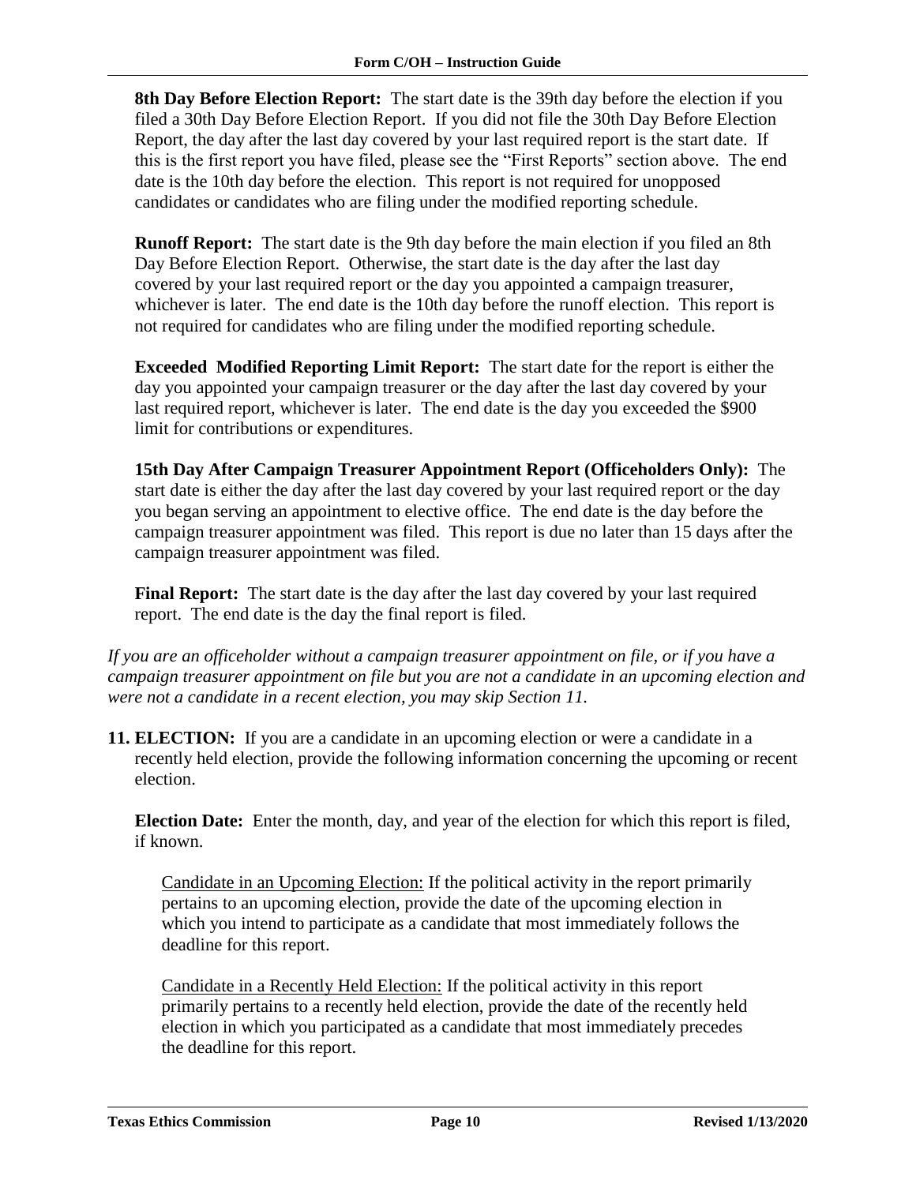**8th Day Before Election Report:** The start date is the 39th day before the election if you filed a 30th Day Before Election Report. If you did not file the 30th Day Before Election Report, the day after the last day covered by your last required report is the start date. If this is the first report you have filed, please see the "First Reports" section above. The end date is the 10th day before the election. This report is not required for unopposed candidates or candidates who are filing under the modified reporting schedule.

**Runoff Report:** The start date is the 9th day before the main election if you filed an 8th Day Before Election Report. Otherwise, the start date is the day after the last day covered by your last required report or the day you appointed a campaign treasurer, whichever is later. The end date is the 10th day before the runoff election. This report is not required for candidates who are filing under the modified reporting schedule.

**Exceeded Modified Reporting Limit Report:** The start date for the report is either the day you appointed your campaign treasurer or the day after the last day covered by your last required report, whichever is later. The end date is the day you exceeded the $900 limit for contributions or expenditures.

**15th Day After Campaign Treasurer Appointment Report (Officeholders Only):** The start date is either the day after the last day covered by your last required report or the day you began serving an appointment to elective office. The end date is the day before the campaign treasurer appointment was filed. This report is due no later than 15 days after the campaign treasurer appointment was filed.

**Final Report:** The start date is the day after the last day covered by your last required report. The end date is the day the final report is filed.

*If you are an officeholder without a campaign treasurer appointment on file, or if you have a campaign treasurer appointment on file but you are not a candidate in an upcoming election and were not a candidate in a recent election, you may skip Section 11.*

**11. ELECTION:** If you are a candidate in an upcoming election or were a candidate in a recently held election, provide the following information concerning the upcoming or recent election.

**Election Date:** Enter the month, day, and year of the election for which this report is filed, if known.

Candidate in an Upcoming Election: If the political activity in the report primarily pertains to an upcoming election, provide the date of the upcoming election in which you intend to participate as a candidate that most immediately follows the deadline for this report.

Candidate in a Recently Held Election: If the political activity in this report primarily pertains to a recently held election, provide the date of the recently held election in which you participated as a candidate that most immediately precedes the deadline for this report.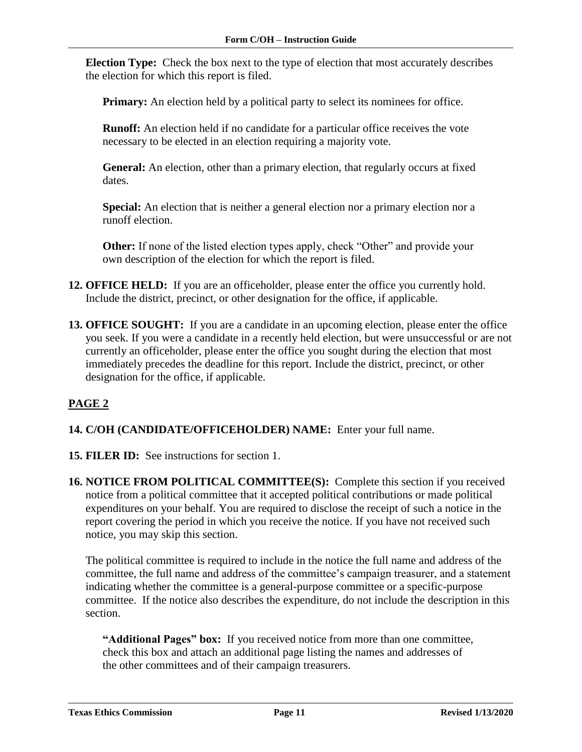**Election Type:** Check the box next to the type of election that most accurately describes the election for which this report is filed.

**Primary:** An election held by a political party to select its nominees for office.

**Runoff:** An election held if no candidate for a particular office receives the vote necessary to be elected in an election requiring a majority vote.

**General:** An election, other than a primary election, that regularly occurs at fixed dates.

**Special:** An election that is neither a general election nor a primary election nor a runoff election.

**Other:** If none of the listed election types apply, check "Other" and provide your own description of the election for which the report is filed.

**12. OFFICE HELD:** If you are an officeholder, please enter the office you currently hold. Include the district, precinct, or other designation for the office, if applicable.

**13. OFFICE SOUGHT:** If you are a candidate in an upcoming election, please enter the office you seek. If you were a candidate in a recently held election, but were unsuccessful or are not currently an officeholder, please enter the office you sought during the election that most immediately precedes the deadline for this report. Include the district, precinct, or other designation for the office, if applicable.

## PAGE 2

**14. C/OH (CANDIDATE/OFFICEHOLDER) NAME:** Enter your full name.

**15. FILER ID:** See instructions for section 1.

**16. NOTICE FROM POLITICAL COMMITTEE(S):** Complete this section if you received notice from a political committee that it accepted political contributions or made political expenditures on your behalf. You are required to disclose the receipt of such a notice in the report covering the period in which you receive the notice. If you have not received such notice, you may skip this section.

The political committee is required to include in the notice the full name and address of the committee, the full name and address of the committee's campaign treasurer, and a statement indicating whether the committee is a general-purpose committee or a specific-purpose committee. If the notice also describes the expenditure, do not include the description in this section.

**"Additional Pages" box:** If you received notice from more than one committee, check this box and attach an additional page listing the names and addresses of the other committees and of their campaign treasurers.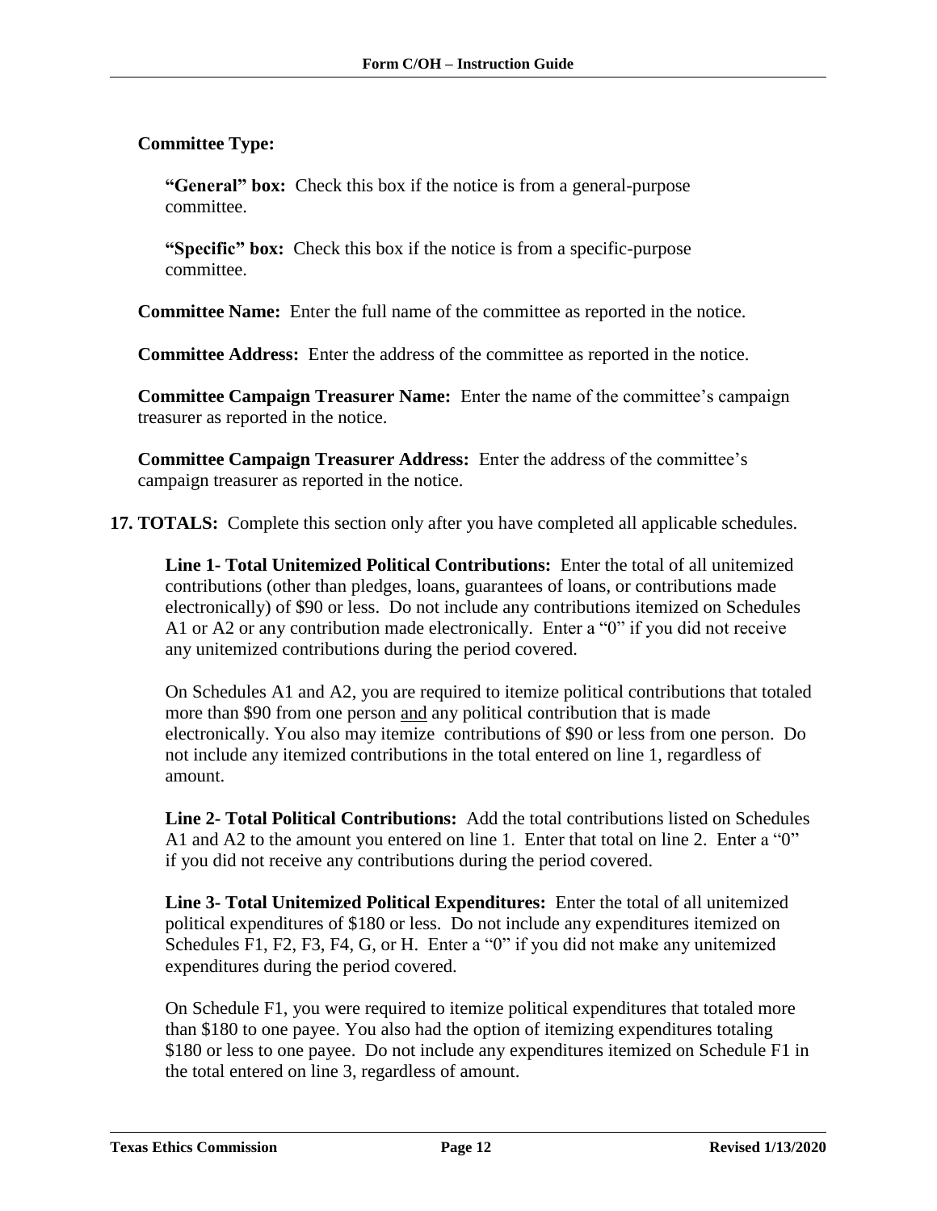**Committee Type:**

**"General" box:** Check this box if the notice is from a general-purpose committee.

**"Specific" box:** Check this box if the notice is from a specific-purpose committee.

**Committee Name:** Enter the full name of the committee as reported in the notice.

**Committee Address:** Enter the address of the committee as reported in the notice.

**Committee Campaign Treasurer Name:** Enter the name of the committee's campaign treasurer as reported in the notice.

**Committee Campaign Treasurer Address:** Enter the address of the committee's campaign treasurer as reported in the notice.

**17. TOTALS:** Complete this section only after you have completed all applicable schedules.

**Line 1- Total Unitemized Political Contributions:** Enter the total of all unitemized contributions (other than pledges, loans, guarantees of loans, or contributions made electronically) of $90 or less. Do not include any contributions itemized on Schedules A1 or A2 or any contribution made electronically. Enter a "0" if you did not receive any unitemized contributions during the period covered.

On Schedules A1 and A2, you are required to itemize political contributions that totaled more than $90 from one person <u>and</u> any political contribution that is made electronically. You also may itemize contributions of $90 or less from one person. Do not include any itemized contributions in the total entered on line 1, regardless of amount.

**Line 2- Total Political Contributions:** Add the total contributions listed on Schedules A1 and A2 to the amount you entered on line 1. Enter that total on line 2. Enter a "0" if you did not receive any contributions during the period covered.

**Line 3- Total Unitemized Political Expenditures:** Enter the total of all unitemized political expenditures of $180 or less. Do not include any expenditures itemized on Schedules F1, F2, F3, F4, G, or H. Enter a "0" if you did not make any unitemized expenditures during the period covered.

On Schedule F1, you were required to itemize political expenditures that totaled more than $180 to one payee. You also had the option of itemizing expenditures totaling $180 or less to one payee. Do not include any expenditures itemized on Schedule F1 in the total entered on line 3, regardless of amount.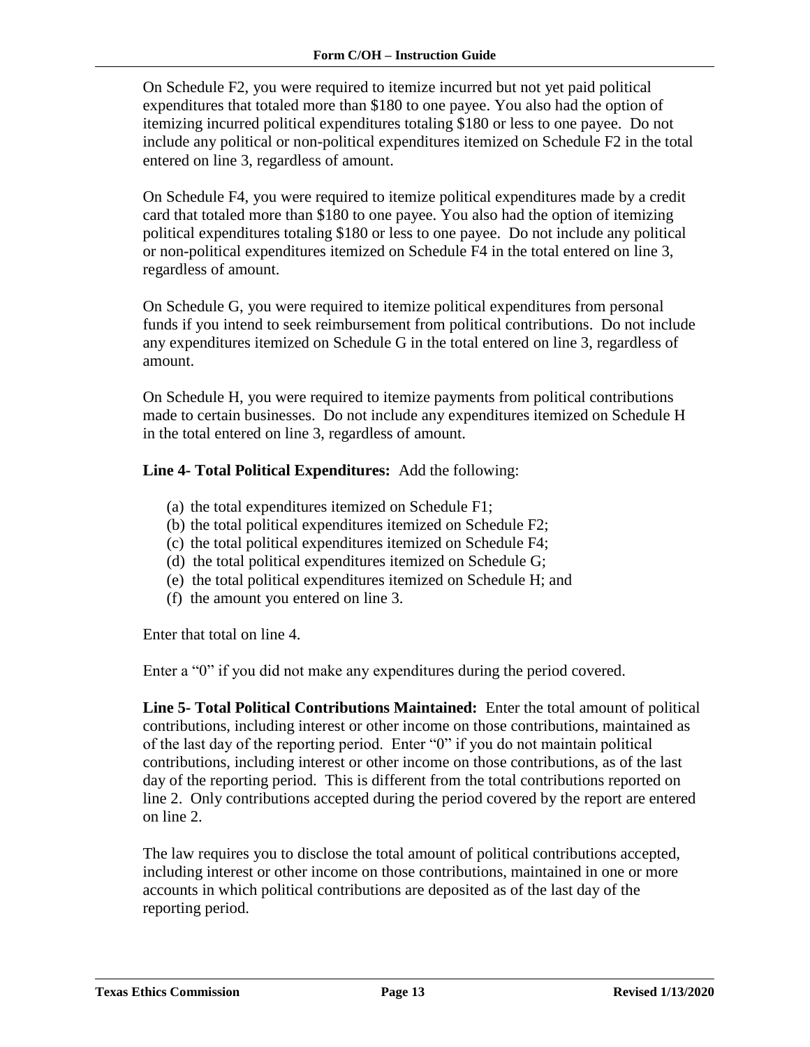On Schedule F2, you were required to itemize incurred but not yet paid political expenditures that totaled more than $180 to one payee. You also had the option of itemizing incurred political expenditures totaling $180 or less to one payee. Do not include any political or non-political expenditures itemized on Schedule F2 in the total entered on line 3, regardless of amount.

On Schedule F4, you were required to itemize political expenditures made by a credit card that totaled more than $180 to one payee. You also had the option of itemizing political expenditures totaling $180 or less to one payee. Do not include any political or non-political expenditures itemized on Schedule F4 in the total entered on line 3, regardless of amount.

On Schedule G, you were required to itemize political expenditures from personal funds if you intend to seek reimbursement from political contributions. Do not include any expenditures itemized on Schedule G in the total entered on line 3, regardless of amount.

On Schedule H, you were required to itemize payments from political contributions made to certain businesses. Do not include any expenditures itemized on Schedule H in the total entered on line 3, regardless of amount.

**Line 4- Total Political Expenditures:** Add the following:

(a) the total expenditures itemized on Schedule F1;
(b) the total political expenditures itemized on Schedule F2;
(c) the total political expenditures itemized on Schedule F4;
(d) the total political expenditures itemized on Schedule G;
(e) the total political expenditures itemized on Schedule H; and
(f) the amount you entered on line 3.

Enter that total on line 4.

Enter a "0" if you did not make any expenditures during the period covered.

**Line 5- Total Political Contributions Maintained:** Enter the total amount of political contributions, including interest or other income on those contributions, maintained as of the last day of the reporting period. Enter "0" if you do not maintain political contributions, including interest or other income on those contributions, as of the last day of the reporting period. This is different from the total contributions reported on line 2. Only contributions accepted during the period covered by the report are entered on line 2.

The law requires you to disclose the total amount of political contributions accepted, including interest or other income on those contributions, maintained in one or more accounts in which political contributions are deposited as of the last day of the reporting period.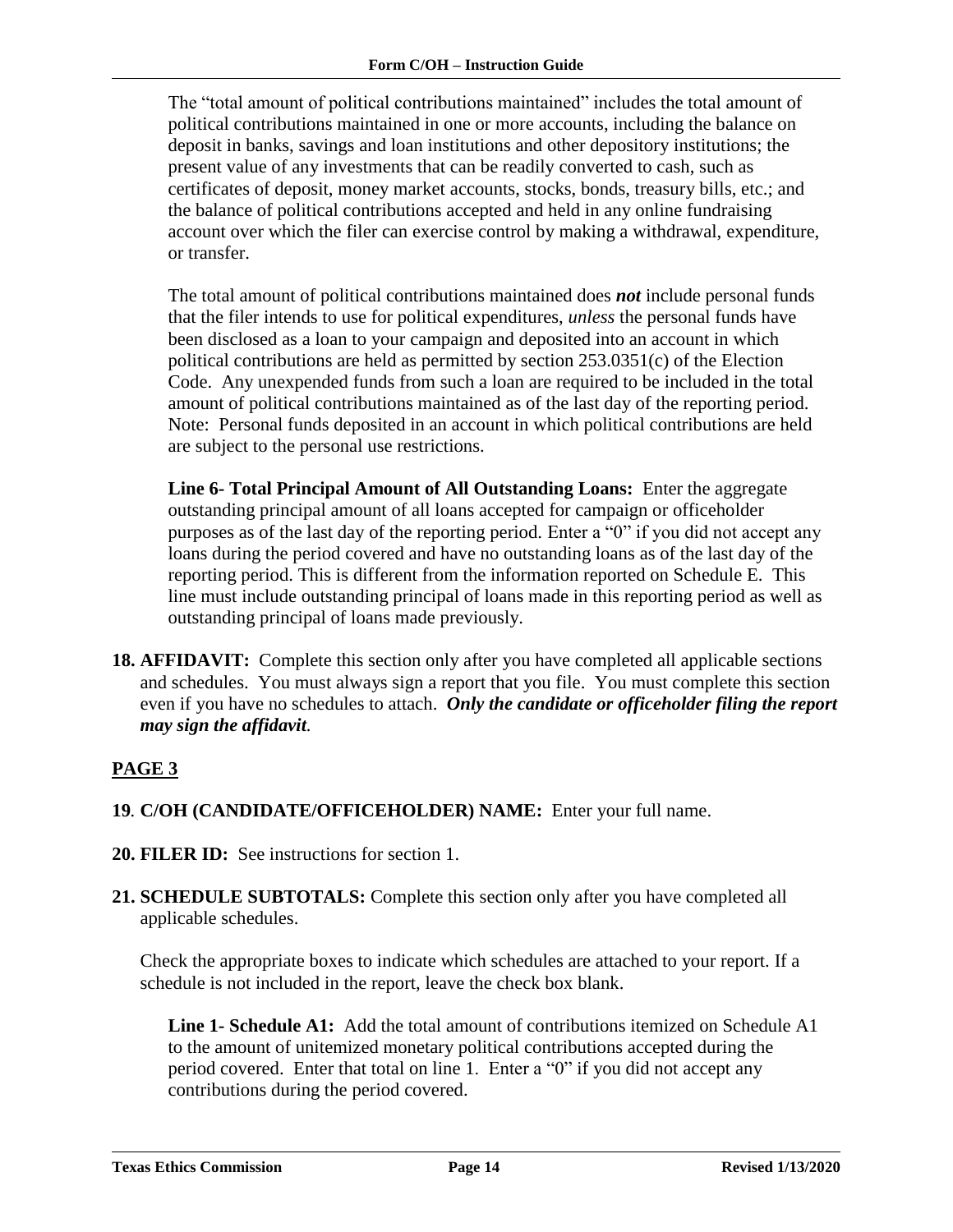The "total amount of political contributions maintained" includes the total amount of political contributions maintained in one or more accounts, including the balance on deposit in banks, savings and loan institutions and other depository institutions; the present value of any investments that can be readily converted to cash, such as certificates of deposit, money market accounts, stocks, bonds, treasury bills, etc.; and the balance of political contributions accepted and held in any online fundraising account over which the filer can exercise control by making a withdrawal, expenditure, or transfer.

The total amount of political contributions maintained does ***not*** include personal funds that the filer intends to use for political expenditures, *unless* the personal funds have been disclosed as a loan to your campaign and deposited into an account in which political contributions are held as permitted by section 253.0351(c) of the Election Code. Any unexpended funds from such a loan are required to be included in the total amount of political contributions maintained as of the last day of the reporting period. Note: Personal funds deposited in an account in which political contributions are held are subject to the personal use restrictions.

**Line 6- Total Principal Amount of All Outstanding Loans:** Enter the aggregate outstanding principal amount of all loans accepted for campaign or officeholder purposes as of the last day of the reporting period. Enter a "0" if you did not accept any loans during the period covered and have no outstanding loans as of the last day of the reporting period. This is different from the information reported on Schedule E. This line must include outstanding principal of loans made in this reporting period as well as outstanding principal of loans made previously.

**18. AFFIDAVIT:** Complete this section only after you have completed all applicable sections and schedules. You must always sign a report that you file. You must complete this section even if you have no schedules to attach. ***Only the candidate or officeholder filing the report may sign the affidavit.***

## PAGE 3

**19. C/OH (CANDIDATE/OFFICEHOLDER) NAME:** Enter your full name.

**20. FILER ID:** See instructions for section 1.

**21. SCHEDULE SUBTOTALS:** Complete this section only after you have completed all applicable schedules.

Check the appropriate boxes to indicate which schedules are attached to your report. If a schedule is not included in the report, leave the check box blank.

**Line 1- Schedule A1:** Add the total amount of contributions itemized on Schedule A1 to the amount of unitemized monetary political contributions accepted during the period covered. Enter that total on line 1. Enter a "0" if you did not accept any contributions during the period covered.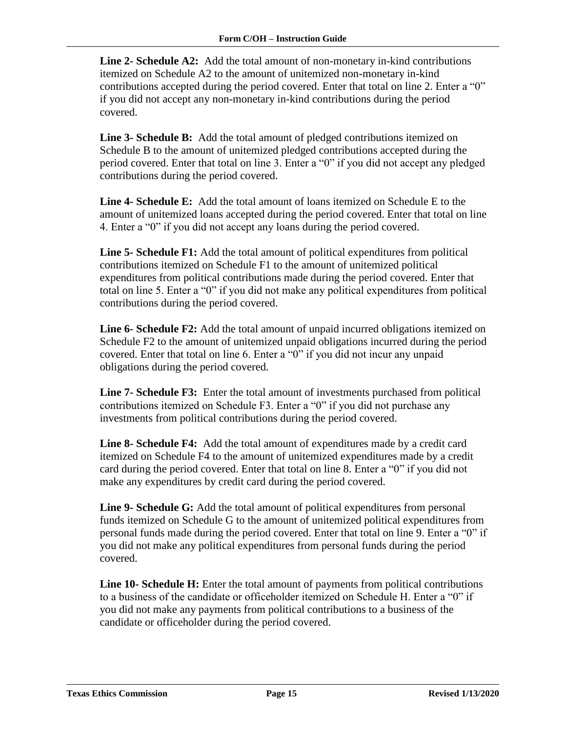**Line 2- Schedule A2:** Add the total amount of non-monetary in-kind contributions itemized on Schedule A2 to the amount of unitemized non-monetary in-kind contributions accepted during the period covered. Enter that total on line 2. Enter a "0" if you did not accept any non-monetary in-kind contributions during the period covered.

**Line 3- Schedule B:** Add the total amount of pledged contributions itemized on Schedule B to the amount of unitemized pledged contributions accepted during the period covered. Enter that total on line 3. Enter a "0" if you did not accept any pledged contributions during the period covered.

**Line 4- Schedule E:** Add the total amount of loans itemized on Schedule E to the amount of unitemized loans accepted during the period covered. Enter that total on line 4. Enter a "0" if you did not accept any loans during the period covered.

**Line 5- Schedule F1:** Add the total amount of political expenditures from political contributions itemized on Schedule F1 to the amount of unitemized political expenditures from political contributions made during the period covered. Enter that total on line 5. Enter a "0" if you did not make any political expenditures from political contributions during the period covered.

**Line 6- Schedule F2:** Add the total amount of unpaid incurred obligations itemized on Schedule F2 to the amount of unitemized unpaid obligations incurred during the period covered. Enter that total on line 6. Enter a "0" if you did not incur any unpaid obligations during the period covered.

**Line 7- Schedule F3:** Enter the total amount of investments purchased from political contributions itemized on Schedule F3. Enter a "0" if you did not purchase any investments from political contributions during the period covered.

**Line 8- Schedule F4:** Add the total amount of expenditures made by a credit card itemized on Schedule F4 to the amount of unitemized expenditures made by a credit card during the period covered. Enter that total on line 8. Enter a "0" if you did not make any expenditures by credit card during the period covered.

**Line 9- Schedule G:** Add the total amount of political expenditures from personal funds itemized on Schedule G to the amount of unitemized political expenditures from personal funds made during the period covered. Enter that total on line 9. Enter a "0" if you did not make any political expenditures from personal funds during the period covered.

**Line 10- Schedule H:** Enter the total amount of payments from political contributions to a business of the candidate or officeholder itemized on Schedule H. Enter a "0" if you did not make any payments from political contributions to a business of the candidate or officeholder during the period covered.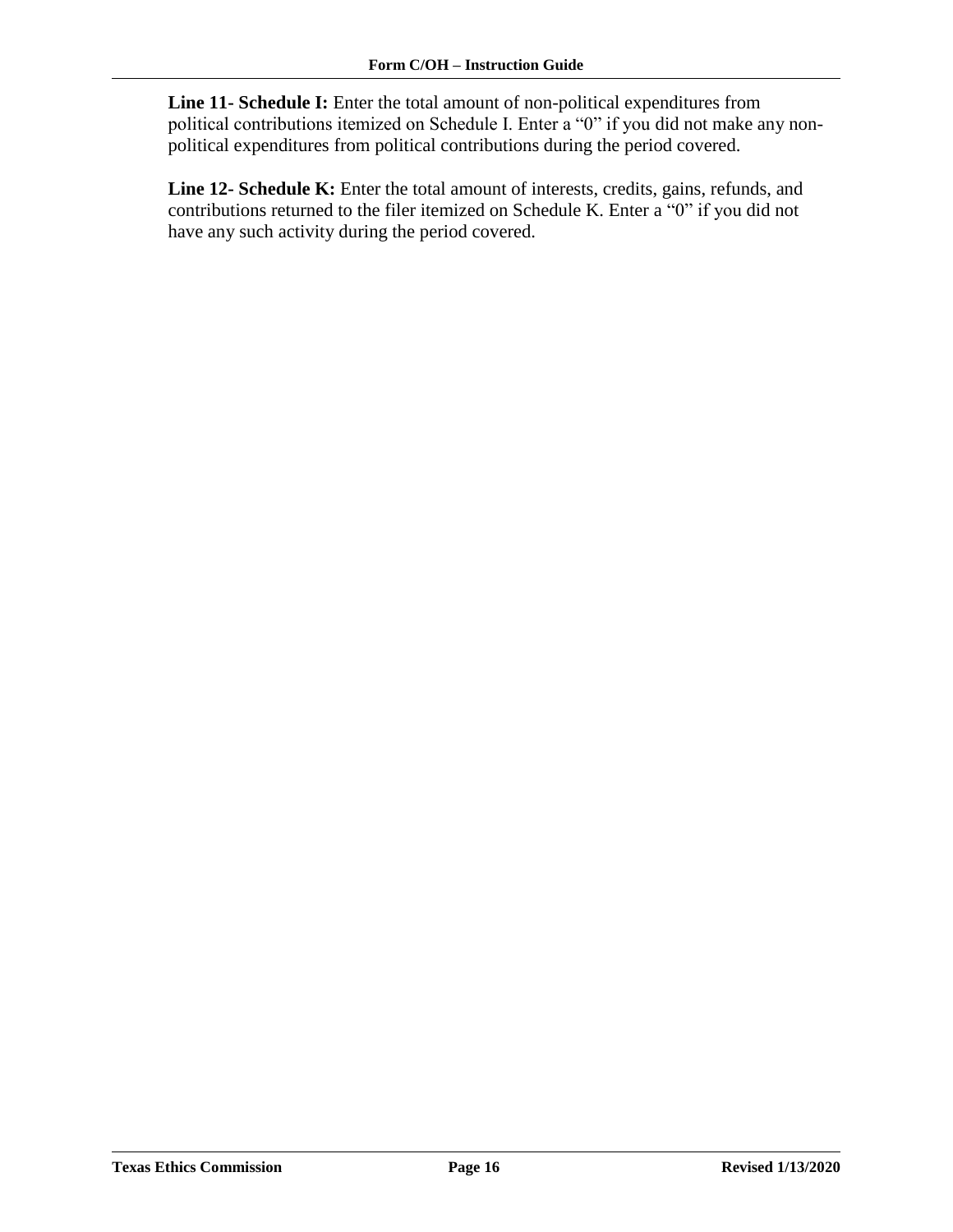**Line 11- Schedule I:** Enter the total amount of non-political expenditures from political contributions itemized on Schedule I. Enter a "0" if you did not make any non-political expenditures from political contributions during the period covered.

**Line 12- Schedule K:** Enter the total amount of interests, credits, gains, refunds, and contributions returned to the filer itemized on Schedule K. Enter a "0" if you did not have any such activity during the period covered.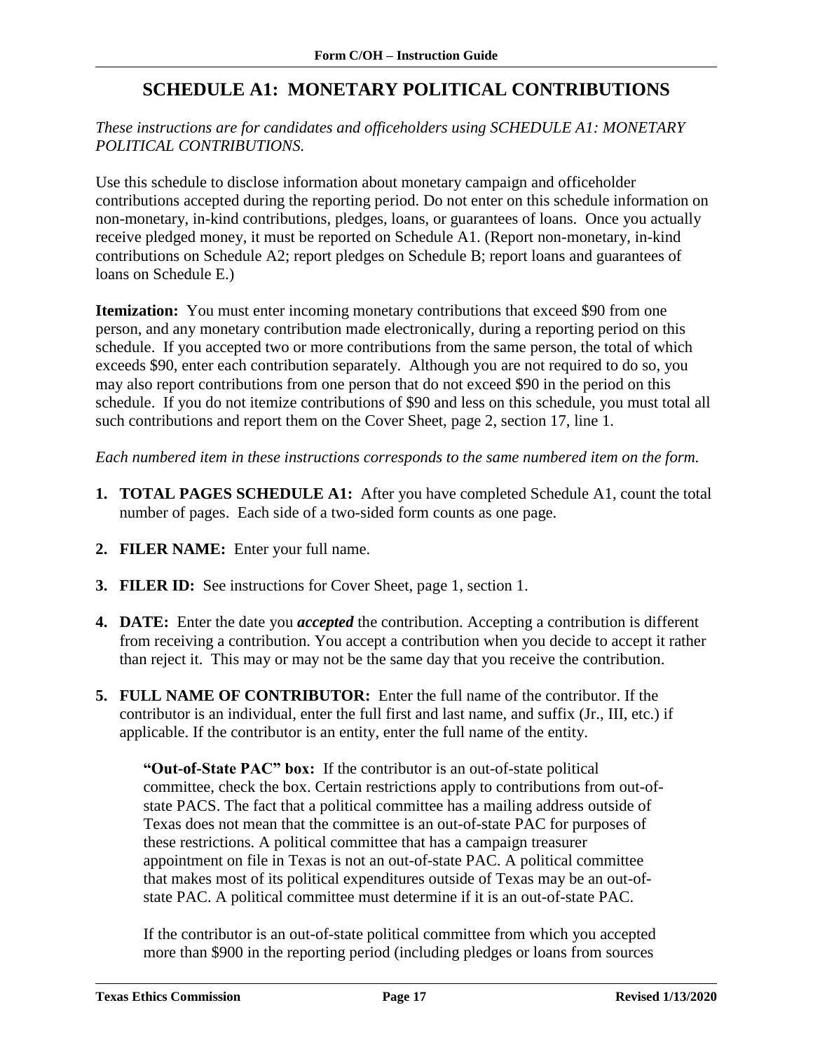# SCHEDULE A1: MONETARY POLITICAL CONTRIBUTIONS

*These instructions are for candidates and officeholders using SCHEDULE A1: MONETARY POLITICAL CONTRIBUTIONS.*

Use this schedule to disclose information about monetary campaign and officeholder contributions accepted during the reporting period. Do not enter on this schedule information on non-monetary, in-kind contributions, pledges, loans, or guarantees of loans. Once you actually receive pledged money, it must be reported on Schedule A1. (Report non-monetary, in-kind contributions on Schedule A2; report pledges on Schedule B; report loans and guarantees of loans on Schedule E.)

**Itemization:** You must enter incoming monetary contributions that exceed $90 from one person, and any monetary contribution made electronically, during a reporting period on this schedule. If you accepted two or more contributions from the same person, the total of which exceeds $90, enter each contribution separately. Although you are not required to do so, you may also report contributions from one person that do not exceed $90 in the period on this schedule. If you do not itemize contributions of $90 and less on this schedule, you must total all such contributions and report them on the Cover Sheet, page 2, section 17, line 1.

*Each numbered item in these instructions corresponds to the same numbered item on the form.*

1. **TOTAL PAGES SCHEDULE A1:** After you have completed Schedule A1, count the total number of pages. Each side of a two-sided form counts as one page.

2. **FILER NAME:** Enter your full name.

3. **FILER ID:** See instructions for Cover Sheet, page 1, section 1.

4. **DATE:** Enter the date you ***accepted*** the contribution. Accepting a contribution is different from receiving a contribution. You accept a contribution when you decide to accept it rather than reject it. This may or may not be the same day that you receive the contribution.

5. **FULL NAME OF CONTRIBUTOR:** Enter the full name of the contributor. If the contributor is an individual, enter the full first and last name, and suffix (Jr., III, etc.) if applicable. If the contributor is an entity, enter the full name of the entity.

   **"Out-of-State PAC" box:** If the contributor is an out-of-state political committee, check the box. Certain restrictions apply to contributions from out-of-state PACS. The fact that a political committee has a mailing address outside of Texas does not mean that the committee is an out-of-state PAC for purposes of these restrictions. A political committee that has a campaign treasurer appointment on file in Texas is not an out-of-state PAC. A political committee that makes most of its political expenditures outside of Texas may be an out-of-state PAC. A political committee must determine if it is an out-of-state PAC.

   If the contributor is an out-of-state political committee from which you accepted more than $900 in the reporting period (including pledges or loans from sources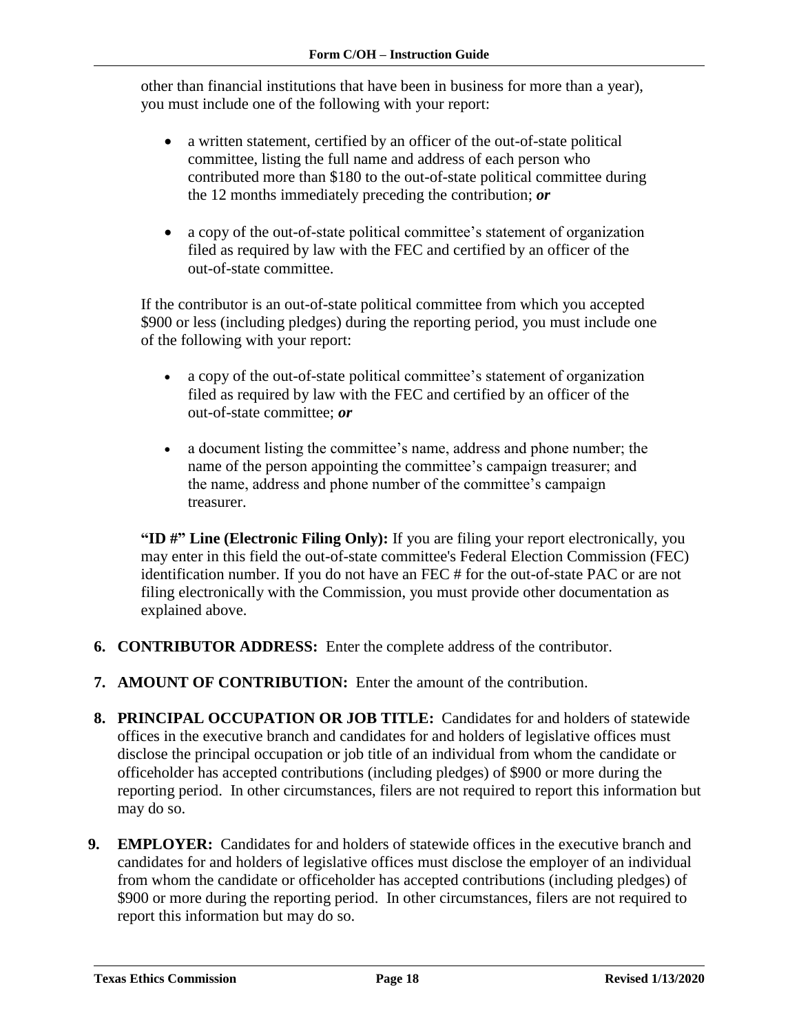other than financial institutions that have been in business for more than a year), you must include one of the following with your report:

- a written statement, certified by an officer of the out-of-state political committee, listing the full name and address of each person who contributed more than $180 to the out-of-state political committee during the 12 months immediately preceding the contribution; ***or***
- a copy of the out-of-state political committee's statement of organization filed as required by law with the FEC and certified by an officer of the out-of-state committee.

If the contributor is an out-of-state political committee from which you accepted $900 or less (including pledges) during the reporting period, you must include one of the following with your report:

- a copy of the out-of-state political committee's statement of organization filed as required by law with the FEC and certified by an officer of the out-of-state committee; ***or***
- a document listing the committee's name, address and phone number; the name of the person appointing the committee's campaign treasurer; and the name, address and phone number of the committee's campaign treasurer.

**"ID #" Line (Electronic Filing Only):** If you are filing your report electronically, you may enter in this field the out-of-state committee's Federal Election Commission (FEC) identification number. If you do not have an FEC # for the out-of-state PAC or are not filing electronically with the Commission, you must provide other documentation as explained above.

6. **CONTRIBUTOR ADDRESS:** Enter the complete address of the contributor.

7. **AMOUNT OF CONTRIBUTION:** Enter the amount of the contribution.

8. **PRINCIPAL OCCUPATION OR JOB TITLE:** Candidates for and holders of statewide offices in the executive branch and candidates for and holders of legislative offices must disclose the principal occupation or job title of an individual from whom the candidate or officeholder has accepted contributions (including pledges) of $900 or more during the reporting period. In other circumstances, filers are not required to report this information but may do so.

9. **EMPLOYER:** Candidates for and holders of statewide offices in the executive branch and candidates for and holders of legislative offices must disclose the employer of an individual from whom the candidate or officeholder has accepted contributions (including pledges) of $900 or more during the reporting period. In other circumstances, filers are not required to report this information but may do so.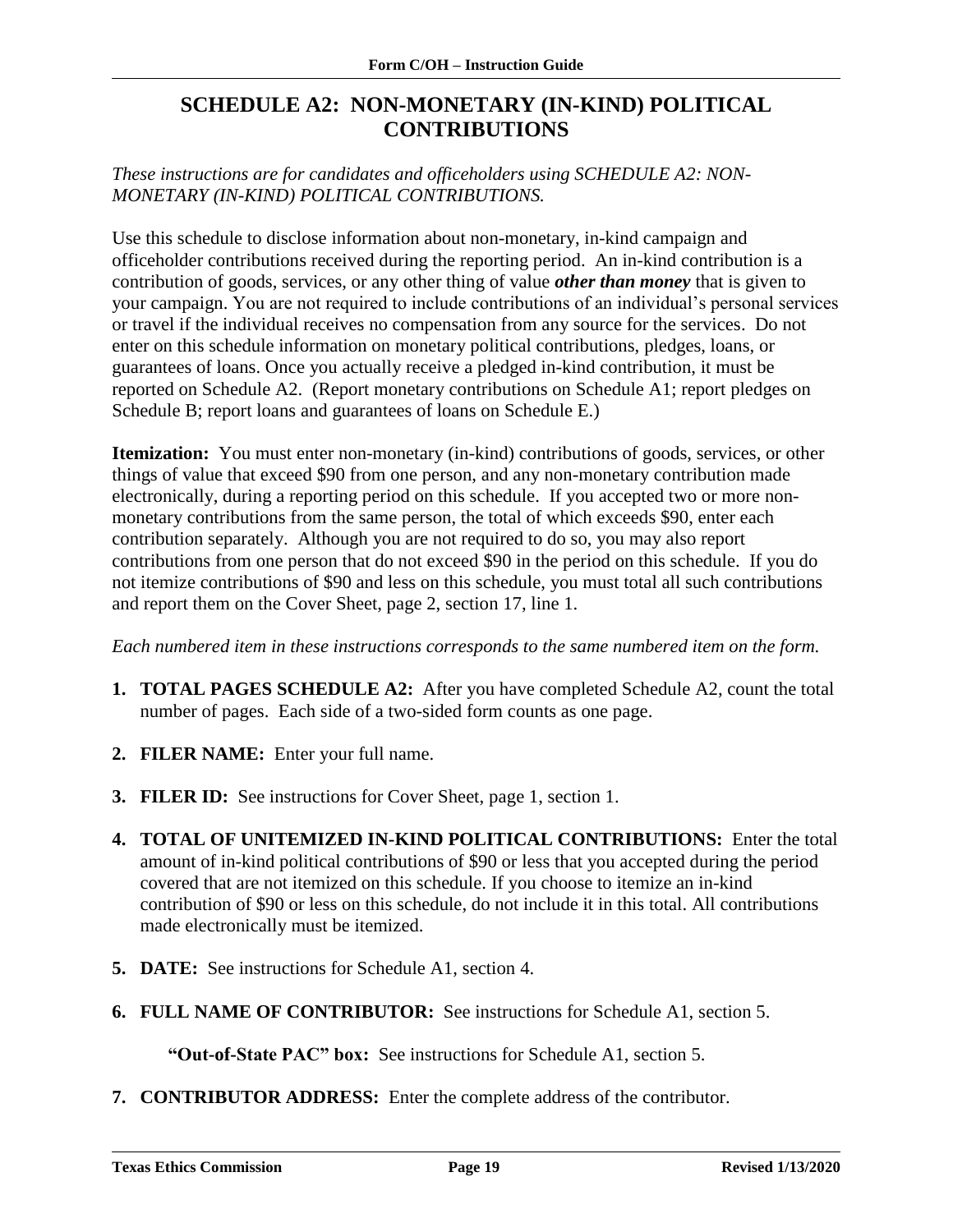# SCHEDULE A2: NON-MONETARY (IN-KIND) POLITICAL CONTRIBUTIONS

*These instructions are for candidates and officeholders using SCHEDULE A2: NON-MONETARY (IN-KIND) POLITICAL CONTRIBUTIONS.*

Use this schedule to disclose information about non-monetary, in-kind campaign and officeholder contributions received during the reporting period. An in-kind contribution is a contribution of goods, services, or any other thing of value ***other than money*** that is given to your campaign. You are not required to include contributions of an individual's personal services or travel if the individual receives no compensation from any source for the services. Do not enter on this schedule information on monetary political contributions, pledges, loans, or guarantees of loans. Once you actually receive a pledged in-kind contribution, it must be reported on Schedule A2. (Report monetary contributions on Schedule A1; report pledges on Schedule B; report loans and guarantees of loans on Schedule E.)

**Itemization:** You must enter non-monetary (in-kind) contributions of goods, services, or other things of value that exceed $90 from one person, and any non-monetary contribution made electronically, during a reporting period on this schedule. If you accepted two or more non-monetary contributions from the same person, the total of which exceeds $90, enter each contribution separately. Although you are not required to do so, you may also report contributions from one person that do not exceed $90 in the period on this schedule. If you do not itemize contributions of $90 and less on this schedule, you must total all such contributions and report them on the Cover Sheet, page 2, section 17, line 1.

*Each numbered item in these instructions corresponds to the same numbered item on the form.*

1. **TOTAL PAGES SCHEDULE A2:** After you have completed Schedule A2, count the total number of pages. Each side of a two-sided form counts as one page.

2. **FILER NAME:** Enter your full name.

3. **FILER ID:** See instructions for Cover Sheet, page 1, section 1.

4. **TOTAL OF UNITEMIZED IN-KIND POLITICAL CONTRIBUTIONS:** Enter the total amount of in-kind political contributions of $90 or less that you accepted during the period covered that are not itemized on this schedule. If you choose to itemize an in-kind contribution of $90 or less on this schedule, do not include it in this total. All contributions made electronically must be itemized.

5. **DATE:** See instructions for Schedule A1, section 4.

6. **FULL NAME OF CONTRIBUTOR:** See instructions for Schedule A1, section 5.

   **"Out-of-State PAC" box:** See instructions for Schedule A1, section 5.

7. **CONTRIBUTOR ADDRESS:** Enter the complete address of the contributor.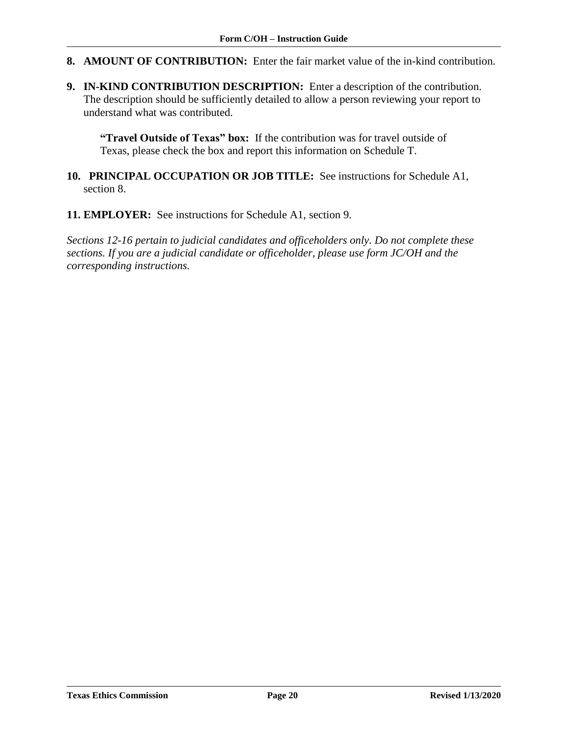**8. AMOUNT OF CONTRIBUTION:** Enter the fair market value of the in-kind contribution.

**9. IN-KIND CONTRIBUTION DESCRIPTION:** Enter a description of the contribution. The description should be sufficiently detailed to allow a person reviewing your report to understand what was contributed.

> **"Travel Outside of Texas" box:** If the contribution was for travel outside of Texas, please check the box and report this information on Schedule T.

**10. PRINCIPAL OCCUPATION OR JOB TITLE:** See instructions for Schedule A1, section 8.

**11. EMPLOYER:** See instructions for Schedule A1, section 9.

*Sections 12-16 pertain to judicial candidates and officeholders only. Do not complete these sections. If you are a judicial candidate or officeholder, please use form JC/OH and the corresponding instructions.*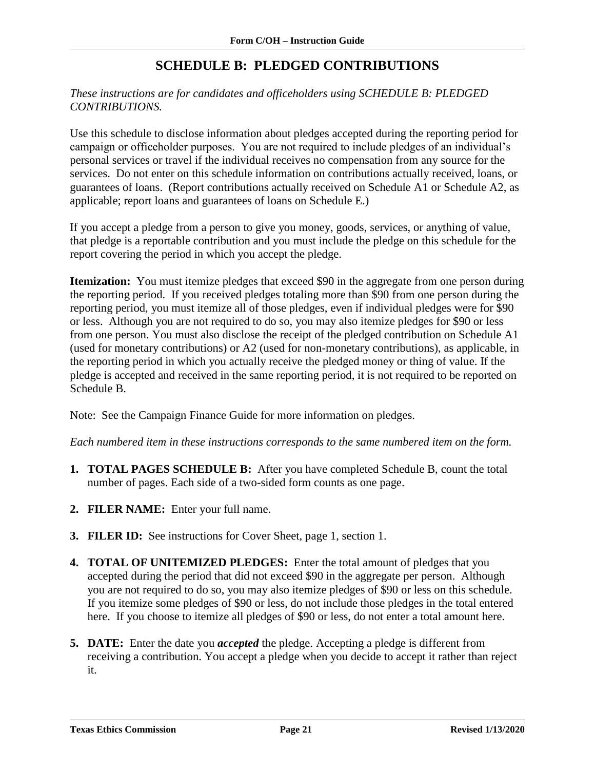# SCHEDULE B: PLEDGED CONTRIBUTIONS

*These instructions are for candidates and officeholders using SCHEDULE B: PLEDGED CONTRIBUTIONS.*

Use this schedule to disclose information about pledges accepted during the reporting period for campaign or officeholder purposes. You are not required to include pledges of an individual's personal services or travel if the individual receives no compensation from any source for the services. Do not enter on this schedule information on contributions actually received, loans, or guarantees of loans. (Report contributions actually received on Schedule A1 or Schedule A2, as applicable; report loans and guarantees of loans on Schedule E.)

If you accept a pledge from a person to give you money, goods, services, or anything of value, that pledge is a reportable contribution and you must include the pledge on this schedule for the report covering the period in which you accept the pledge.

**Itemization:** You must itemize pledges that exceed $90 in the aggregate from one person during the reporting period. If you received pledges totaling more than $90 from one person during the reporting period, you must itemize all of those pledges, even if individual pledges were for $90 or less. Although you are not required to do so, you may also itemize pledges for $90 or less from one person. You must also disclose the receipt of the pledged contribution on Schedule A1 (used for monetary contributions) or A2 (used for non-monetary contributions), as applicable, in the reporting period in which you actually receive the pledged money or thing of value. If the pledge is accepted and received in the same reporting period, it is not required to be reported on Schedule B.

Note: See the Campaign Finance Guide for more information on pledges.

*Each numbered item in these instructions corresponds to the same numbered item on the form.*

1. **TOTAL PAGES SCHEDULE B:** After you have completed Schedule B, count the total number of pages. Each side of a two-sided form counts as one page.
2. **FILER NAME:** Enter your full name.
3. **FILER ID:** See instructions for Cover Sheet, page 1, section 1.
4. **TOTAL OF UNITEMIZED PLEDGES:** Enter the total amount of pledges that you accepted during the period that did not exceed $90 in the aggregate per person. Although you are not required to do so, you may also itemize pledges of $90 or less on this schedule. If you itemize some pledges of $90 or less, do not include those pledges in the total entered here. If you choose to itemize all pledges of $90 or less, do not enter a total amount here.
5. **DATE:** Enter the date you ***accepted*** the pledge. Accepting a pledge is different from receiving a contribution. You accept a pledge when you decide to accept it rather than reject it.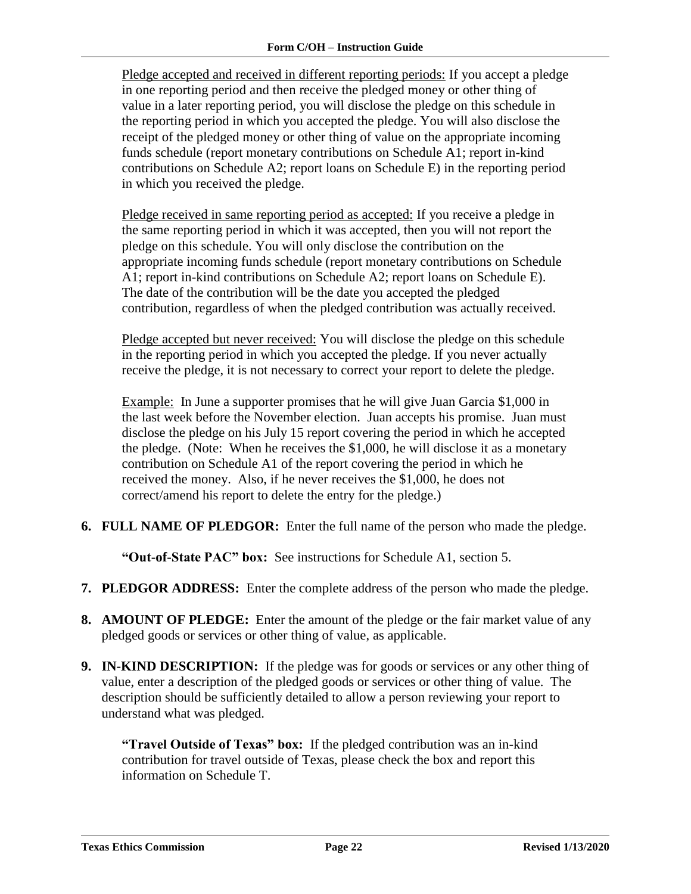<u>Pledge accepted and received in different reporting periods:</u> If you accept a pledge in one reporting period and then receive the pledged money or other thing of value in a later reporting period, you will disclose the pledge on this schedule in the reporting period in which you accepted the pledge. You will also disclose the receipt of the pledged money or other thing of value on the appropriate incoming funds schedule (report monetary contributions on Schedule A1; report in-kind contributions on Schedule A2; report loans on Schedule E) in the reporting period in which you received the pledge.

<u>Pledge received in same reporting period as accepted:</u> If you receive a pledge in the same reporting period in which it was accepted, then you will not report the pledge on this schedule. You will only disclose the contribution on the appropriate incoming funds schedule (report monetary contributions on Schedule A1; report in-kind contributions on Schedule A2; report loans on Schedule E). The date of the contribution will be the date you accepted the pledged contribution, regardless of when the pledged contribution was actually received.

<u>Pledge accepted but never received:</u> You will disclose the pledge on this schedule in the reporting period in which you accepted the pledge. If you never actually receive the pledge, it is not necessary to correct your report to delete the pledge.

<u>Example:</u> In June a supporter promises that he will give Juan Garcia $1,000 in the last week before the November election. Juan accepts his promise. Juan must disclose the pledge on his July 15 report covering the period in which he accepted the pledge. (Note: When he receives the $1,000, he will disclose it as a monetary contribution on Schedule A1 of the report covering the period in which he received the money. Also, if he never receives the $1,000, he does not correct/amend his report to delete the entry for the pledge.)

6. **FULL NAME OF PLEDGOR:** Enter the full name of the person who made the pledge.

   **"Out-of-State PAC" box:** See instructions for Schedule A1, section 5.

7. **PLEDGOR ADDRESS:** Enter the complete address of the person who made the pledge.

8. **AMOUNT OF PLEDGE:** Enter the amount of the pledge or the fair market value of any pledged goods or services or other thing of value, as applicable.

9. **IN-KIND DESCRIPTION:** If the pledge was for goods or services or any other thing of value, enter a description of the pledged goods or services or other thing of value. The description should be sufficiently detailed to allow a person reviewing your report to understand what was pledged.

   **"Travel Outside of Texas" box:** If the pledged contribution was an in-kind contribution for travel outside of Texas, please check the box and report this information on Schedule T.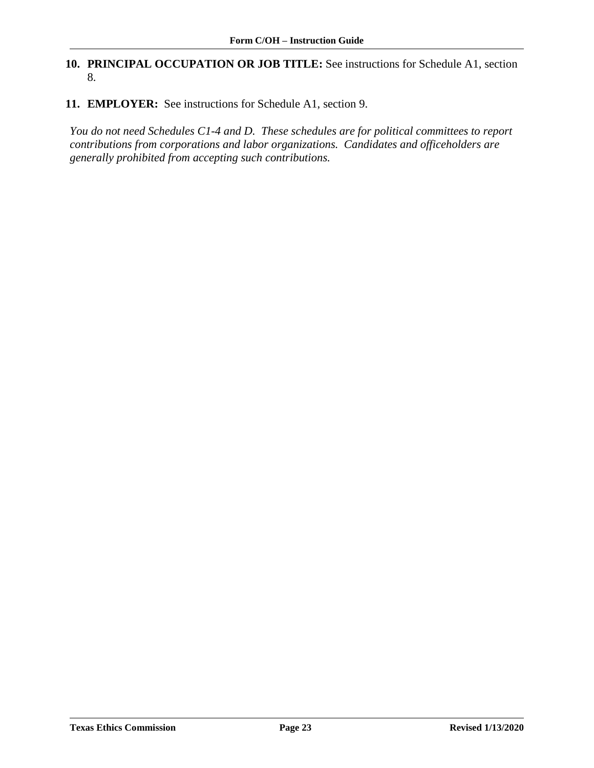10. **PRINCIPAL OCCUPATION OR JOB TITLE:** See instructions for Schedule A1, section 8.

11. **EMPLOYER:** See instructions for Schedule A1, section 9.

*You do not need Schedules C1-4 and D. These schedules are for political committees to report contributions from corporations and labor organizations. Candidates and officeholders are generally prohibited from accepting such contributions.*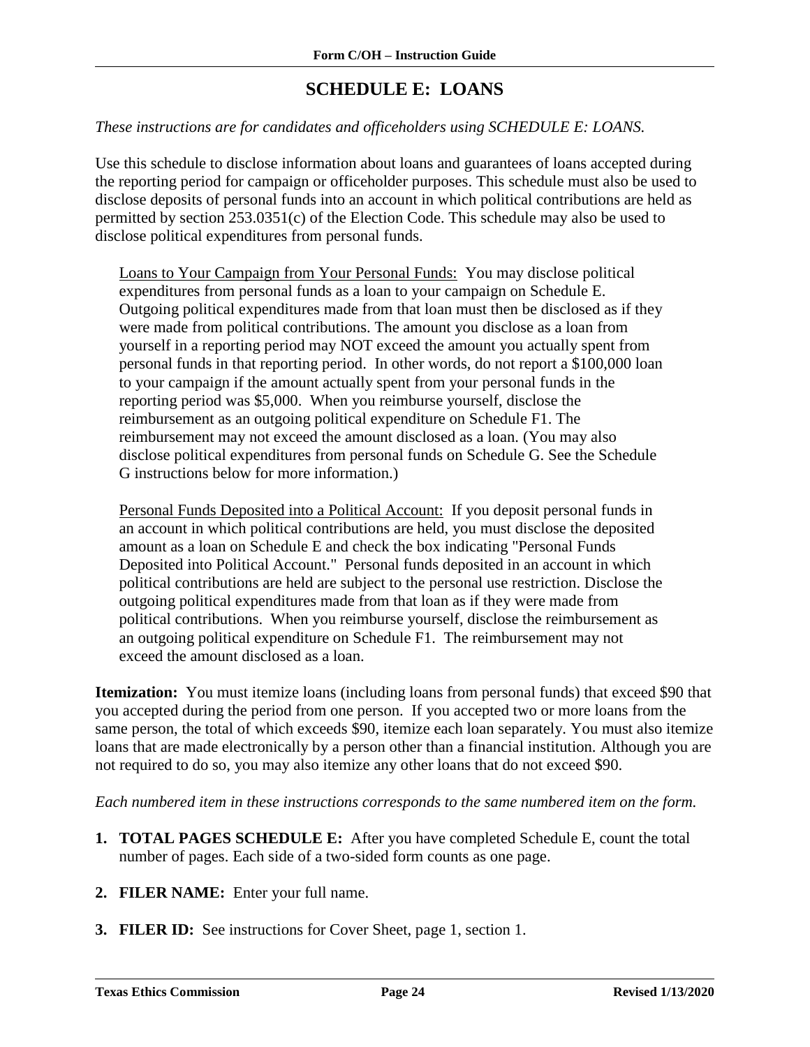# SCHEDULE E: LOANS

*These instructions are for candidates and officeholders using SCHEDULE E: LOANS.*

Use this schedule to disclose information about loans and guarantees of loans accepted during the reporting period for campaign or officeholder purposes. This schedule must also be used to disclose deposits of personal funds into an account in which political contributions are held as permitted by section 253.0351(c) of the Election Code. This schedule may also be used to disclose political expenditures from personal funds.

> Loans to Your Campaign from Your Personal Funds: You may disclose political expenditures from personal funds as a loan to your campaign on Schedule E. Outgoing political expenditures made from that loan must then be disclosed as if they were made from political contributions. The amount you disclose as a loan from yourself in a reporting period may NOT exceed the amount you actually spent from personal funds in that reporting period. In other words, do not report a $100,000 loan to your campaign if the amount actually spent from your personal funds in the reporting period was $5,000. When you reimburse yourself, disclose the reimbursement as an outgoing political expenditure on Schedule F1. The reimbursement may not exceed the amount disclosed as a loan. (You may also disclose political expenditures from personal funds on Schedule G. See the Schedule G instructions below for more information.)
>
> Personal Funds Deposited into a Political Account: If you deposit personal funds in an account in which political contributions are held, you must disclose the deposited amount as a loan on Schedule E and check the box indicating "Personal Funds Deposited into Political Account." Personal funds deposited in an account in which political contributions are held are subject to the personal use restriction. Disclose the outgoing political expenditures made from that loan as if they were made from political contributions. When you reimburse yourself, disclose the reimbursement as an outgoing political expenditure on Schedule F1. The reimbursement may not exceed the amount disclosed as a loan.

**Itemization:** You must itemize loans (including loans from personal funds) that exceed $90 that you accepted during the period from one person. If you accepted two or more loans from the same person, the total of which exceeds $90, itemize each loan separately. You must also itemize loans that are made electronically by a person other than a financial institution. Although you are not required to do so, you may also itemize any other loans that do not exceed $90.

*Each numbered item in these instructions corresponds to the same numbered item on the form.*

1. **TOTAL PAGES SCHEDULE E:** After you have completed Schedule E, count the total number of pages. Each side of a two-sided form counts as one page.
2. **FILER NAME:** Enter your full name.
3. **FILER ID:** See instructions for Cover Sheet, page 1, section 1.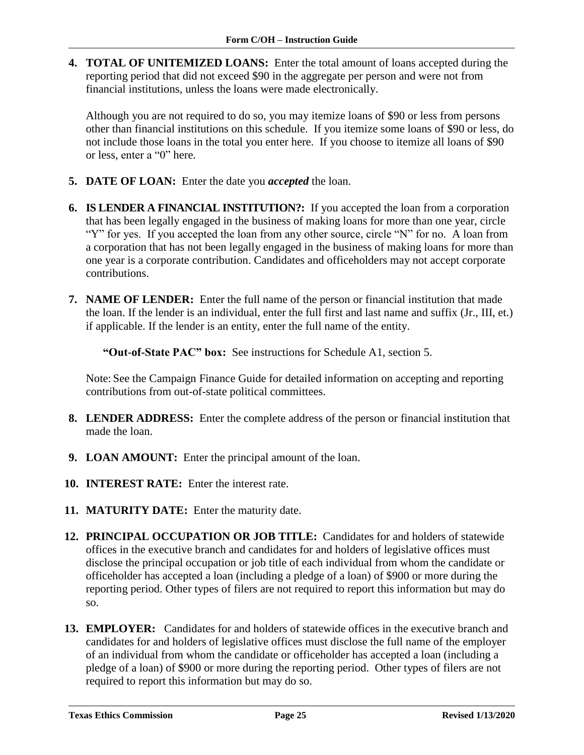**4. TOTAL OF UNITEMIZED LOANS:** Enter the total amount of loans accepted during the reporting period that did not exceed $90 in the aggregate per person and were not from financial institutions, unless the loans were made electronically.

Although you are not required to do so, you may itemize loans of $90 or less from persons other than financial institutions on this schedule. If you itemize some loans of $90 or less, do not include those loans in the total you enter here. If you choose to itemize all loans of $90 or less, enter a "0" here.

**5. DATE OF LOAN:** Enter the date you ***accepted*** the loan.

**6. IS LENDER A FINANCIAL INSTITUTION?:** If you accepted the loan from a corporation that has been legally engaged in the business of making loans for more than one year, circle "Y" for yes. If you accepted the loan from any other source, circle "N" for no. A loan from a corporation that has not been legally engaged in the business of making loans for more than one year is a corporate contribution. Candidates and officeholders may not accept corporate contributions.

**7. NAME OF LENDER:** Enter the full name of the person or financial institution that made the loan. If the lender is an individual, enter the full first and last name and suffix (Jr., III, et.) if applicable. If the lender is an entity, enter the full name of the entity.

**"Out-of-State PAC" box:** See instructions for Schedule A1, section 5.

Note: See the Campaign Finance Guide for detailed information on accepting and reporting contributions from out-of-state political committees.

**8. LENDER ADDRESS:** Enter the complete address of the person or financial institution that made the loan.

**9. LOAN AMOUNT:** Enter the principal amount of the loan.

**10. INTEREST RATE:** Enter the interest rate.

**11. MATURITY DATE:** Enter the maturity date.

**12. PRINCIPAL OCCUPATION OR JOB TITLE:** Candidates for and holders of statewide offices in the executive branch and candidates for and holders of legislative offices must disclose the principal occupation or job title of each individual from whom the candidate or officeholder has accepted a loan (including a pledge of a loan) of $900 or more during the reporting period. Other types of filers are not required to report this information but may do so.

**13. EMPLOYER:** Candidates for and holders of statewide offices in the executive branch and candidates for and holders of legislative offices must disclose the full name of the employer of an individual from whom the candidate or officeholder has accepted a loan (including a pledge of a loan) of $900 or more during the reporting period. Other types of filers are not required to report this information but may do so.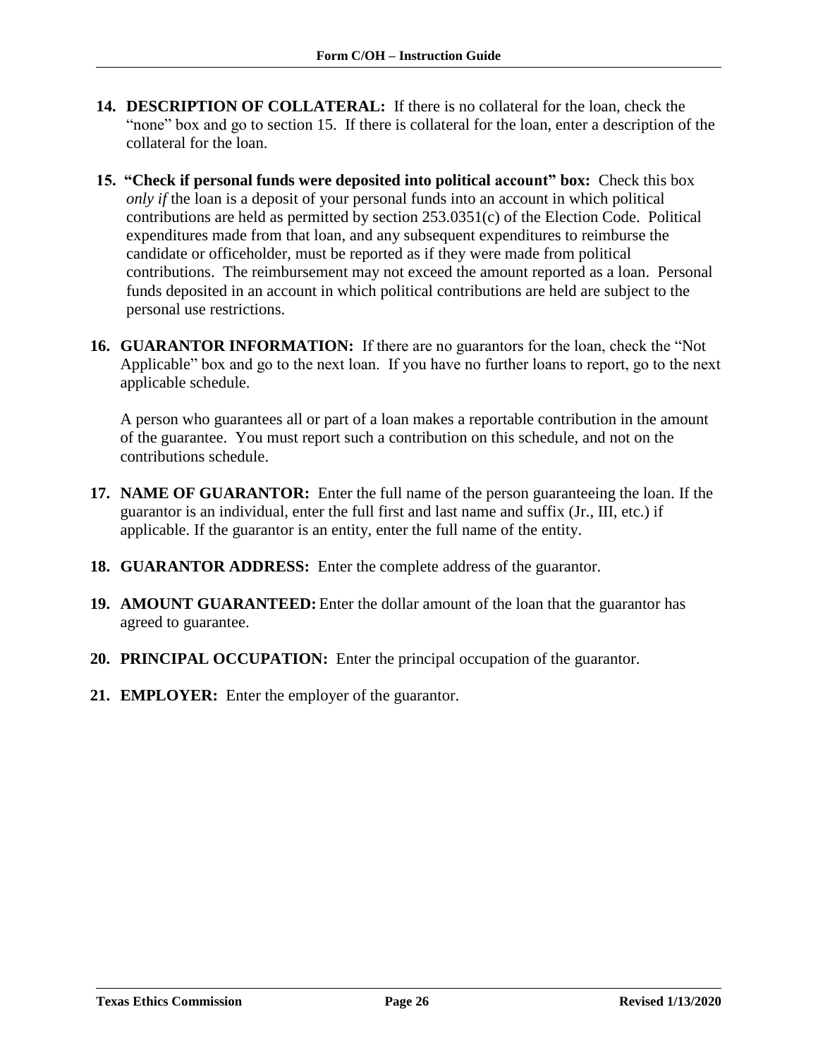14. **DESCRIPTION OF COLLATERAL:** If there is no collateral for the loan, check the "none" box and go to section 15. If there is collateral for the loan, enter a description of the collateral for the loan.

15. **"Check if personal funds were deposited into political account" box:** Check this box *only if* the loan is a deposit of your personal funds into an account in which political contributions are held as permitted by section 253.0351(c) of the Election Code. Political expenditures made from that loan, and any subsequent expenditures to reimburse the candidate or officeholder, must be reported as if they were made from political contributions. The reimbursement may not exceed the amount reported as a loan. Personal funds deposited in an account in which political contributions are held are subject to the personal use restrictions.

16. **GUARANTOR INFORMATION:** If there are no guarantors for the loan, check the "Not Applicable" box and go to the next loan. If you have no further loans to report, go to the next applicable schedule.

    A person who guarantees all or part of a loan makes a reportable contribution in the amount of the guarantee. You must report such a contribution on this schedule, and not on the contributions schedule.

17. **NAME OF GUARANTOR:** Enter the full name of the person guaranteeing the loan. If the guarantor is an individual, enter the full first and last name and suffix (Jr., III, etc.) if applicable. If the guarantor is an entity, enter the full name of the entity.

18. **GUARANTOR ADDRESS:** Enter the complete address of the guarantor.

19. **AMOUNT GUARANTEED:** Enter the dollar amount of the loan that the guarantor has agreed to guarantee.

20. **PRINCIPAL OCCUPATION:** Enter the principal occupation of the guarantor.

21. **EMPLOYER:** Enter the employer of the guarantor.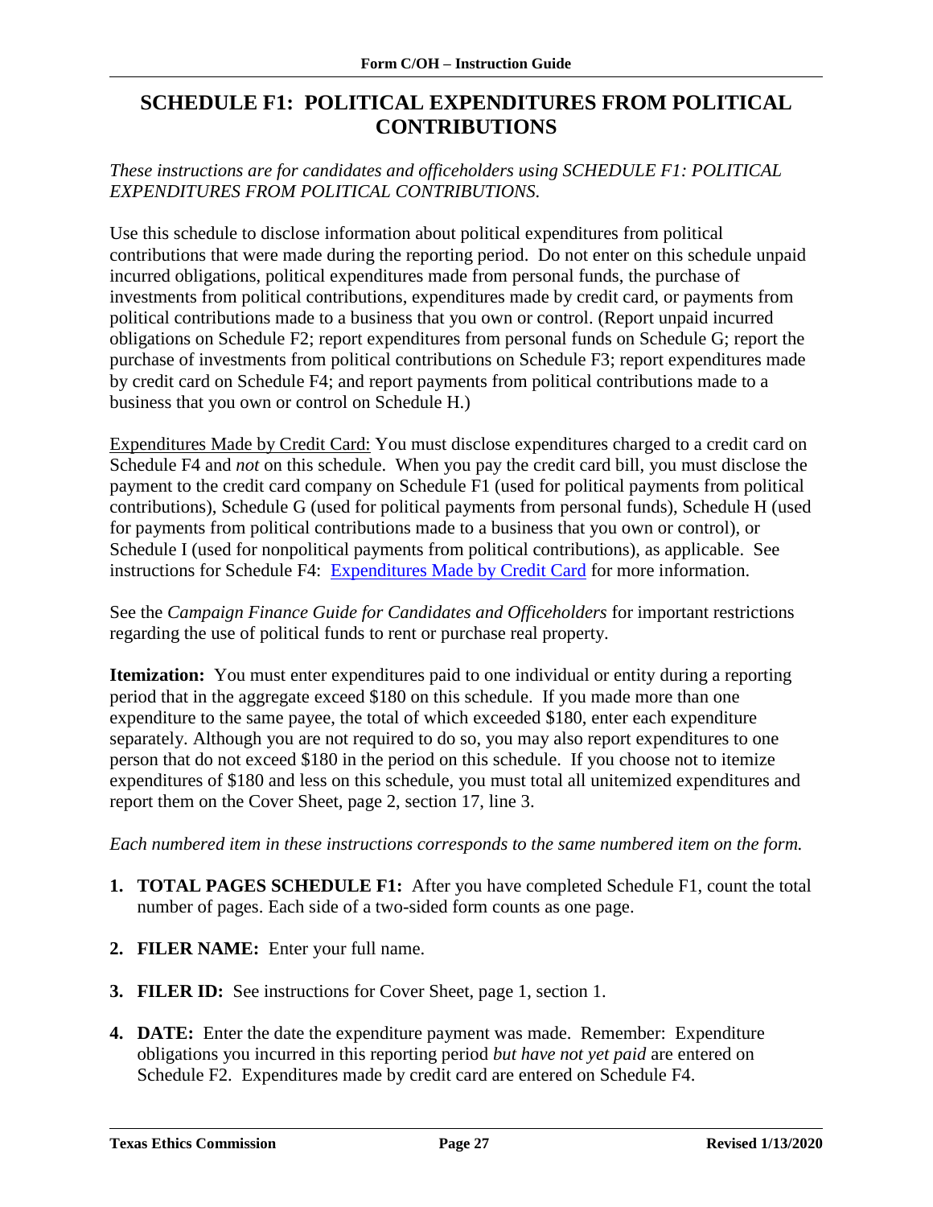# SCHEDULE F1: POLITICAL EXPENDITURES FROM POLITICAL CONTRIBUTIONS

*These instructions are for candidates and officeholders using SCHEDULE F1: POLITICAL EXPENDITURES FROM POLITICAL CONTRIBUTIONS.*

Use this schedule to disclose information about political expenditures from political contributions that were made during the reporting period. Do not enter on this schedule unpaid incurred obligations, political expenditures made from personal funds, the purchase of investments from political contributions, expenditures made by credit card, or payments from political contributions made to a business that you own or control. (Report unpaid incurred obligations on Schedule F2; report expenditures from personal funds on Schedule G; report the purchase of investments from political contributions on Schedule F3; report expenditures made by credit card on Schedule F4; and report payments from political contributions made to a business that you own or control on Schedule H.)

Expenditures Made by Credit Card: You must disclose expenditures charged to a credit card on Schedule F4 and *not* on this schedule. When you pay the credit card bill, you must disclose the payment to the credit card company on Schedule F1 (used for political payments from political contributions), Schedule G (used for political payments from personal funds), Schedule H (used for payments from political contributions made to a business that you own or control), or Schedule I (used for nonpolitical payments from political contributions), as applicable. See instructions for Schedule F4: Expenditures Made by Credit Card for more information.

See the *Campaign Finance Guide for Candidates and Officeholders* for important restrictions regarding the use of political funds to rent or purchase real property.

**Itemization:** You must enter expenditures paid to one individual or entity during a reporting period that in the aggregate exceed $180 on this schedule. If you made more than one expenditure to the same payee, the total of which exceeded $180, enter each expenditure separately. Although you are not required to do so, you may also report expenditures to one person that do not exceed $180 in the period on this schedule. If you choose not to itemize expenditures of $180 and less on this schedule, you must total all unitemized expenditures and report them on the Cover Sheet, page 2, section 17, line 3.

*Each numbered item in these instructions corresponds to the same numbered item on the form.*

1. **TOTAL PAGES SCHEDULE F1:** After you have completed Schedule F1, count the total number of pages. Each side of a two-sided form counts as one page.
2. **FILER NAME:** Enter your full name.
3. **FILER ID:** See instructions for Cover Sheet, page 1, section 1.
4. **DATE:** Enter the date the expenditure payment was made. Remember: Expenditure obligations you incurred in this reporting period *but have not yet paid* are entered on Schedule F2. Expenditures made by credit card are entered on Schedule F4.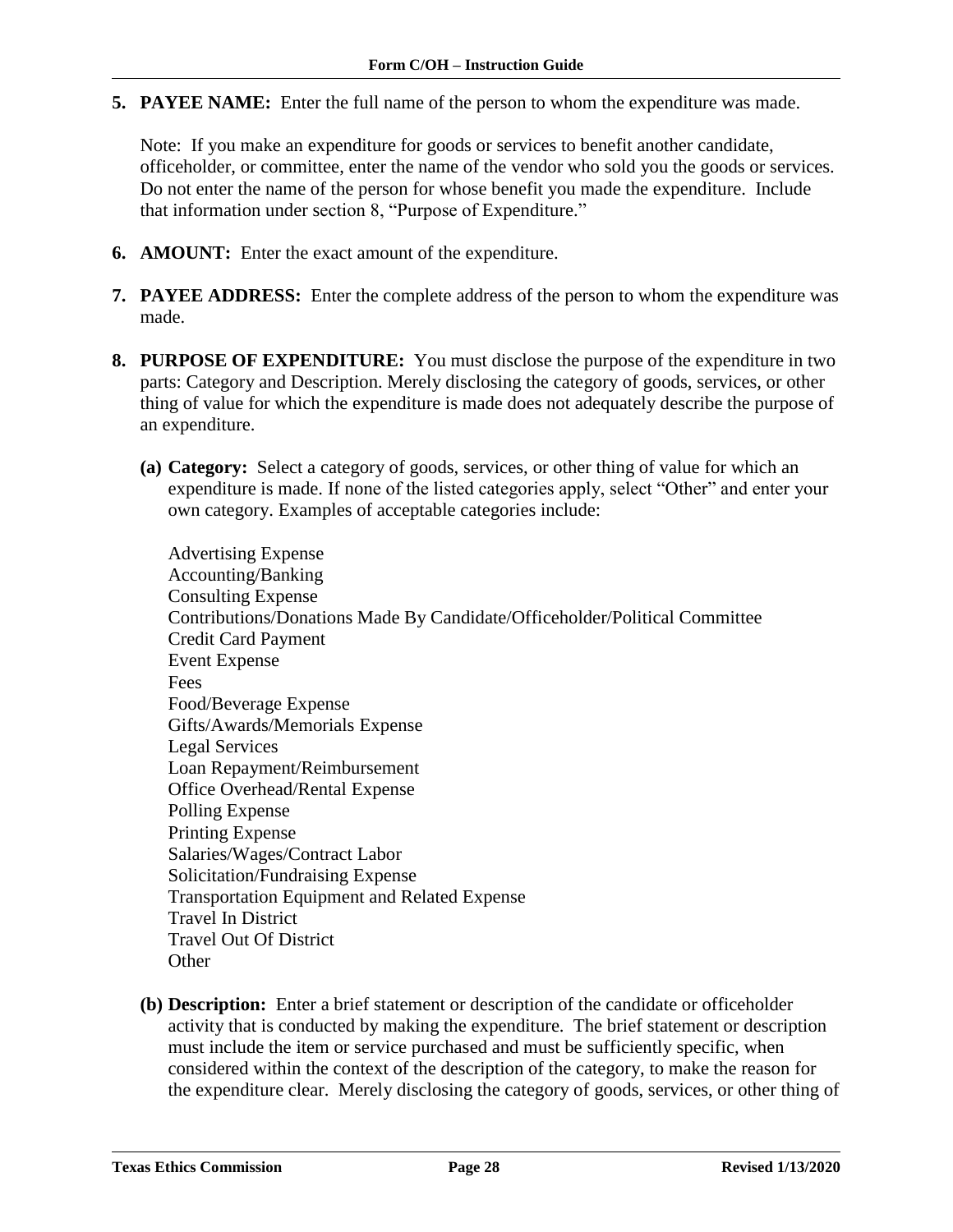**5. PAYEE NAME:** Enter the full name of the person to whom the expenditure was made.

Note: If you make an expenditure for goods or services to benefit another candidate, officeholder, or committee, enter the name of the vendor who sold you the goods or services. Do not enter the name of the person for whose benefit you made the expenditure. Include that information under section 8, "Purpose of Expenditure."

**6. AMOUNT:** Enter the exact amount of the expenditure.

**7. PAYEE ADDRESS:** Enter the complete address of the person to whom the expenditure was made.

**8. PURPOSE OF EXPENDITURE:** You must disclose the purpose of the expenditure in two parts: Category and Description. Merely disclosing the category of goods, services, or other thing of value for which the expenditure is made does not adequately describe the purpose of an expenditure.

**(a) Category:** Select a category of goods, services, or other thing of value for which an expenditure is made. If none of the listed categories apply, select "Other" and enter your own category. Examples of acceptable categories include:

Advertising Expense
Accounting/Banking
Consulting Expense
Contributions/Donations Made By Candidate/Officeholder/Political Committee
Credit Card Payment
Event Expense
Fees
Food/Beverage Expense
Gifts/Awards/Memorials Expense
Legal Services
Loan Repayment/Reimbursement
Office Overhead/Rental Expense
Polling Expense
Printing Expense
Salaries/Wages/Contract Labor
Solicitation/Fundraising Expense
Transportation Equipment and Related Expense
Travel In District
Travel Out Of District
Other

**(b) Description:** Enter a brief statement or description of the candidate or officeholder activity that is conducted by making the expenditure. The brief statement or description must include the item or service purchased and must be sufficiently specific, when considered within the context of the description of the category, to make the reason for the expenditure clear. Merely disclosing the category of goods, services, or other thing of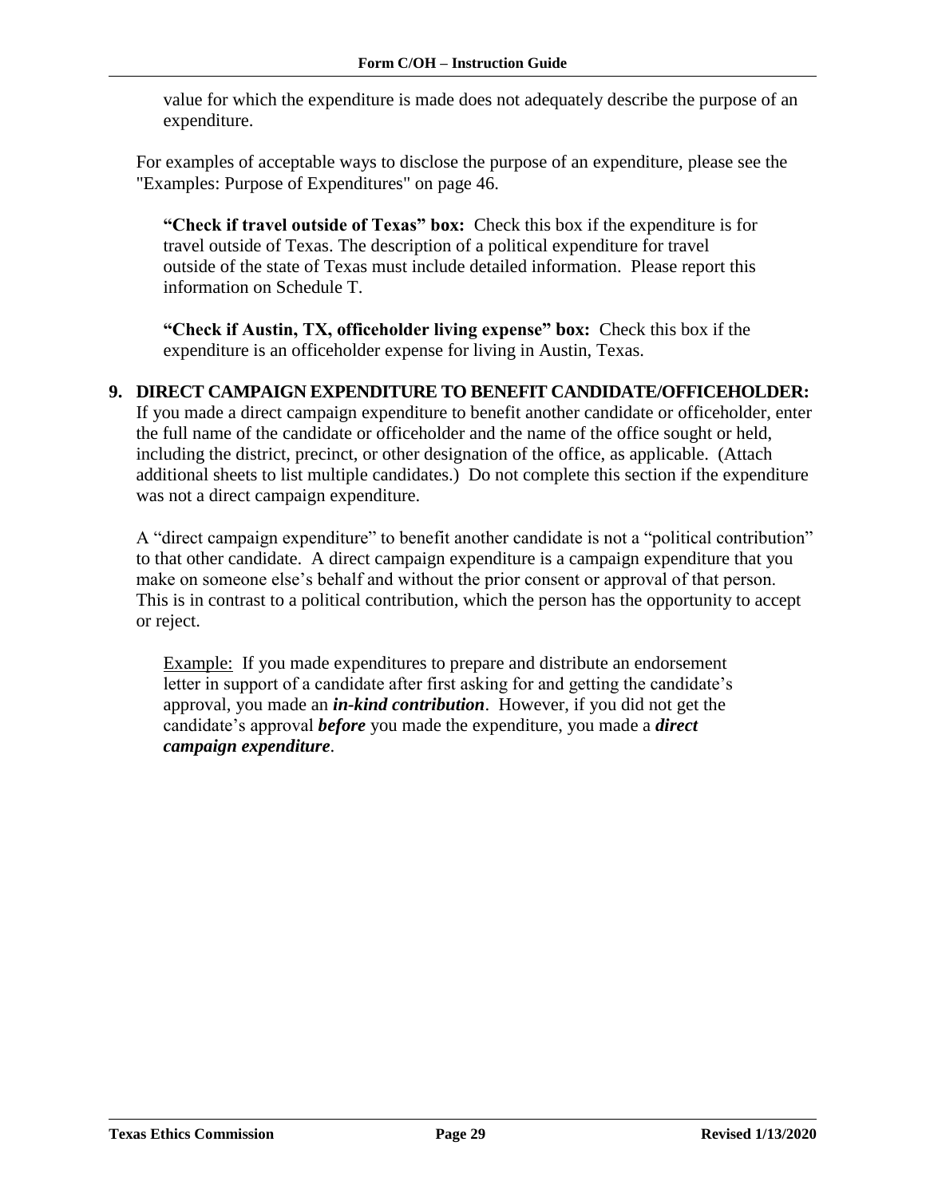value for which the expenditure is made does not adequately describe the purpose of an expenditure.

For examples of acceptable ways to disclose the purpose of an expenditure, please see the "Examples: Purpose of Expenditures" on page 46.

**"Check if travel outside of Texas" box:** Check this box if the expenditure is for travel outside of Texas. The description of a political expenditure for travel outside of the state of Texas must include detailed information. Please report this information on Schedule T.

**"Check if Austin, TX, officeholder living expense" box:** Check this box if the expenditure is an officeholder expense for living in Austin, Texas.

**9. DIRECT CAMPAIGN EXPENDITURE TO BENEFIT CANDIDATE/OFFICEHOLDER:** If you made a direct campaign expenditure to benefit another candidate or officeholder, enter the full name of the candidate or officeholder and the name of the office sought or held, including the district, precinct, or other designation of the office, as applicable. (Attach additional sheets to list multiple candidates.) Do not complete this section if the expenditure was not a direct campaign expenditure.

A "direct campaign expenditure" to benefit another candidate is not a "political contribution" to that other candidate. A direct campaign expenditure is a campaign expenditure that you make on someone else's behalf and without the prior consent or approval of that person. This is in contrast to a political contribution, which the person has the opportunity to accept or reject.

Example: If you made expenditures to prepare and distribute an endorsement letter in support of a candidate after first asking for and getting the candidate's approval, you made an ***in-kind contribution***. However, if you did not get the candidate's approval ***before*** you made the expenditure, you made a ***direct campaign expenditure***.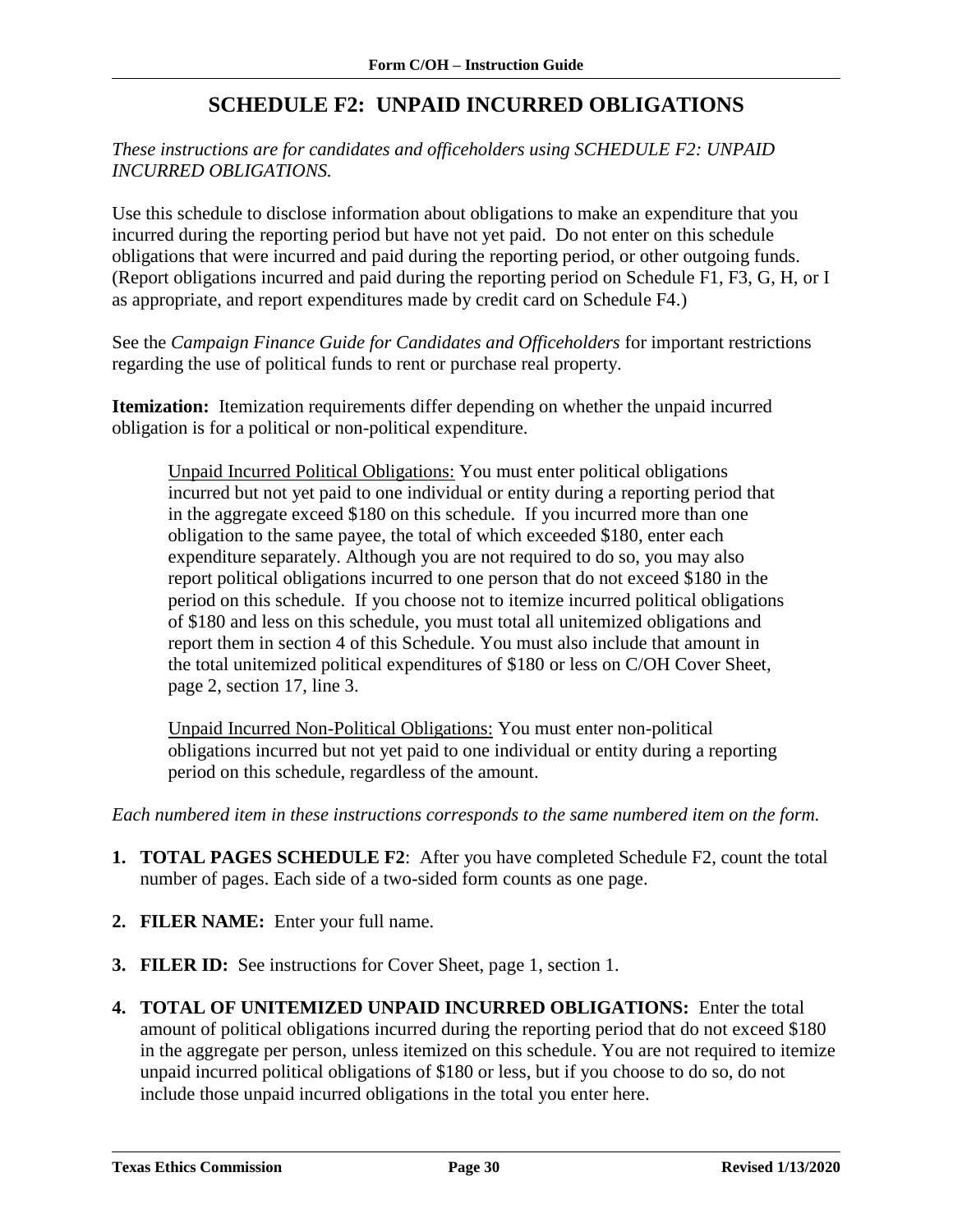# SCHEDULE F2: UNPAID INCURRED OBLIGATIONS

*These instructions are for candidates and officeholders using SCHEDULE F2: UNPAID INCURRED OBLIGATIONS.*

Use this schedule to disclose information about obligations to make an expenditure that you incurred during the reporting period but have not yet paid. Do not enter on this schedule obligations that were incurred and paid during the reporting period, or other outgoing funds. (Report obligations incurred and paid during the reporting period on Schedule F1, F3, G, H, or I as appropriate, and report expenditures made by credit card on Schedule F4.)

See the *Campaign Finance Guide for Candidates and Officeholders* for important restrictions regarding the use of political funds to rent or purchase real property.

**Itemization:** Itemization requirements differ depending on whether the unpaid incurred obligation is for a political or non-political expenditure.

> Unpaid Incurred Political Obligations: You must enter political obligations incurred but not yet paid to one individual or entity during a reporting period that in the aggregate exceed $180 on this schedule. If you incurred more than one obligation to the same payee, the total of which exceeded $180, enter each expenditure separately. Although you are not required to do so, you may also report political obligations incurred to one person that do not exceed $180 in the period on this schedule. If you choose not to itemize incurred political obligations of $180 and less on this schedule, you must total all unitemized obligations and report them in section 4 of this Schedule. You must also include that amount in the total unitemized political expenditures of $180 or less on C/OH Cover Sheet, page 2, section 17, line 3.
>
> Unpaid Incurred Non-Political Obligations: You must enter non-political obligations incurred but not yet paid to one individual or entity during a reporting period on this schedule, regardless of the amount.

*Each numbered item in these instructions corresponds to the same numbered item on the form.*

1. **TOTAL PAGES SCHEDULE F2**: After you have completed Schedule F2, count the total number of pages. Each side of a two-sided form counts as one page.
2. **FILER NAME:** Enter your full name.
3. **FILER ID:** See instructions for Cover Sheet, page 1, section 1.
4. **TOTAL OF UNITEMIZED UNPAID INCURRED OBLIGATIONS:** Enter the total amount of political obligations incurred during the reporting period that do not exceed $180 in the aggregate per person, unless itemized on this schedule. You are not required to itemize unpaid incurred political obligations of $180 or less, but if you choose to do so, do not include those unpaid incurred obligations in the total you enter here.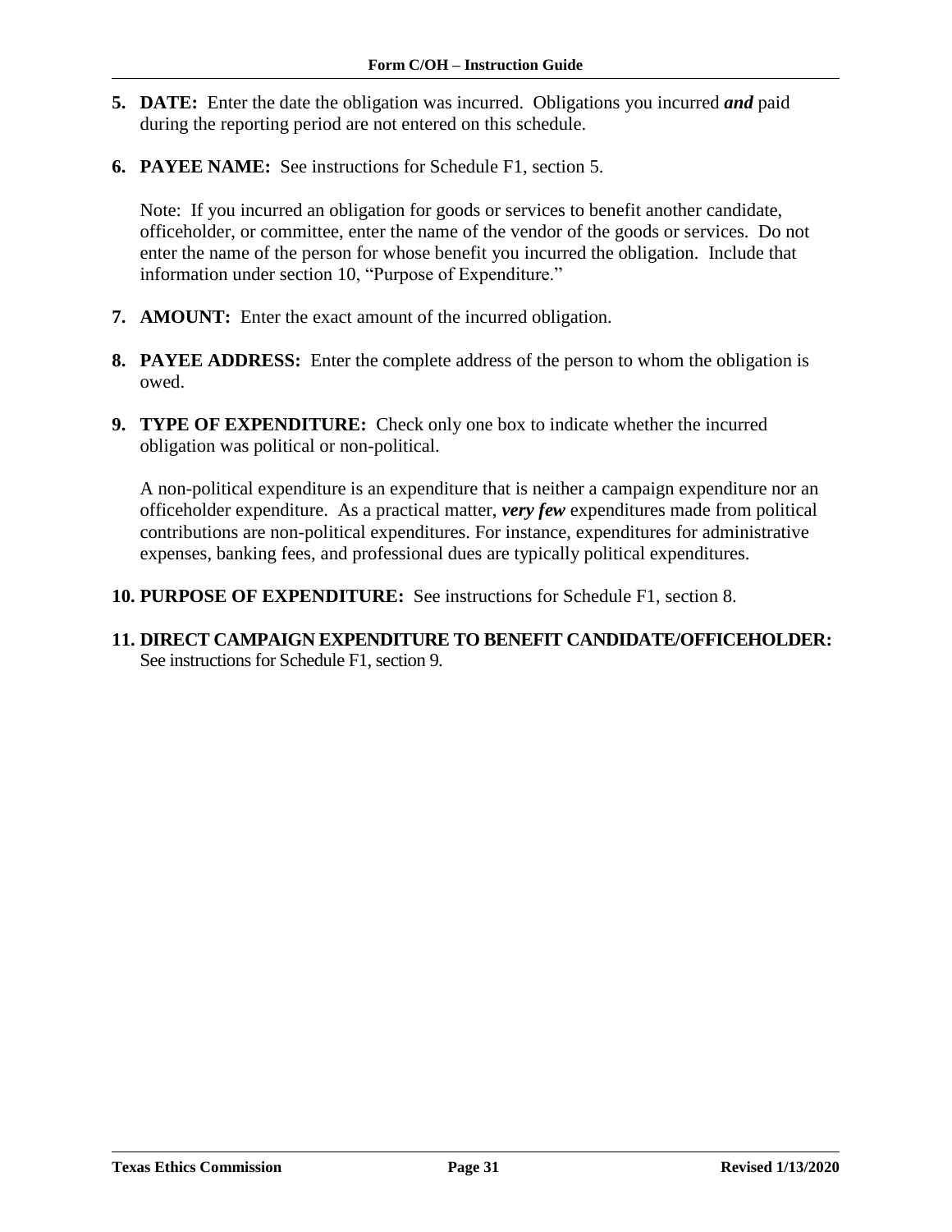5. **DATE:** Enter the date the obligation was incurred. Obligations you incurred ***and*** paid during the reporting period are not entered on this schedule.

6. **PAYEE NAME:** See instructions for Schedule F1, section 5.

   Note: If you incurred an obligation for goods or services to benefit another candidate, officeholder, or committee, enter the name of the vendor of the goods or services. Do not enter the name of the person for whose benefit you incurred the obligation. Include that information under section 10, "Purpose of Expenditure."

7. **AMOUNT:** Enter the exact amount of the incurred obligation.

8. **PAYEE ADDRESS:** Enter the complete address of the person to whom the obligation is owed.

9. **TYPE OF EXPENDITURE:** Check only one box to indicate whether the incurred obligation was political or non-political.

   A non-political expenditure is an expenditure that is neither a campaign expenditure nor an officeholder expenditure. As a practical matter, ***very few*** expenditures made from political contributions are non-political expenditures. For instance, expenditures for administrative expenses, banking fees, and professional dues are typically political expenditures.

10. **PURPOSE OF EXPENDITURE:** See instructions for Schedule F1, section 8.

11. **DIRECT CAMPAIGN EXPENDITURE TO BENEFIT CANDIDATE/OFFICEHOLDER:** See instructions for Schedule F1, section 9.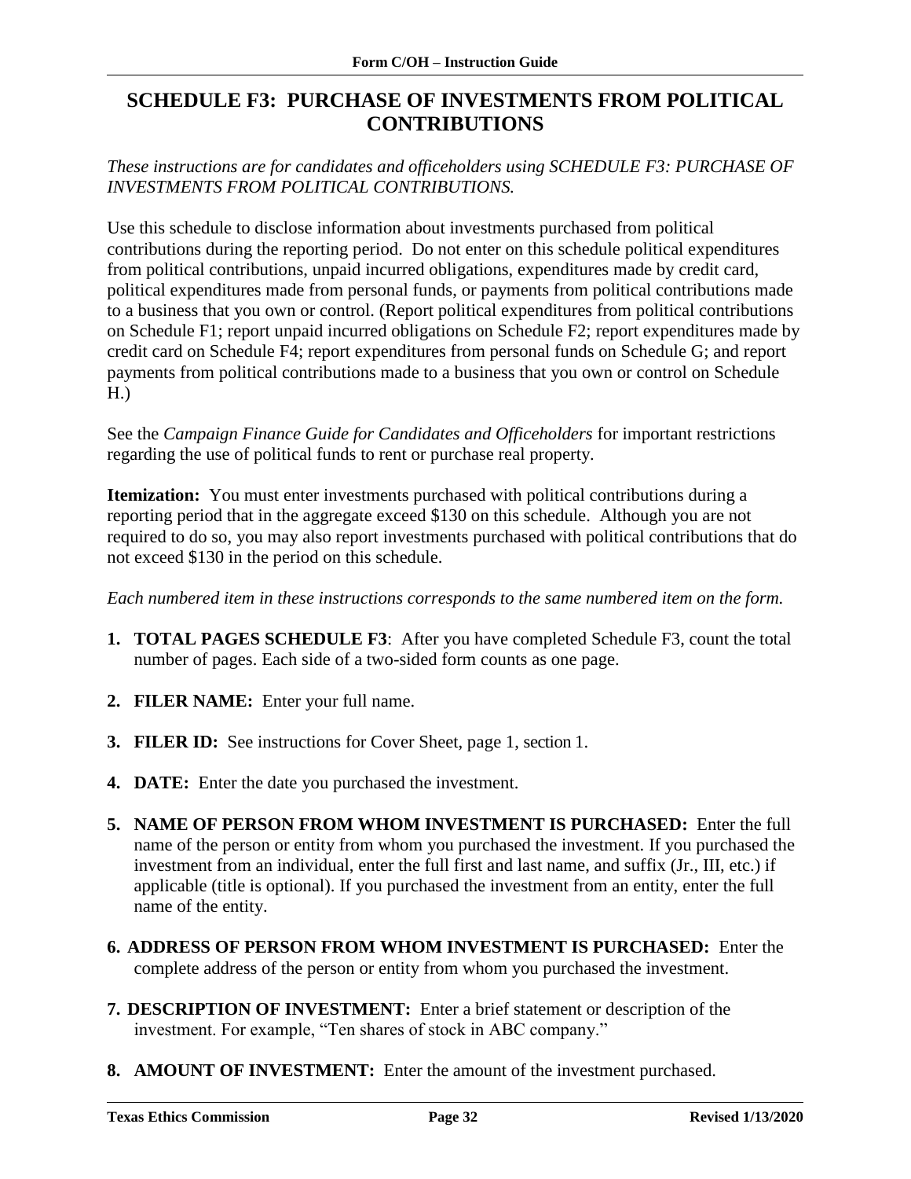# SCHEDULE F3: PURCHASE OF INVESTMENTS FROM POLITICAL CONTRIBUTIONS

*These instructions are for candidates and officeholders using SCHEDULE F3: PURCHASE OF INVESTMENTS FROM POLITICAL CONTRIBUTIONS.*

Use this schedule to disclose information about investments purchased from political contributions during the reporting period. Do not enter on this schedule political expenditures from political contributions, unpaid incurred obligations, expenditures made by credit card, political expenditures made from personal funds, or payments from political contributions made to a business that you own or control. (Report political expenditures from political contributions on Schedule F1; report unpaid incurred obligations on Schedule F2; report expenditures made by credit card on Schedule F4; report expenditures from personal funds on Schedule G; and report payments from political contributions made to a business that you own or control on Schedule H.)

See the *Campaign Finance Guide for Candidates and Officeholders* for important restrictions regarding the use of political funds to rent or purchase real property.

**Itemization:** You must enter investments purchased with political contributions during a reporting period that in the aggregate exceed $130 on this schedule. Although you are not required to do so, you may also report investments purchased with political contributions that do not exceed $130 in the period on this schedule.

*Each numbered item in these instructions corresponds to the same numbered item on the form.*

1. **TOTAL PAGES SCHEDULE F3**: After you have completed Schedule F3, count the total number of pages. Each side of a two-sided form counts as one page.

2. **FILER NAME:** Enter your full name.

3. **FILER ID:** See instructions for Cover Sheet, page 1, section 1.

4. **DATE:** Enter the date you purchased the investment.

5. **NAME OF PERSON FROM WHOM INVESTMENT IS PURCHASED:** Enter the full name of the person or entity from whom you purchased the investment. If you purchased the investment from an individual, enter the full first and last name, and suffix (Jr., III, etc.) if applicable (title is optional). If you purchased the investment from an entity, enter the full name of the entity.

6. **ADDRESS OF PERSON FROM WHOM INVESTMENT IS PURCHASED:** Enter the complete address of the person or entity from whom you purchased the investment.

7. **DESCRIPTION OF INVESTMENT:** Enter a brief statement or description of the investment. For example, "Ten shares of stock in ABC company."

8. **AMOUNT OF INVESTMENT:** Enter the amount of the investment purchased.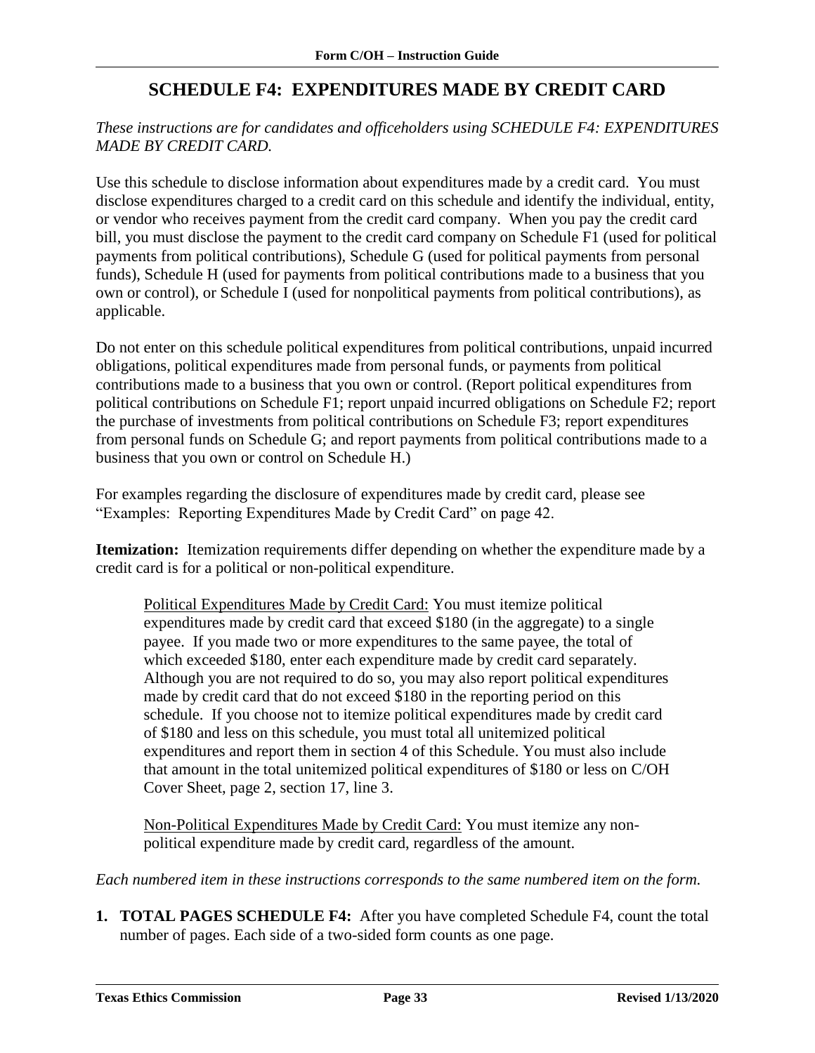# SCHEDULE F4: EXPENDITURES MADE BY CREDIT CARD

*These instructions are for candidates and officeholders using SCHEDULE F4: EXPENDITURES MADE BY CREDIT CARD.*

Use this schedule to disclose information about expenditures made by a credit card. You must disclose expenditures charged to a credit card on this schedule and identify the individual, entity, or vendor who receives payment from the credit card company. When you pay the credit card bill, you must disclose the payment to the credit card company on Schedule F1 (used for political payments from political contributions), Schedule G (used for political payments from personal funds), Schedule H (used for payments from political contributions made to a business that you own or control), or Schedule I (used for nonpolitical payments from political contributions), as applicable.

Do not enter on this schedule political expenditures from political contributions, unpaid incurred obligations, political expenditures made from personal funds, or payments from political contributions made to a business that you own or control. (Report political expenditures from political contributions on Schedule F1; report unpaid incurred obligations on Schedule F2; report the purchase of investments from political contributions on Schedule F3; report expenditures from personal funds on Schedule G; and report payments from political contributions made to a business that you own or control on Schedule H.)

For examples regarding the disclosure of expenditures made by credit card, please see "Examples: Reporting Expenditures Made by Credit Card" on page 42.

**Itemization:** Itemization requirements differ depending on whether the expenditure made by a credit card is for a political or non-political expenditure.

> <u>Political Expenditures Made by Credit Card:</u> You must itemize political expenditures made by credit card that exceed $180 (in the aggregate) to a single payee. If you made two or more expenditures to the same payee, the total of which exceeded $180, enter each expenditure made by credit card separately. Although you are not required to do so, you may also report political expenditures made by credit card that do not exceed $180 in the reporting period on this schedule. If you choose not to itemize political expenditures made by credit card of $180 and less on this schedule, you must total all unitemized political expenditures and report them in section 4 of this Schedule. You must also include that amount in the total unitemized political expenditures of $180 or less on C/OH Cover Sheet, page 2, section 17, line 3.
>
> <u>Non-Political Expenditures Made by Credit Card:</u> You must itemize any non-political expenditure made by credit card, regardless of the amount.

*Each numbered item in these instructions corresponds to the same numbered item on the form.*

1. **TOTAL PAGES SCHEDULE F4:** After you have completed Schedule F4, count the total number of pages. Each side of a two-sided form counts as one page.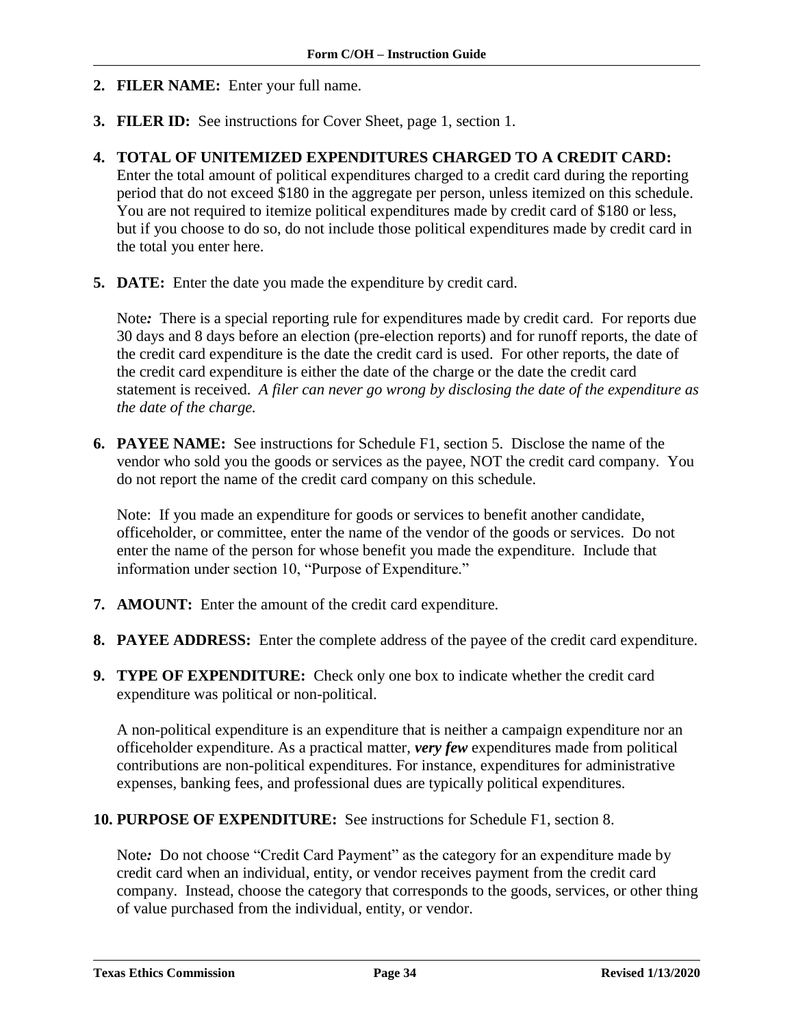2. **FILER NAME:** Enter your full name.

3. **FILER ID:** See instructions for Cover Sheet, page 1, section 1.

4. **TOTAL OF UNITEMIZED EXPENDITURES CHARGED TO A CREDIT CARD:** Enter the total amount of political expenditures charged to a credit card during the reporting period that do not exceed $180 in the aggregate per person, unless itemized on this schedule. You are not required to itemize political expenditures made by credit card of $180 or less, but if you choose to do so, do not include those political expenditures made by credit card in the total you enter here.

5. **DATE:** Enter the date you made the expenditure by credit card.

   Note*:* There is a special reporting rule for expenditures made by credit card. For reports due 30 days and 8 days before an election (pre-election reports) and for runoff reports, the date of the credit card expenditure is the date the credit card is used. For other reports, the date of the credit card expenditure is either the date of the charge or the date the credit card statement is received. *A filer can never go wrong by disclosing the date of the expenditure as the date of the charge.*

6. **PAYEE NAME:** See instructions for Schedule F1, section 5. Disclose the name of the vendor who sold you the goods or services as the payee, NOT the credit card company. You do not report the name of the credit card company on this schedule.

   Note: If you made an expenditure for goods or services to benefit another candidate, officeholder, or committee, enter the name of the vendor of the goods or services. Do not enter the name of the person for whose benefit you made the expenditure. Include that information under section 10, "Purpose of Expenditure."

7. **AMOUNT:** Enter the amount of the credit card expenditure.

8. **PAYEE ADDRESS:** Enter the complete address of the payee of the credit card expenditure.

9. **TYPE OF EXPENDITURE:** Check only one box to indicate whether the credit card expenditure was political or non-political.

   A non-political expenditure is an expenditure that is neither a campaign expenditure nor an officeholder expenditure. As a practical matter, ***very few*** expenditures made from political contributions are non-political expenditures. For instance, expenditures for administrative expenses, banking fees, and professional dues are typically political expenditures.

10. **PURPOSE OF EXPENDITURE:** See instructions for Schedule F1, section 8.

    Note*:* Do not choose "Credit Card Payment" as the category for an expenditure made by credit card when an individual, entity, or vendor receives payment from the credit card company. Instead, choose the category that corresponds to the goods, services, or other thing of value purchased from the individual, entity, or vendor.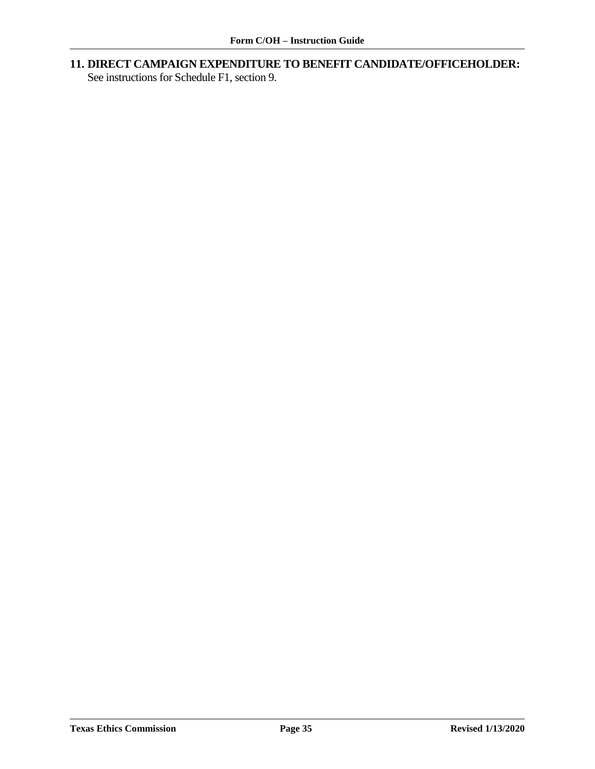## 11. DIRECT CAMPAIGN EXPENDITURE TO BENEFIT CANDIDATE/OFFICEHOLDER:

See instructions for Schedule F1, section 9.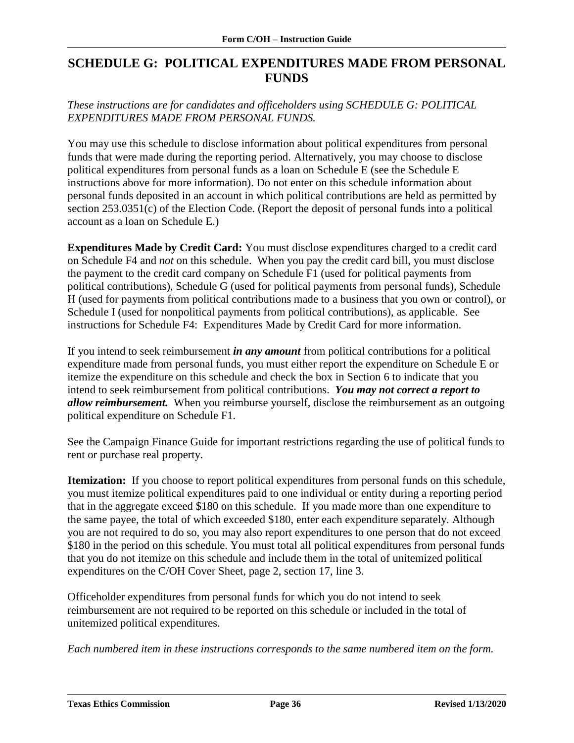# SCHEDULE G: POLITICAL EXPENDITURES MADE FROM PERSONAL FUNDS

*These instructions are for candidates and officeholders using SCHEDULE G: POLITICAL EXPENDITURES MADE FROM PERSONAL FUNDS.*

You may use this schedule to disclose information about political expenditures from personal funds that were made during the reporting period. Alternatively, you may choose to disclose political expenditures from personal funds as a loan on Schedule E (see the Schedule E instructions above for more information). Do not enter on this schedule information about personal funds deposited in an account in which political contributions are held as permitted by section 253.0351(c) of the Election Code. (Report the deposit of personal funds into a political account as a loan on Schedule E.)

**Expenditures Made by Credit Card:** You must disclose expenditures charged to a credit card on Schedule F4 and *not* on this schedule. When you pay the credit card bill, you must disclose the payment to the credit card company on Schedule F1 (used for political payments from political contributions), Schedule G (used for political payments from personal funds), Schedule H (used for payments from political contributions made to a business that you own or control), or Schedule I (used for nonpolitical payments from political contributions), as applicable. See instructions for Schedule F4: Expenditures Made by Credit Card for more information.

If you intend to seek reimbursement ***in any amount*** from political contributions for a political expenditure made from personal funds, you must either report the expenditure on Schedule E or itemize the expenditure on this schedule and check the box in Section 6 to indicate that you intend to seek reimbursement from political contributions. ***You may not correct a report to allow reimbursement.*** When you reimburse yourself, disclose the reimbursement as an outgoing political expenditure on Schedule F1.

See the Campaign Finance Guide for important restrictions regarding the use of political funds to rent or purchase real property.

**Itemization:** If you choose to report political expenditures from personal funds on this schedule, you must itemize political expenditures paid to one individual or entity during a reporting period that in the aggregate exceed $180 on this schedule. If you made more than one expenditure to the same payee, the total of which exceeded $180, enter each expenditure separately. Although you are not required to do so, you may also report expenditures to one person that do not exceed $180 in the period on this schedule. You must total all political expenditures from personal funds that you do not itemize on this schedule and include them in the total of unitemized political expenditures on the C/OH Cover Sheet, page 2, section 17, line 3.

Officeholder expenditures from personal funds for which you do not intend to seek reimbursement are not required to be reported on this schedule or included in the total of unitemized political expenditures.

*Each numbered item in these instructions corresponds to the same numbered item on the form.*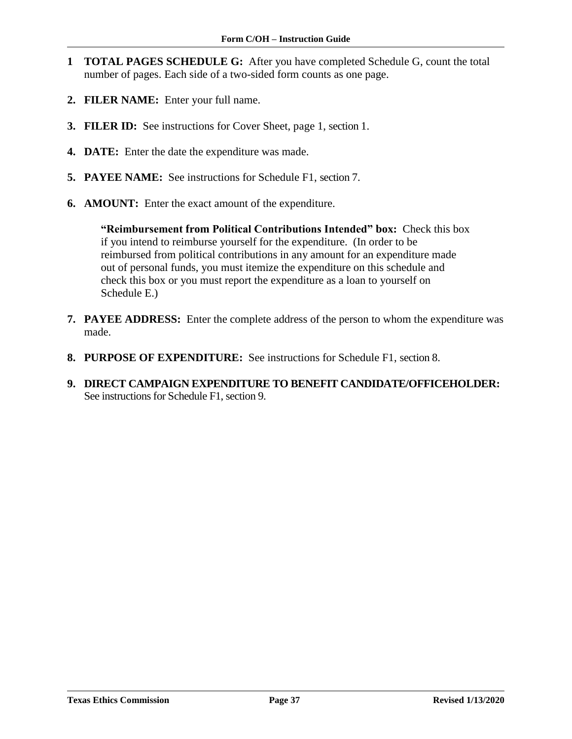1 **TOTAL PAGES SCHEDULE G:** After you have completed Schedule G, count the total number of pages. Each side of a two-sided form counts as one page.

2. **FILER NAME:** Enter your full name.

3. **FILER ID:** See instructions for Cover Sheet, page 1, section 1.

4. **DATE:** Enter the date the expenditure was made.

5. **PAYEE NAME:** See instructions for Schedule F1, section 7.

6. **AMOUNT:** Enter the exact amount of the expenditure.

   **"Reimbursement from Political Contributions Intended" box:** Check this box if you intend to reimburse yourself for the expenditure. (In order to be reimbursed from political contributions in any amount for an expenditure made out of personal funds, you must itemize the expenditure on this schedule and check this box or you must report the expenditure as a loan to yourself on Schedule E.)

7. **PAYEE ADDRESS:** Enter the complete address of the person to whom the expenditure was made.

8. **PURPOSE OF EXPENDITURE:** See instructions for Schedule F1, section 8.

9. **DIRECT CAMPAIGN EXPENDITURE TO BENEFIT CANDIDATE/OFFICEHOLDER:** See instructions for Schedule F1, section 9.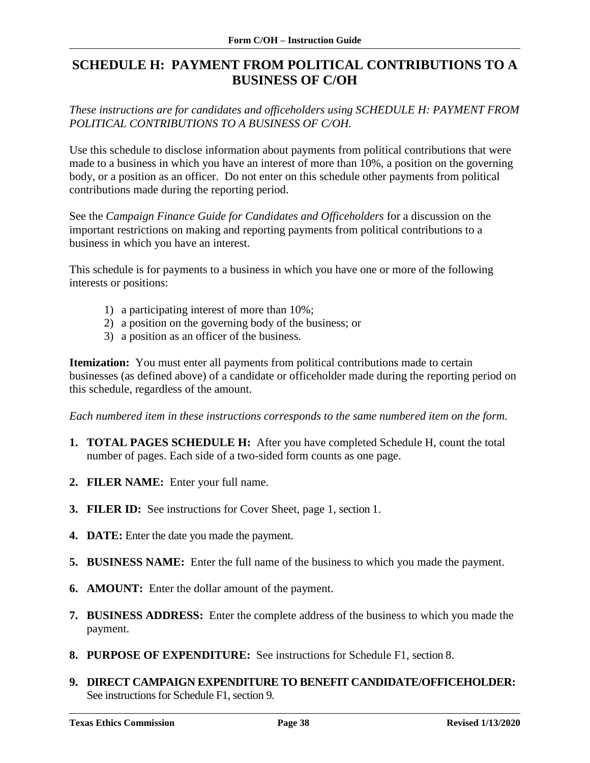# SCHEDULE H: PAYMENT FROM POLITICAL CONTRIBUTIONS TO A BUSINESS OF C/OH

*These instructions are for candidates and officeholders using SCHEDULE H: PAYMENT FROM POLITICAL CONTRIBUTIONS TO A BUSINESS OF C/OH.*

Use this schedule to disclose information about payments from political contributions that were made to a business in which you have an interest of more than 10%, a position on the governing body, or a position as an officer. Do not enter on this schedule other payments from political contributions made during the reporting period.

See the *Campaign Finance Guide for Candidates and Officeholders* for a discussion on the important restrictions on making and reporting payments from political contributions to a business in which you have an interest.

This schedule is for payments to a business in which you have one or more of the following interests or positions:

1) a participating interest of more than 10%;
2) a position on the governing body of the business; or
3) a position as an officer of the business.

**Itemization:** You must enter all payments from political contributions made to certain businesses (as defined above) of a candidate or officeholder made during the reporting period on this schedule, regardless of the amount.

*Each numbered item in these instructions corresponds to the same numbered item on the form.*

1. **TOTAL PAGES SCHEDULE H:** After you have completed Schedule H, count the total number of pages. Each side of a two-sided form counts as one page.
2. **FILER NAME:** Enter your full name.
3. **FILER ID:** See instructions for Cover Sheet, page 1, section 1.
4. **DATE:** Enter the date you made the payment.
5. **BUSINESS NAME:** Enter the full name of the business to which you made the payment.
6. **AMOUNT:** Enter the dollar amount of the payment.
7. **BUSINESS ADDRESS:** Enter the complete address of the business to which you made the payment.
8. **PURPOSE OF EXPENDITURE:** See instructions for Schedule F1, section 8.
9. **DIRECT CAMPAIGN EXPENDITURE TO BENEFIT CANDIDATE/OFFICEHOLDER:** See instructions for Schedule F1, section 9.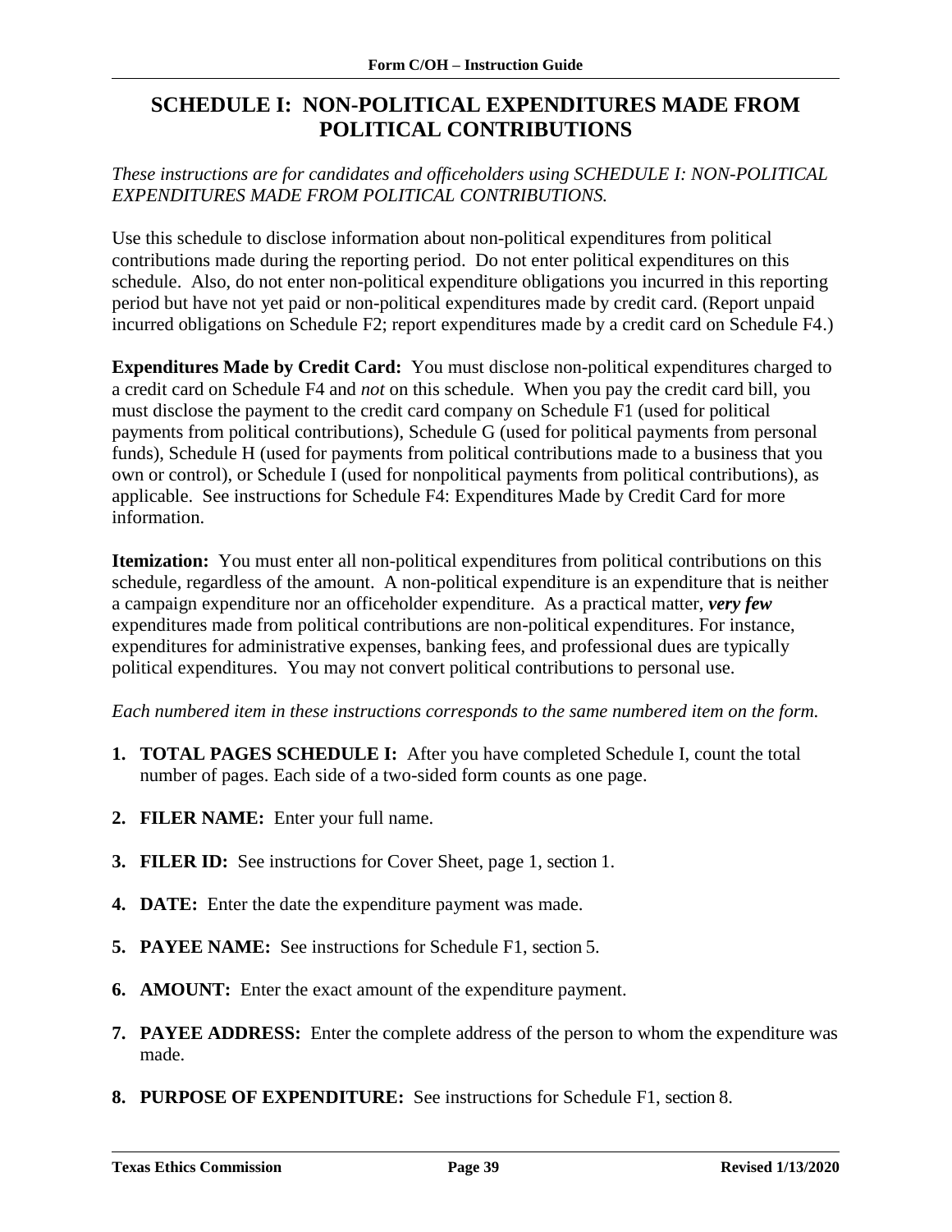## SCHEDULE I: NON-POLITICAL EXPENDITURES MADE FROM POLITICAL CONTRIBUTIONS

*These instructions are for candidates and officeholders using SCHEDULE I: NON-POLITICAL EXPENDITURES MADE FROM POLITICAL CONTRIBUTIONS.*

Use this schedule to disclose information about non-political expenditures from political contributions made during the reporting period. Do not enter political expenditures on this schedule. Also, do not enter non-political expenditure obligations you incurred in this reporting period but have not yet paid or non-political expenditures made by credit card. (Report unpaid incurred obligations on Schedule F2; report expenditures made by a credit card on Schedule F4.)

**Expenditures Made by Credit Card:** You must disclose non-political expenditures charged to a credit card on Schedule F4 and *not* on this schedule. When you pay the credit card bill, you must disclose the payment to the credit card company on Schedule F1 (used for political payments from political contributions), Schedule G (used for political payments from personal funds), Schedule H (used for payments from political contributions made to a business that you own or control), or Schedule I (used for nonpolitical payments from political contributions), as applicable. See instructions for Schedule F4: Expenditures Made by Credit Card for more information.

**Itemization:** You must enter all non-political expenditures from political contributions on this schedule, regardless of the amount. A non-political expenditure is an expenditure that is neither a campaign expenditure nor an officeholder expenditure. As a practical matter, ***very few*** expenditures made from political contributions are non-political expenditures. For instance, expenditures for administrative expenses, banking fees, and professional dues are typically political expenditures. You may not convert political contributions to personal use.

*Each numbered item in these instructions corresponds to the same numbered item on the form.*

1. **TOTAL PAGES SCHEDULE I:** After you have completed Schedule I, count the total number of pages. Each side of a two-sided form counts as one page.
2. **FILER NAME:** Enter your full name.
3. **FILER ID:** See instructions for Cover Sheet, page 1, section 1.
4. **DATE:** Enter the date the expenditure payment was made.
5. **PAYEE NAME:** See instructions for Schedule F1, section 5.
6. **AMOUNT:** Enter the exact amount of the expenditure payment.
7. **PAYEE ADDRESS:** Enter the complete address of the person to whom the expenditure was made.
8. **PURPOSE OF EXPENDITURE:** See instructions for Schedule F1, section 8.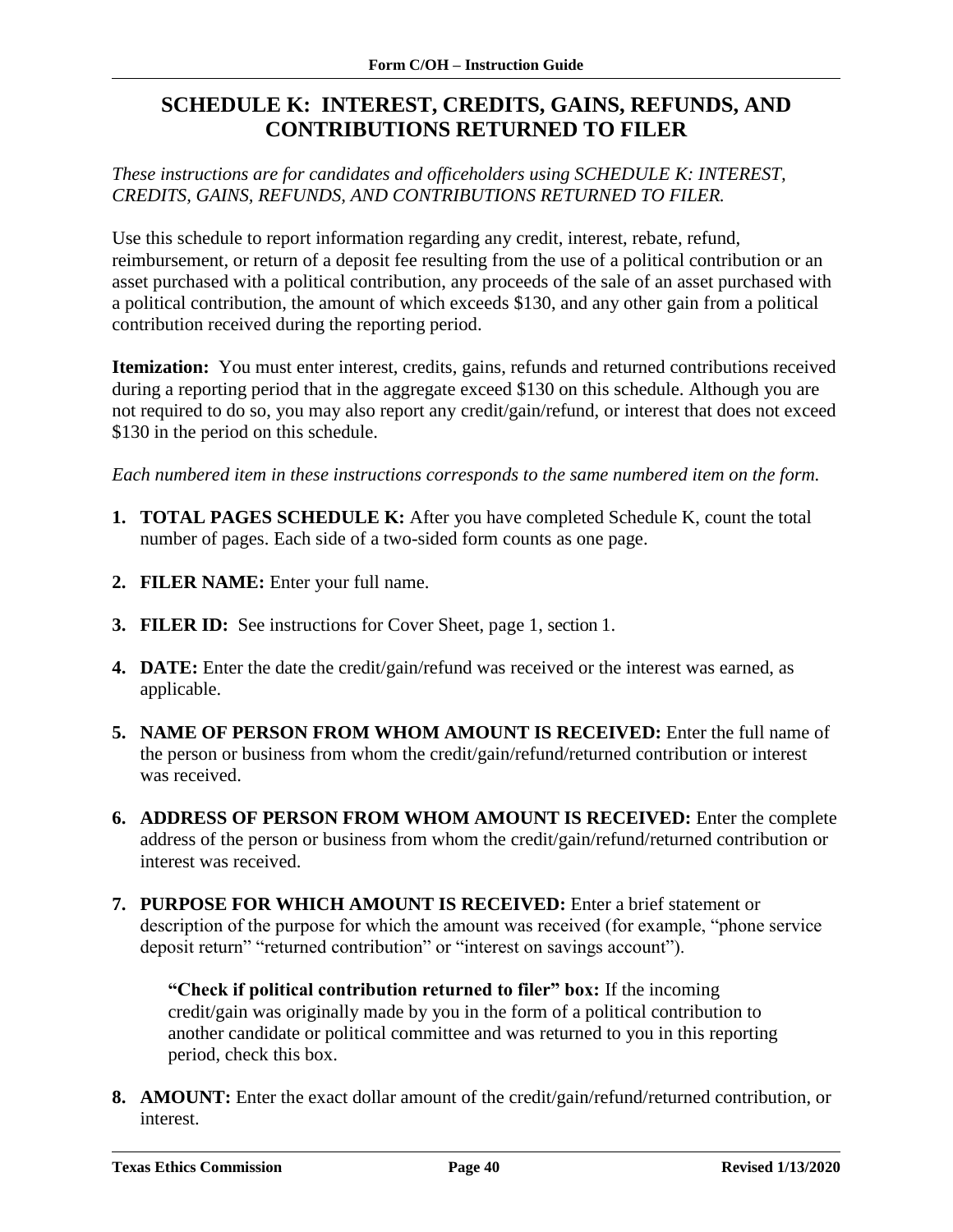# SCHEDULE K: INTEREST, CREDITS, GAINS, REFUNDS, AND CONTRIBUTIONS RETURNED TO FILER

*These instructions are for candidates and officeholders using SCHEDULE K: INTEREST, CREDITS, GAINS, REFUNDS, AND CONTRIBUTIONS RETURNED TO FILER.*

Use this schedule to report information regarding any credit, interest, rebate, refund, reimbursement, or return of a deposit fee resulting from the use of a political contribution or an asset purchased with a political contribution, any proceeds of the sale of an asset purchased with a political contribution, the amount of which exceeds $130, and any other gain from a political contribution received during the reporting period.

**Itemization:** You must enter interest, credits, gains, refunds and returned contributions received during a reporting period that in the aggregate exceed $130 on this schedule. Although you are not required to do so, you may also report any credit/gain/refund, or interest that does not exceed $130 in the period on this schedule.

*Each numbered item in these instructions corresponds to the same numbered item on the form.*

1. **TOTAL PAGES SCHEDULE K:** After you have completed Schedule K, count the total number of pages. Each side of a two-sided form counts as one page.

2. **FILER NAME:** Enter your full name.

3. **FILER ID:** See instructions for Cover Sheet, page 1, section 1.

4. **DATE:** Enter the date the credit/gain/refund was received or the interest was earned, as applicable.

5. **NAME OF PERSON FROM WHOM AMOUNT IS RECEIVED:** Enter the full name of the person or business from whom the credit/gain/refund/returned contribution or interest was received.

6. **ADDRESS OF PERSON FROM WHOM AMOUNT IS RECEIVED:** Enter the complete address of the person or business from whom the credit/gain/refund/returned contribution or interest was received.

7. **PURPOSE FOR WHICH AMOUNT IS RECEIVED:** Enter a brief statement or description of the purpose for which the amount was received (for example, "phone service deposit return" "returned contribution" or "interest on savings account").

   **"Check if political contribution returned to filer" box:** If the incoming credit/gain was originally made by you in the form of a political contribution to another candidate or political committee and was returned to you in this reporting period, check this box.

8. **AMOUNT:** Enter the exact dollar amount of the credit/gain/refund/returned contribution, or interest.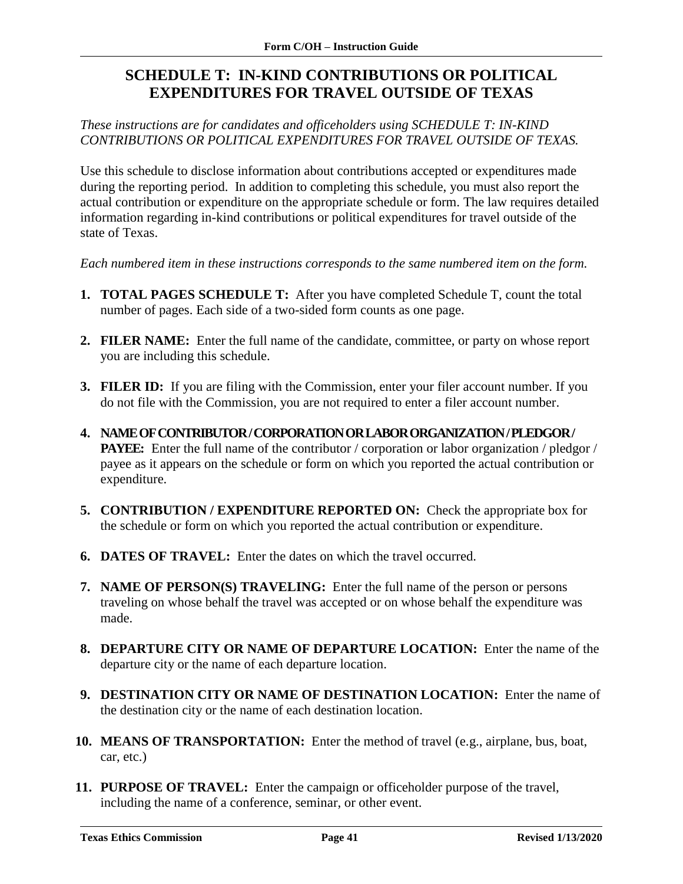# SCHEDULE T: IN-KIND CONTRIBUTIONS OR POLITICAL EXPENDITURES FOR TRAVEL OUTSIDE OF TEXAS

*These instructions are for candidates and officeholders using SCHEDULE T: IN-KIND CONTRIBUTIONS OR POLITICAL EXPENDITURES FOR TRAVEL OUTSIDE OF TEXAS.*

Use this schedule to disclose information about contributions accepted or expenditures made during the reporting period. In addition to completing this schedule, you must also report the actual contribution or expenditure on the appropriate schedule or form. The law requires detailed information regarding in-kind contributions or political expenditures for travel outside of the state of Texas.

*Each numbered item in these instructions corresponds to the same numbered item on the form.*

1. **TOTAL PAGES SCHEDULE T:** After you have completed Schedule T, count the total number of pages. Each side of a two-sided form counts as one page.
2. **FILER NAME:** Enter the full name of the candidate, committee, or party on whose report you are including this schedule.
3. **FILER ID:** If you are filing with the Commission, enter your filer account number. If you do not file with the Commission, you are not required to enter a filer account number.
4. **NAME OF CONTRIBUTOR / CORPORATION OR LABOR ORGANIZATION / PLEDGOR / PAYEE:** Enter the full name of the contributor / corporation or labor organization / pledgor / payee as it appears on the schedule or form on which you reported the actual contribution or expenditure.
5. **CONTRIBUTION / EXPENDITURE REPORTED ON:** Check the appropriate box for the schedule or form on which you reported the actual contribution or expenditure.
6. **DATES OF TRAVEL:** Enter the dates on which the travel occurred.
7. **NAME OF PERSON(S) TRAVELING:** Enter the full name of the person or persons traveling on whose behalf the travel was accepted or on whose behalf the expenditure was made.
8. **DEPARTURE CITY OR NAME OF DEPARTURE LOCATION:** Enter the name of the departure city or the name of each departure location.
9. **DESTINATION CITY OR NAME OF DESTINATION LOCATION:** Enter the name of the destination city or the name of each destination location.
10. **MEANS OF TRANSPORTATION:** Enter the method of travel (e.g., airplane, bus, boat, car, etc.)
11. **PURPOSE OF TRAVEL:** Enter the campaign or officeholder purpose of the travel, including the name of a conference, seminar, or other event.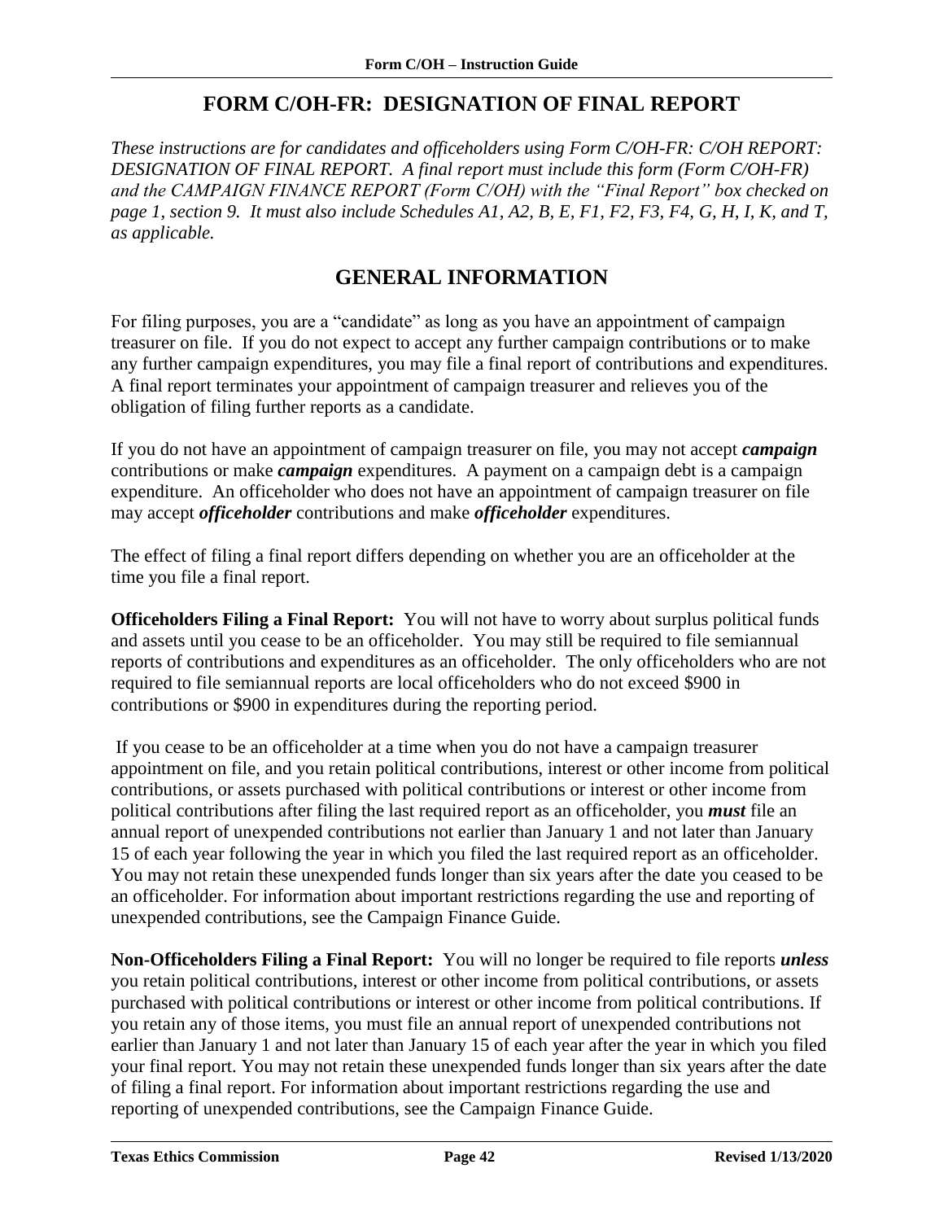# FORM C/OH-FR: DESIGNATION OF FINAL REPORT

*These instructions are for candidates and officeholders using Form C/OH-FR: C/OH REPORT: DESIGNATION OF FINAL REPORT. A final report must include this form (Form C/OH-FR) and the CAMPAIGN FINANCE REPORT (Form C/OH) with the "Final Report" box checked on page 1, section 9. It must also include Schedules A1, A2, B, E, F1, F2, F3, F4, G, H, I, K, and T, as applicable.*

## GENERAL INFORMATION

For filing purposes, you are a "candidate" as long as you have an appointment of campaign treasurer on file. If you do not expect to accept any further campaign contributions or to make any further campaign expenditures, you may file a final report of contributions and expenditures. A final report terminates your appointment of campaign treasurer and relieves you of the obligation of filing further reports as a candidate.

If you do not have an appointment of campaign treasurer on file, you may not accept ***campaign*** contributions or make ***campaign*** expenditures. A payment on a campaign debt is a campaign expenditure. An officeholder who does not have an appointment of campaign treasurer on file may accept ***officeholder*** contributions and make ***officeholder*** expenditures.

The effect of filing a final report differs depending on whether you are an officeholder at the time you file a final report.

**Officeholders Filing a Final Report:** You will not have to worry about surplus political funds and assets until you cease to be an officeholder. You may still be required to file semiannual reports of contributions and expenditures as an officeholder. The only officeholders who are not required to file semiannual reports are local officeholders who do not exceed $900 in contributions or $900 in expenditures during the reporting period.

If you cease to be an officeholder at a time when you do not have a campaign treasurer appointment on file, and you retain political contributions, interest or other income from political contributions, or assets purchased with political contributions or interest or other income from political contributions after filing the last required report as an officeholder, you ***must*** file an annual report of unexpended contributions not earlier than January 1 and not later than January 15 of each year following the year in which you filed the last required report as an officeholder. You may not retain these unexpended funds longer than six years after the date you ceased to be an officeholder. For information about important restrictions regarding the use and reporting of unexpended contributions, see the Campaign Finance Guide.

**Non-Officeholders Filing a Final Report:** You will no longer be required to file reports ***unless*** you retain political contributions, interest or other income from political contributions, or assets purchased with political contributions or interest or other income from political contributions. If you retain any of those items, you must file an annual report of unexpended contributions not earlier than January 1 and not later than January 15 of each year after the year in which you filed your final report. You may not retain these unexpended funds longer than six years after the date of filing a final report. For information about important restrictions regarding the use and reporting of unexpended contributions, see the Campaign Finance Guide.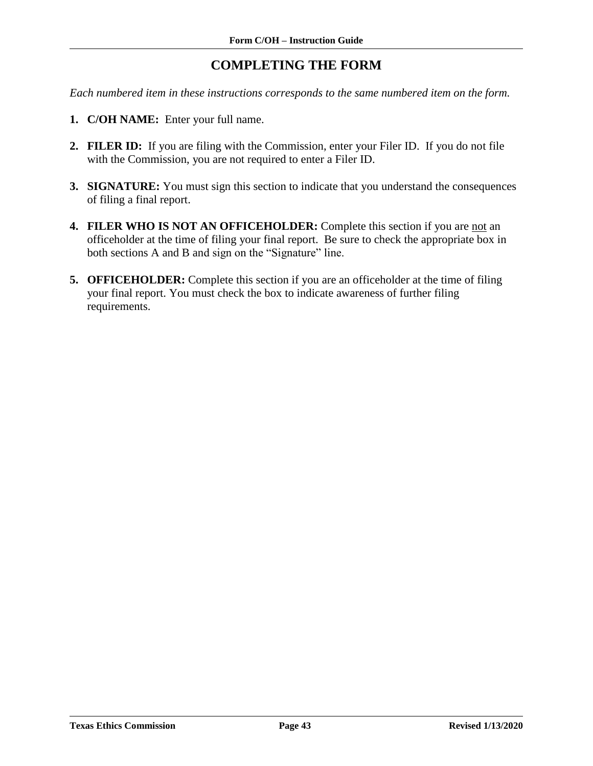# COMPLETING THE FORM

*Each numbered item in these instructions corresponds to the same numbered item on the form.*

1. **C/OH NAME:** Enter your full name.

2. **FILER ID:** If you are filing with the Commission, enter your Filer ID. If you do not file with the Commission, you are not required to enter a Filer ID.

3. **SIGNATURE:** You must sign this section to indicate that you understand the consequences of filing a final report.

4. **FILER WHO IS NOT AN OFFICEHOLDER:** Complete this section if you are not an officeholder at the time of filing your final report. Be sure to check the appropriate box in both sections A and B and sign on the "Signature" line.

5. **OFFICEHOLDER:** Complete this section if you are an officeholder at the time of filing your final report. You must check the box to indicate awareness of further filing requirements.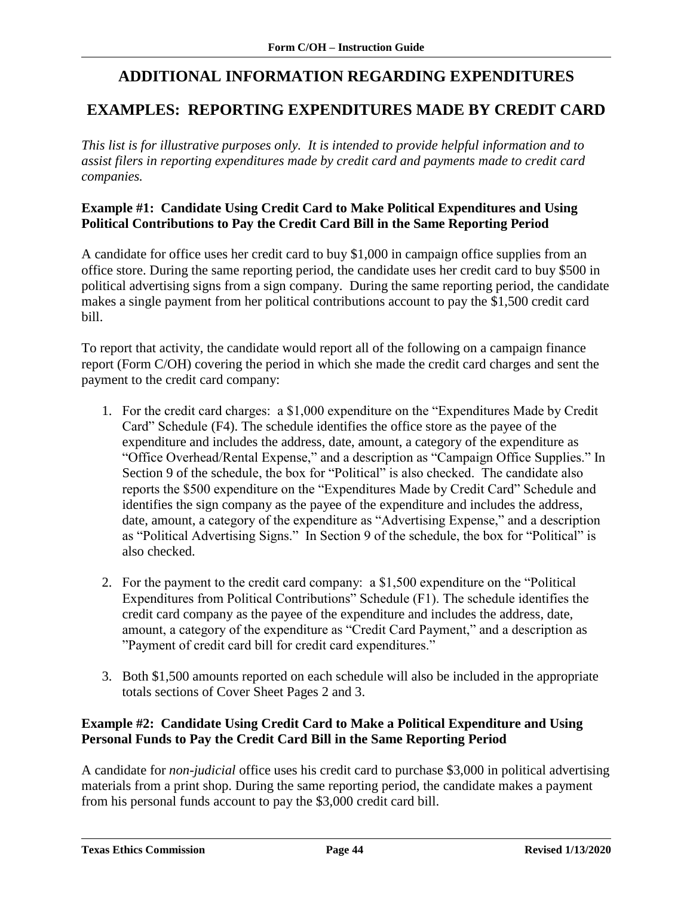# ADDITIONAL INFORMATION REGARDING EXPENDITURES

# EXAMPLES: REPORTING EXPENDITURES MADE BY CREDIT CARD

*This list is for illustrative purposes only. It is intended to provide helpful information and to assist filers in reporting expenditures made by credit card and payments made to credit card companies.*

**Example #1: Candidate Using Credit Card to Make Political Expenditures and Using Political Contributions to Pay the Credit Card Bill in the Same Reporting Period**

A candidate for office uses her credit card to buy $1,000 in campaign office supplies from an office store. During the same reporting period, the candidate uses her credit card to buy $500 in political advertising signs from a sign company. During the same reporting period, the candidate makes a single payment from her political contributions account to pay the $1,500 credit card bill.

To report that activity, the candidate would report all of the following on a campaign finance report (Form C/OH) covering the period in which she made the credit card charges and sent the payment to the credit card company:

1. For the credit card charges: a $1,000 expenditure on the "Expenditures Made by Credit Card" Schedule (F4). The schedule identifies the office store as the payee of the expenditure and includes the address, date, amount, a category of the expenditure as "Office Overhead/Rental Expense," and a description as "Campaign Office Supplies." In Section 9 of the schedule, the box for "Political" is also checked. The candidate also reports the $500 expenditure on the "Expenditures Made by Credit Card" Schedule and identifies the sign company as the payee of the expenditure and includes the address, date, amount, a category of the expenditure as "Advertising Expense," and a description as "Political Advertising Signs." In Section 9 of the schedule, the box for "Political" is also checked.

2. For the payment to the credit card company: a $1,500 expenditure on the "Political Expenditures from Political Contributions" Schedule (F1). The schedule identifies the credit card company as the payee of the expenditure and includes the address, date, amount, a category of the expenditure as "Credit Card Payment," and a description as "Payment of credit card bill for credit card expenditures."

3. Both $1,500 amounts reported on each schedule will also be included in the appropriate totals sections of Cover Sheet Pages 2 and 3.

**Example #2: Candidate Using Credit Card to Make a Political Expenditure and Using Personal Funds to Pay the Credit Card Bill in the Same Reporting Period**

A candidate for *non-judicial* office uses his credit card to purchase $3,000 in political advertising materials from a print shop. During the same reporting period, the candidate makes a payment from his personal funds account to pay the $3,000 credit card bill.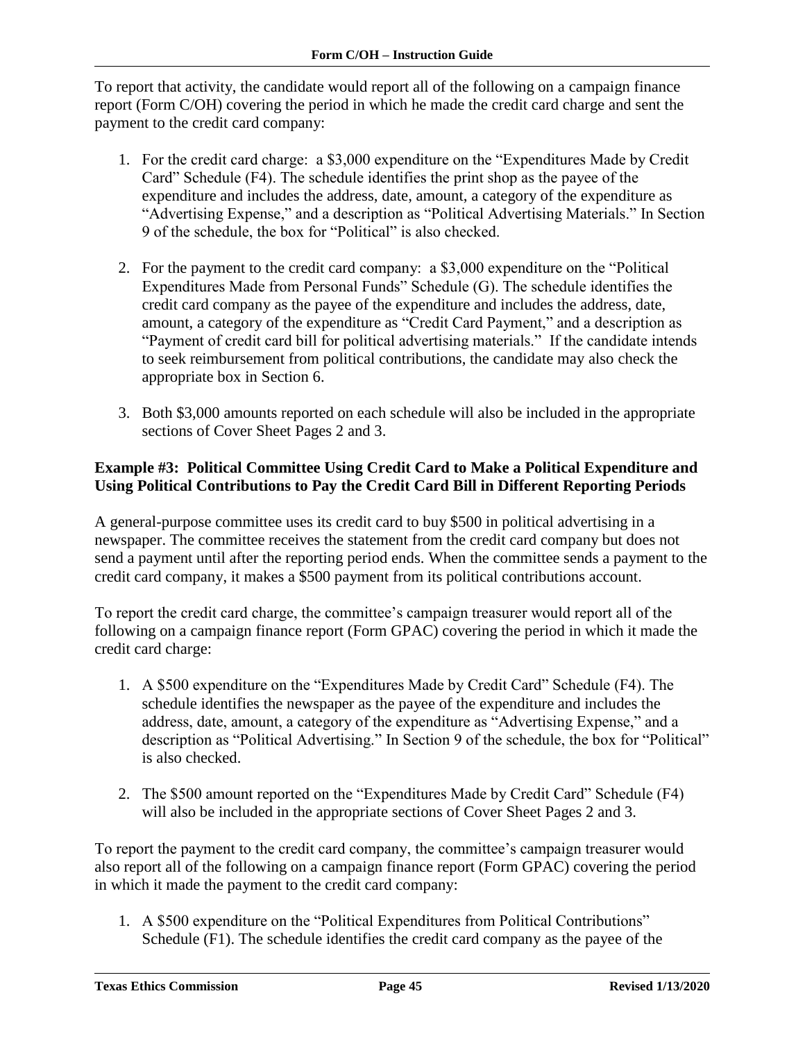To report that activity, the candidate would report all of the following on a campaign finance report (Form C/OH) covering the period in which he made the credit card charge and sent the payment to the credit card company:

1. For the credit card charge: a $3,000 expenditure on the "Expenditures Made by Credit Card" Schedule (F4). The schedule identifies the print shop as the payee of the expenditure and includes the address, date, amount, a category of the expenditure as "Advertising Expense," and a description as "Political Advertising Materials." In Section 9 of the schedule, the box for "Political" is also checked.

2. For the payment to the credit card company: a $3,000 expenditure on the "Political Expenditures Made from Personal Funds" Schedule (G). The schedule identifies the credit card company as the payee of the expenditure and includes the address, date, amount, a category of the expenditure as "Credit Card Payment," and a description as "Payment of credit card bill for political advertising materials." If the candidate intends to seek reimbursement from political contributions, the candidate may also check the appropriate box in Section 6.

3. Both $3,000 amounts reported on each schedule will also be included in the appropriate sections of Cover Sheet Pages 2 and 3.

**Example #3: Political Committee Using Credit Card to Make a Political Expenditure and Using Political Contributions to Pay the Credit Card Bill in Different Reporting Periods**

A general-purpose committee uses its credit card to buy $500 in political advertising in a newspaper. The committee receives the statement from the credit card company but does not send a payment until after the reporting period ends. When the committee sends a payment to the credit card company, it makes a $500 payment from its political contributions account.

To report the credit card charge, the committee's campaign treasurer would report all of the following on a campaign finance report (Form GPAC) covering the period in which it made the credit card charge:

1. A $500 expenditure on the "Expenditures Made by Credit Card" Schedule (F4). The schedule identifies the newspaper as the payee of the expenditure and includes the address, date, amount, a category of the expenditure as "Advertising Expense," and a description as "Political Advertising." In Section 9 of the schedule, the box for "Political" is also checked.

2. The $500 amount reported on the "Expenditures Made by Credit Card" Schedule (F4) will also be included in the appropriate sections of Cover Sheet Pages 2 and 3.

To report the payment to the credit card company, the committee's campaign treasurer would also report all of the following on a campaign finance report (Form GPAC) covering the period in which it made the payment to the credit card company:

1. A $500 expenditure on the "Political Expenditures from Political Contributions" Schedule (F1). The schedule identifies the credit card company as the payee of the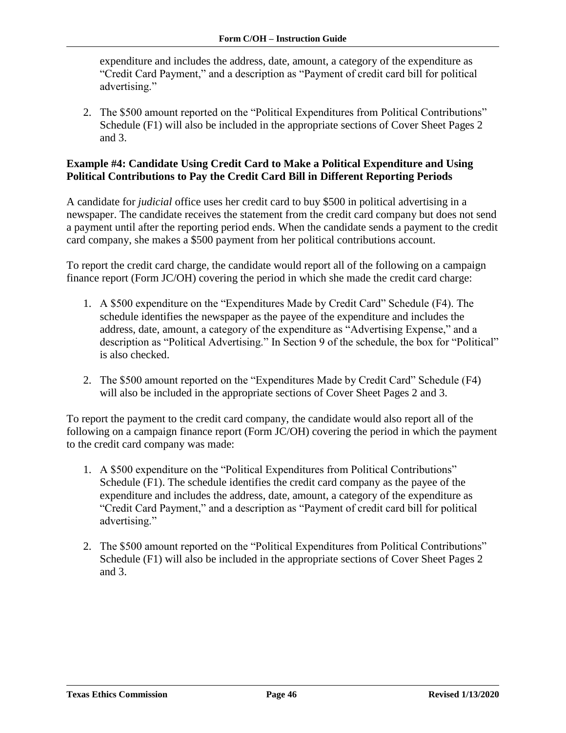expenditure and includes the address, date, amount, a category of the expenditure as "Credit Card Payment," and a description as "Payment of credit card bill for political advertising."

2. The $500 amount reported on the "Political Expenditures from Political Contributions" Schedule (F1) will also be included in the appropriate sections of Cover Sheet Pages 2 and 3.

**Example #4: Candidate Using Credit Card to Make a Political Expenditure and Using Political Contributions to Pay the Credit Card Bill in Different Reporting Periods**

A candidate for *judicial* office uses her credit card to buy $500 in political advertising in a newspaper. The candidate receives the statement from the credit card company but does not send a payment until after the reporting period ends. When the candidate sends a payment to the credit card company, she makes a $500 payment from her political contributions account.

To report the credit card charge, the candidate would report all of the following on a campaign finance report (Form JC/OH) covering the period in which she made the credit card charge:

1. A $500 expenditure on the "Expenditures Made by Credit Card" Schedule (F4). The schedule identifies the newspaper as the payee of the expenditure and includes the address, date, amount, a category of the expenditure as "Advertising Expense," and a description as "Political Advertising." In Section 9 of the schedule, the box for "Political" is also checked.

2. The $500 amount reported on the "Expenditures Made by Credit Card" Schedule (F4) will also be included in the appropriate sections of Cover Sheet Pages 2 and 3.

To report the payment to the credit card company, the candidate would also report all of the following on a campaign finance report (Form JC/OH) covering the period in which the payment to the credit card company was made:

1. A $500 expenditure on the "Political Expenditures from Political Contributions" Schedule (F1). The schedule identifies the credit card company as the payee of the expenditure and includes the address, date, amount, a category of the expenditure as "Credit Card Payment," and a description as "Payment of credit card bill for political advertising."

2. The $500 amount reported on the "Political Expenditures from Political Contributions" Schedule (F1) will also be included in the appropriate sections of Cover Sheet Pages 2 and 3.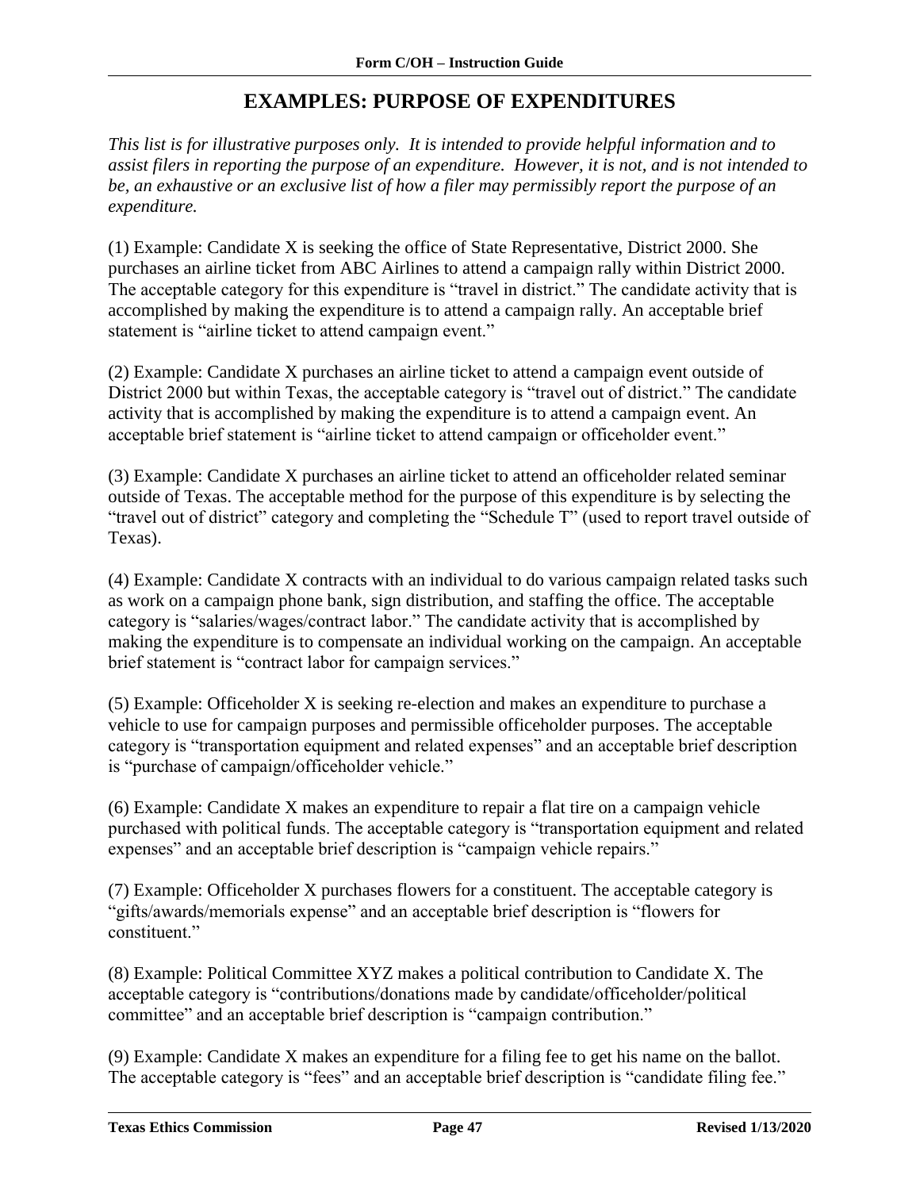## EXAMPLES: PURPOSE OF EXPENDITURES

*This list is for illustrative purposes only. It is intended to provide helpful information and to assist filers in reporting the purpose of an expenditure. However, it is not, and is not intended to be, an exhaustive or an exclusive list of how a filer may permissibly report the purpose of an expenditure.*

(1) Example: Candidate X is seeking the office of State Representative, District 2000. She purchases an airline ticket from ABC Airlines to attend a campaign rally within District 2000. The acceptable category for this expenditure is "travel in district." The candidate activity that is accomplished by making the expenditure is to attend a campaign rally. An acceptable brief statement is "airline ticket to attend campaign event."

(2) Example: Candidate X purchases an airline ticket to attend a campaign event outside of District 2000 but within Texas, the acceptable category is "travel out of district." The candidate activity that is accomplished by making the expenditure is to attend a campaign event. An acceptable brief statement is "airline ticket to attend campaign or officeholder event."

(3) Example: Candidate X purchases an airline ticket to attend an officeholder related seminar outside of Texas. The acceptable method for the purpose of this expenditure is by selecting the "travel out of district" category and completing the "Schedule T" (used to report travel outside of Texas).

(4) Example: Candidate X contracts with an individual to do various campaign related tasks such as work on a campaign phone bank, sign distribution, and staffing the office. The acceptable category is "salaries/wages/contract labor." The candidate activity that is accomplished by making the expenditure is to compensate an individual working on the campaign. An acceptable brief statement is "contract labor for campaign services."

(5) Example: Officeholder X is seeking re-election and makes an expenditure to purchase a vehicle to use for campaign purposes and permissible officeholder purposes. The acceptable category is "transportation equipment and related expenses" and an acceptable brief description is "purchase of campaign/officeholder vehicle."

(6) Example: Candidate X makes an expenditure to repair a flat tire on a campaign vehicle purchased with political funds. The acceptable category is "transportation equipment and related expenses" and an acceptable brief description is "campaign vehicle repairs."

(7) Example: Officeholder X purchases flowers for a constituent. The acceptable category is "gifts/awards/memorials expense" and an acceptable brief description is "flowers for constituent."

(8) Example: Political Committee XYZ makes a political contribution to Candidate X. The acceptable category is "contributions/donations made by candidate/officeholder/political committee" and an acceptable brief description is "campaign contribution."

(9) Example: Candidate X makes an expenditure for a filing fee to get his name on the ballot. The acceptable category is "fees" and an acceptable brief description is "candidate filing fee."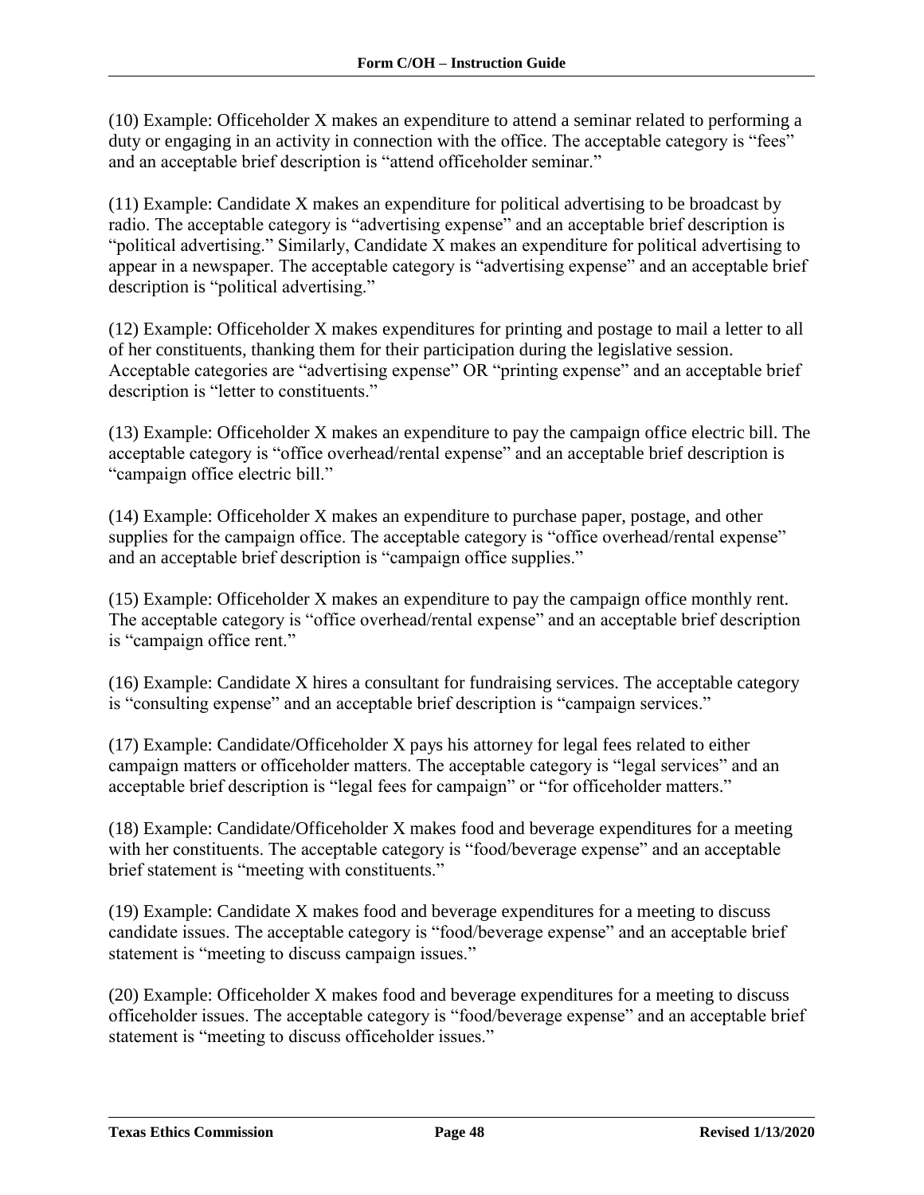(10) Example: Officeholder X makes an expenditure to attend a seminar related to performing a duty or engaging in an activity in connection with the office. The acceptable category is "fees" and an acceptable brief description is "attend officeholder seminar."

(11) Example: Candidate X makes an expenditure for political advertising to be broadcast by radio. The acceptable category is "advertising expense" and an acceptable brief description is "political advertising." Similarly, Candidate X makes an expenditure for political advertising to appear in a newspaper. The acceptable category is "advertising expense" and an acceptable brief description is "political advertising."

(12) Example: Officeholder X makes expenditures for printing and postage to mail a letter to all of her constituents, thanking them for their participation during the legislative session. Acceptable categories are "advertising expense" OR "printing expense" and an acceptable brief description is "letter to constituents."

(13) Example: Officeholder X makes an expenditure to pay the campaign office electric bill. The acceptable category is "office overhead/rental expense" and an acceptable brief description is "campaign office electric bill."

(14) Example: Officeholder X makes an expenditure to purchase paper, postage, and other supplies for the campaign office. The acceptable category is "office overhead/rental expense" and an acceptable brief description is "campaign office supplies."

(15) Example: Officeholder X makes an expenditure to pay the campaign office monthly rent. The acceptable category is "office overhead/rental expense" and an acceptable brief description is "campaign office rent."

(16) Example: Candidate X hires a consultant for fundraising services. The acceptable category is "consulting expense" and an acceptable brief description is "campaign services."

(17) Example: Candidate/Officeholder X pays his attorney for legal fees related to either campaign matters or officeholder matters. The acceptable category is "legal services" and an acceptable brief description is "legal fees for campaign" or "for officeholder matters."

(18) Example: Candidate/Officeholder X makes food and beverage expenditures for a meeting with her constituents. The acceptable category is "food/beverage expense" and an acceptable brief statement is "meeting with constituents."

(19) Example: Candidate X makes food and beverage expenditures for a meeting to discuss candidate issues. The acceptable category is "food/beverage expense" and an acceptable brief statement is "meeting to discuss campaign issues."

(20) Example: Officeholder X makes food and beverage expenditures for a meeting to discuss officeholder issues. The acceptable category is "food/beverage expense" and an acceptable brief statement is "meeting to discuss officeholder issues."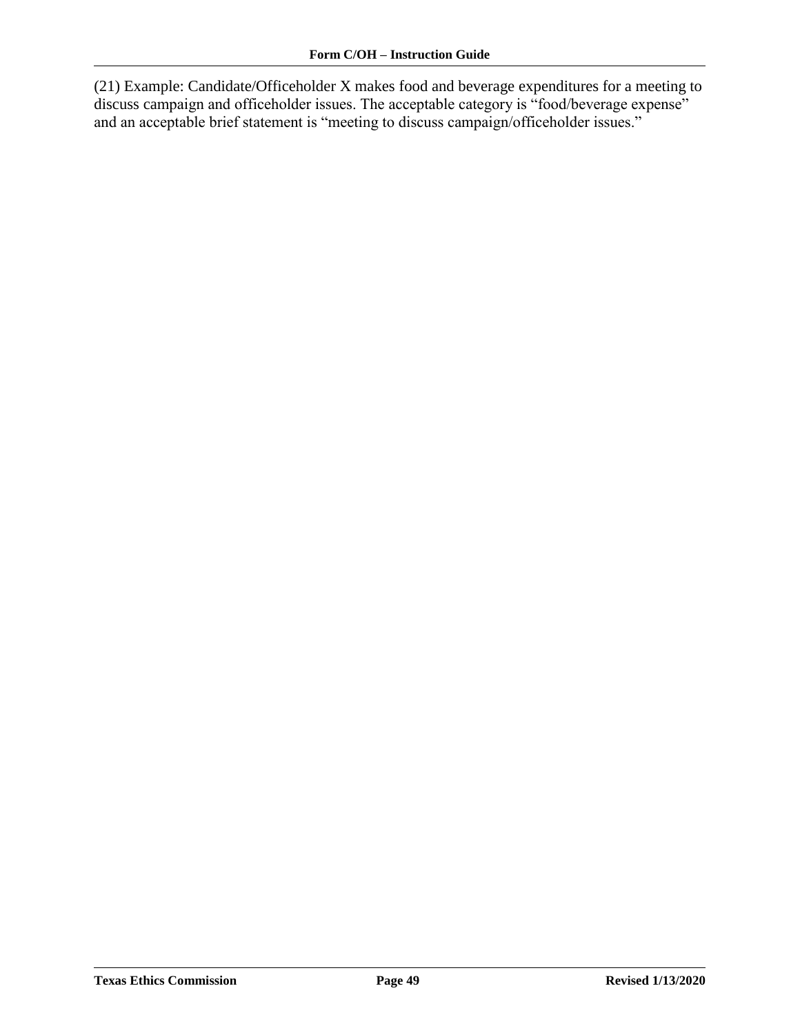(21) Example: Candidate/Officeholder X makes food and beverage expenditures for a meeting to discuss campaign and officeholder issues. The acceptable category is "food/beverage expense" and an acceptable brief statement is "meeting to discuss campaign/officeholder issues."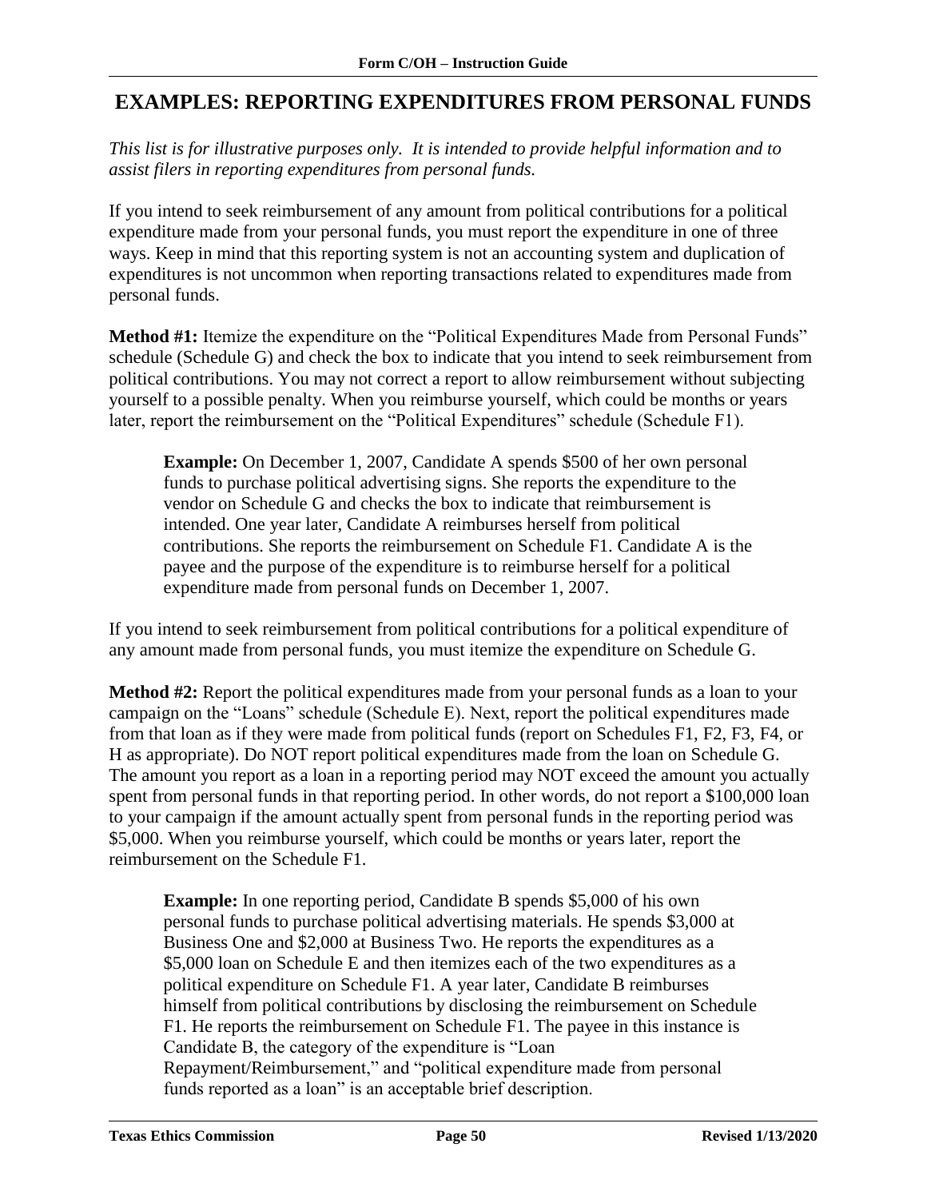## EXAMPLES: REPORTING EXPENDITURES FROM PERSONAL FUNDS

*This list is for illustrative purposes only. It is intended to provide helpful information and to assist filers in reporting expenditures from personal funds.*

If you intend to seek reimbursement of any amount from political contributions for a political expenditure made from your personal funds, you must report the expenditure in one of three ways. Keep in mind that this reporting system is not an accounting system and duplication of expenditures is not uncommon when reporting transactions related to expenditures made from personal funds.

**Method #1:** Itemize the expenditure on the "Political Expenditures Made from Personal Funds" schedule (Schedule G) and check the box to indicate that you intend to seek reimbursement from political contributions. You may not correct a report to allow reimbursement without subjecting yourself to a possible penalty. When you reimburse yourself, which could be months or years later, report the reimbursement on the "Political Expenditures" schedule (Schedule F1).

> **Example:** On December 1, 2007, Candidate A spends $500 of her own personal funds to purchase political advertising signs. She reports the expenditure to the vendor on Schedule G and checks the box to indicate that reimbursement is intended. One year later, Candidate A reimburses herself from political contributions. She reports the reimbursement on Schedule F1. Candidate A is the payee and the purpose of the expenditure is to reimburse herself for a political expenditure made from personal funds on December 1, 2007.

If you intend to seek reimbursement from political contributions for a political expenditure of any amount made from personal funds, you must itemize the expenditure on Schedule G.

**Method #2:** Report the political expenditures made from your personal funds as a loan to your campaign on the "Loans" schedule (Schedule E). Next, report the political expenditures made from that loan as if they were made from political funds (report on Schedules F1, F2, F3, F4, or H as appropriate). Do NOT report political expenditures made from the loan on Schedule G. The amount you report as a loan in a reporting period may NOT exceed the amount you actually spent from personal funds in that reporting period. In other words, do not report a $100,000 loan to your campaign if the amount actually spent from personal funds in the reporting period was $5,000. When you reimburse yourself, which could be months or years later, report the reimbursement on the Schedule F1.

> **Example:** In one reporting period, Candidate B spends $5,000 of his own personal funds to purchase political advertising materials. He spends $3,000 at Business One and $2,000 at Business Two. He reports the expenditures as a $5,000 loan on Schedule E and then itemizes each of the two expenditures as a political expenditure on Schedule F1. A year later, Candidate B reimburses himself from political contributions by disclosing the reimbursement on Schedule F1. He reports the reimbursement on Schedule F1. The payee in this instance is Candidate B, the category of the expenditure is "Loan Repayment/Reimbursement," and "political expenditure made from personal funds reported as a loan" is an acceptable brief description.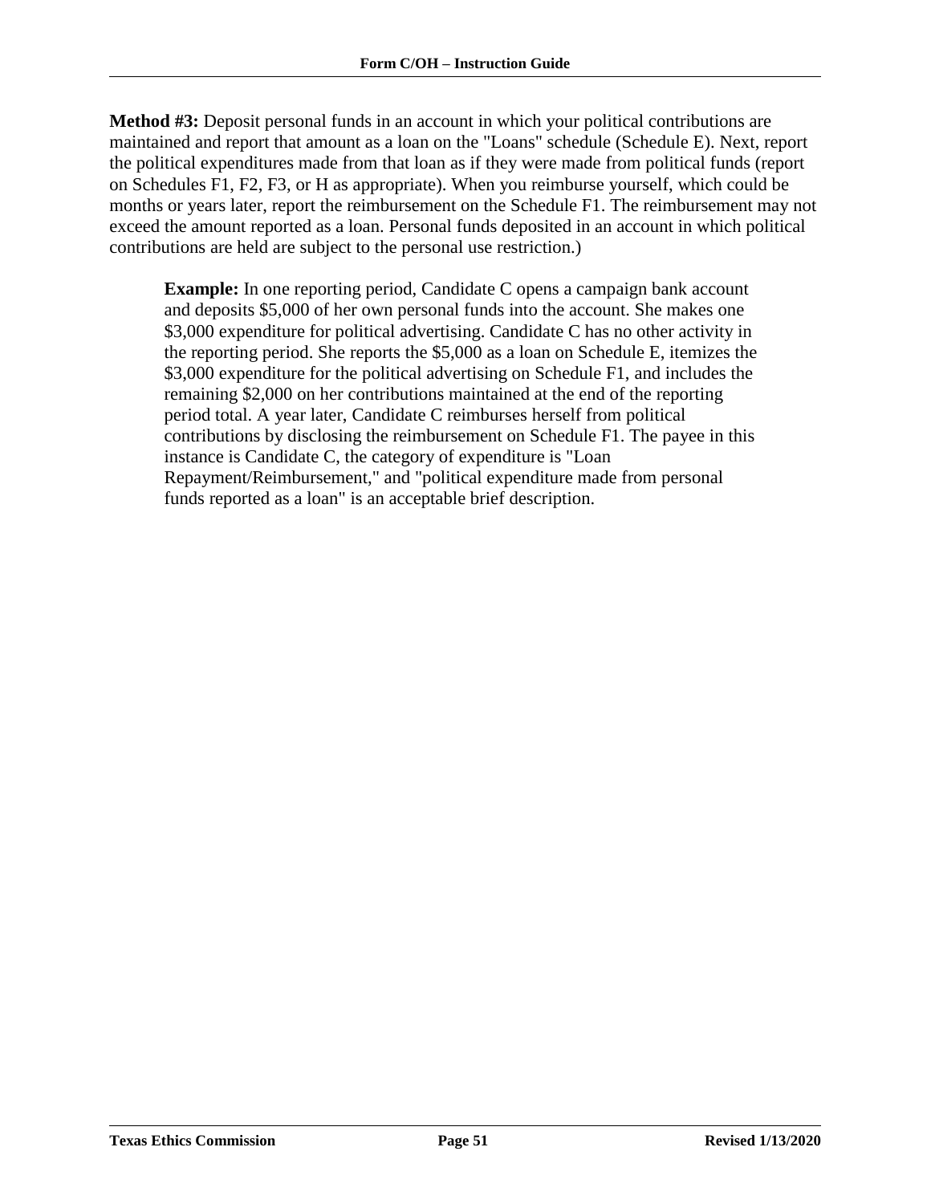**Method #3:** Deposit personal funds in an account in which your political contributions are maintained and report that amount as a loan on the "Loans" schedule (Schedule E). Next, report the political expenditures made from that loan as if they were made from political funds (report on Schedules F1, F2, F3, or H as appropriate). When you reimburse yourself, which could be months or years later, report the reimbursement on the Schedule F1. The reimbursement may not exceed the amount reported as a loan. Personal funds deposited in an account in which political contributions are held are subject to the personal use restriction.)

> **Example:** In one reporting period, Candidate C opens a campaign bank account and deposits $5,000 of her own personal funds into the account. She makes one $3,000 expenditure for political advertising. Candidate C has no other activity in the reporting period. She reports the $5,000 as a loan on Schedule E, itemizes the $3,000 expenditure for the political advertising on Schedule F1, and includes the remaining $2,000 on her contributions maintained at the end of the reporting period total. A year later, Candidate C reimburses herself from political contributions by disclosing the reimbursement on Schedule F1. The payee in this instance is Candidate C, the category of expenditure is "Loan Repayment/Reimbursement," and "political expenditure made from personal funds reported as a loan" is an acceptable brief description.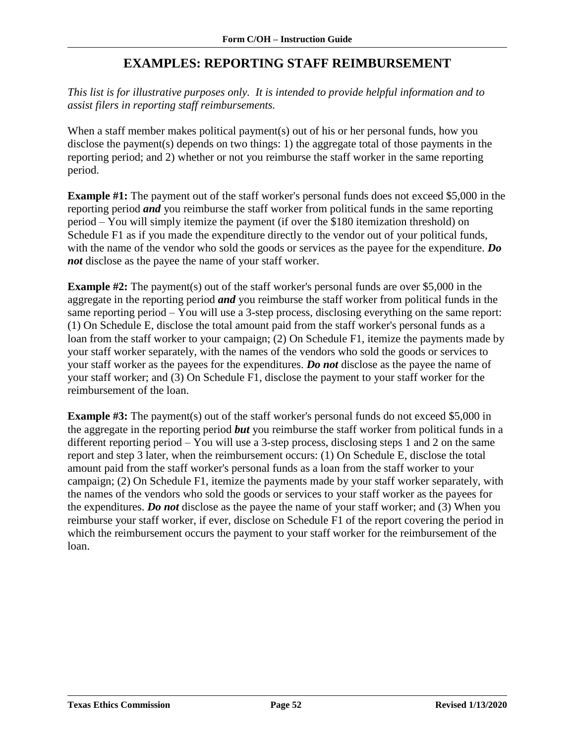## EXAMPLES: REPORTING STAFF REIMBURSEMENT

*This list is for illustrative purposes only. It is intended to provide helpful information and to assist filers in reporting staff reimbursements.*

When a staff member makes political payment(s) out of his or her personal funds, how you disclose the payment(s) depends on two things: 1) the aggregate total of those payments in the reporting period; and 2) whether or not you reimburse the staff worker in the same reporting period.

**Example #1:** The payment out of the staff worker's personal funds does not exceed $5,000 in the reporting period ***and*** you reimburse the staff worker from political funds in the same reporting period – You will simply itemize the payment (if over the $180 itemization threshold) on Schedule F1 as if you made the expenditure directly to the vendor out of your political funds, with the name of the vendor who sold the goods or services as the payee for the expenditure. ***Do not*** disclose as the payee the name of your staff worker.

**Example #2:** The payment(s) out of the staff worker's personal funds are over $5,000 in the aggregate in the reporting period ***and*** you reimburse the staff worker from political funds in the same reporting period – You will use a 3-step process, disclosing everything on the same report: (1) On Schedule E, disclose the total amount paid from the staff worker's personal funds as a loan from the staff worker to your campaign; (2) On Schedule F1, itemize the payments made by your staff worker separately, with the names of the vendors who sold the goods or services to your staff worker as the payees for the expenditures. ***Do not*** disclose as the payee the name of your staff worker; and (3) On Schedule F1, disclose the payment to your staff worker for the reimbursement of the loan.

**Example #3:** The payment(s) out of the staff worker's personal funds do not exceed $5,000 in the aggregate in the reporting period ***but*** you reimburse the staff worker from political funds in a different reporting period – You will use a 3-step process, disclosing steps 1 and 2 on the same report and step 3 later, when the reimbursement occurs: (1) On Schedule E, disclose the total amount paid from the staff worker's personal funds as a loan from the staff worker to your campaign; (2) On Schedule F1, itemize the payments made by your staff worker separately, with the names of the vendors who sold the goods or services to your staff worker as the payees for the expenditures. ***Do not*** disclose as the payee the name of your staff worker; and (3) When you reimburse your staff worker, if ever, disclose on Schedule F1 of the report covering the period in which the reimbursement occurs the payment to your staff worker for the reimbursement of the loan.